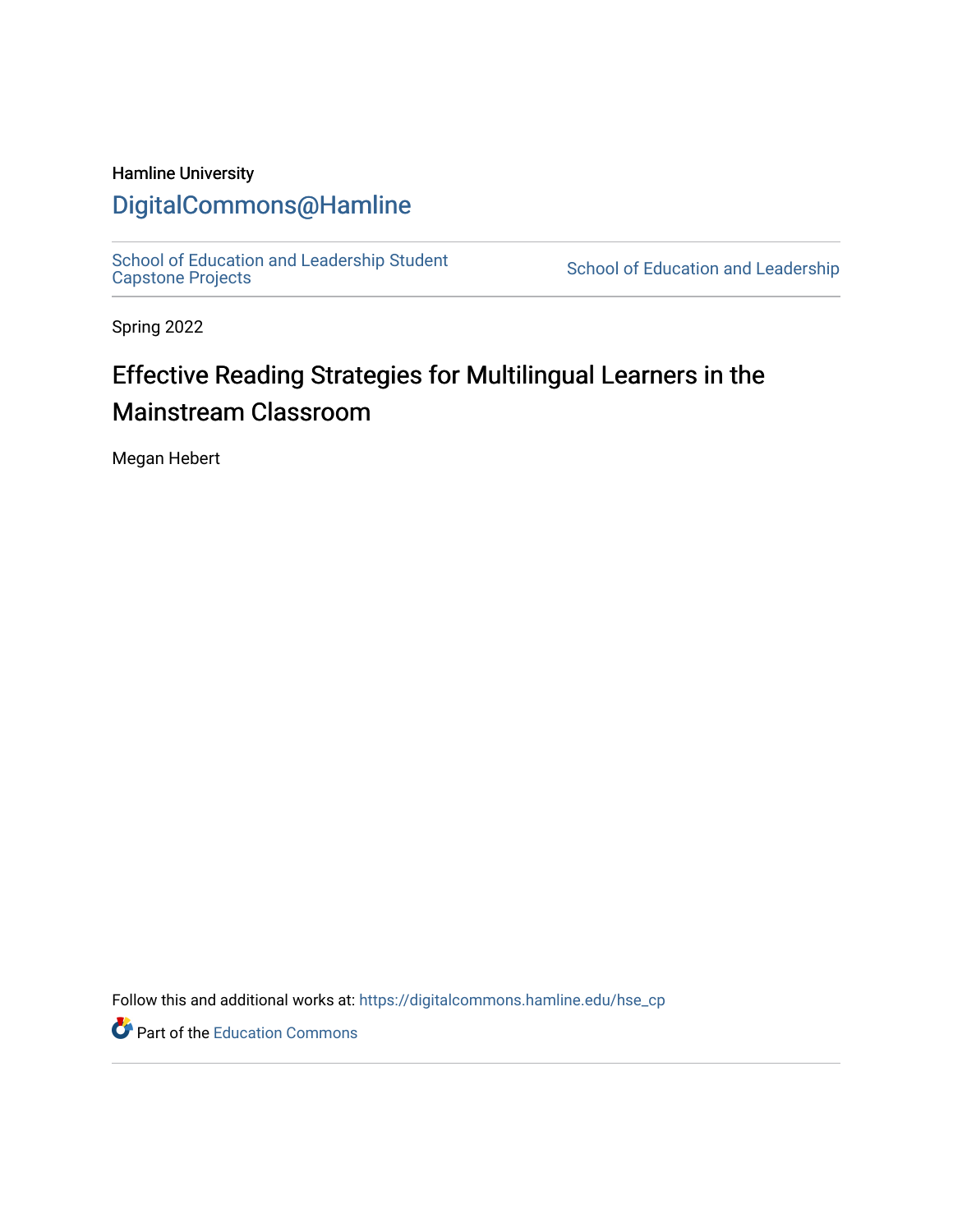Hamline University

# DigitalCommons@Hamline

School of Education and Leadership Student Capstone Projects | School of Education and Leadership

Spring 2022

## Effective Reading Strategies for Multilingual Learners in the Mainstream Classroom

Megan Hebert

Follow this and additional works at: https://digitalcommons.hamline.edu/hse_cp

Part of the Education Commons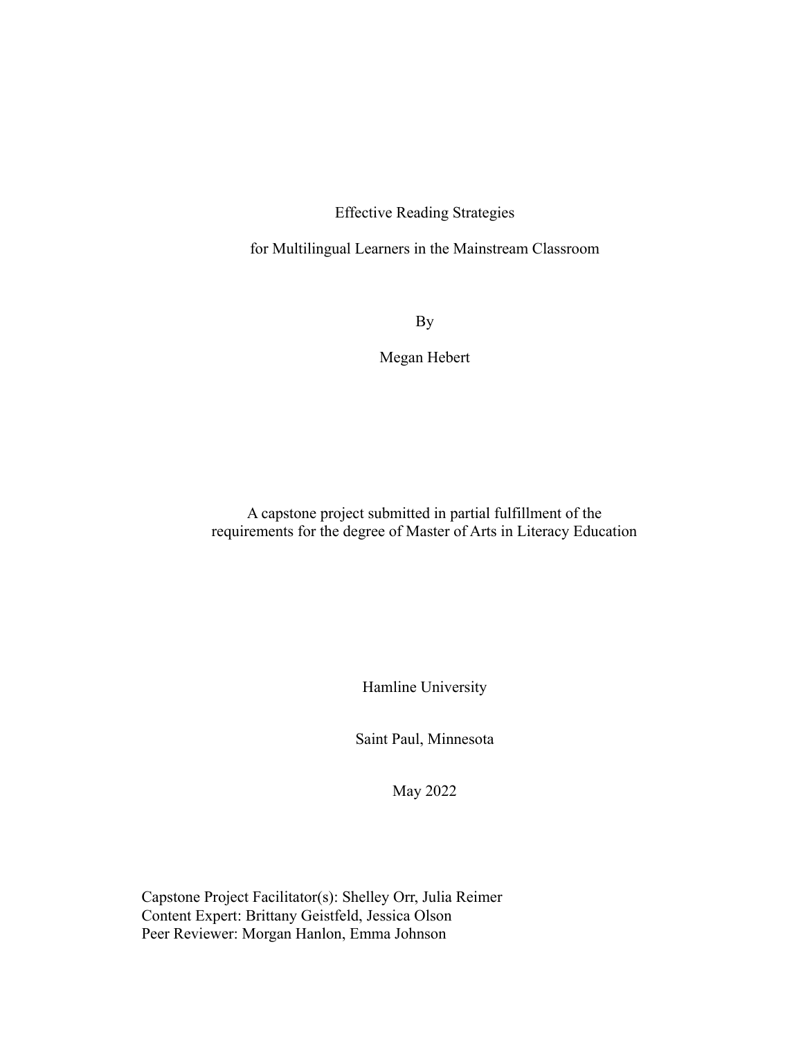Effective Reading Strategies

for Multilingual Learners in the Mainstream Classroom

By

Megan Hebert

A capstone project submitted in partial fulfillment of the requirements for the degree of Master of Arts in Literacy Education

Hamline University

Saint Paul, Minnesota

May 2022

Capstone Project Facilitator(s): Shelley Orr, Julia Reimer
Content Expert: Brittany Geistfeld, Jessica Olson
Peer Reviewer: Morgan Hanlon, Emma Johnson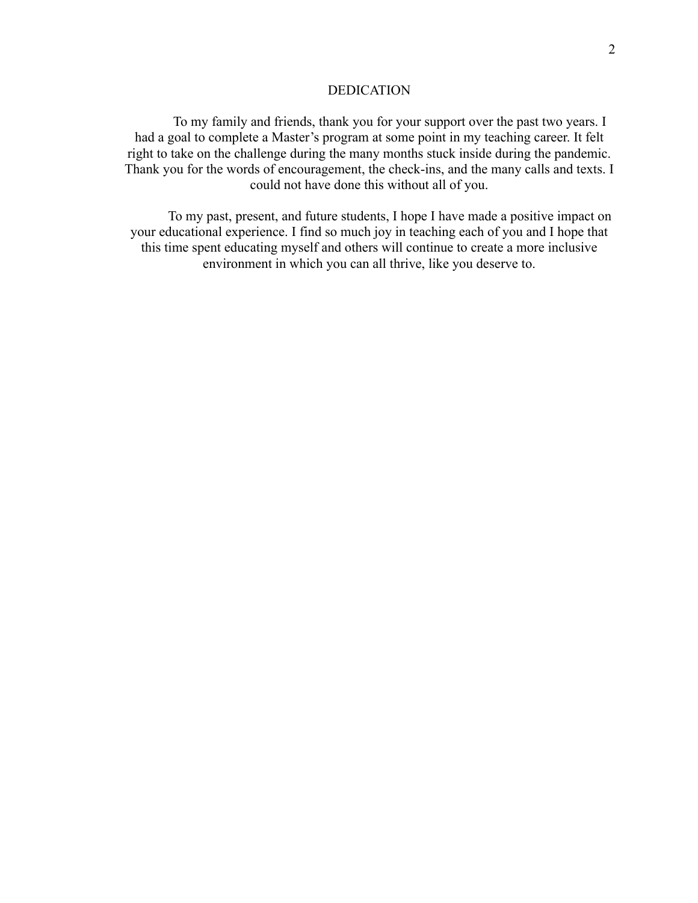# DEDICATION

To my family and friends, thank you for your support over the past two years. I had a goal to complete a Master's program at some point in my teaching career. It felt right to take on the challenge during the many months stuck inside during the pandemic. Thank you for the words of encouragement, the check-ins, and the many calls and texts. I could not have done this without all of you.

To my past, present, and future students, I hope I have made a positive impact on your educational experience. I find so much joy in teaching each of you and I hope that this time spent educating myself and others will continue to create a more inclusive environment in which you can all thrive, like you deserve to.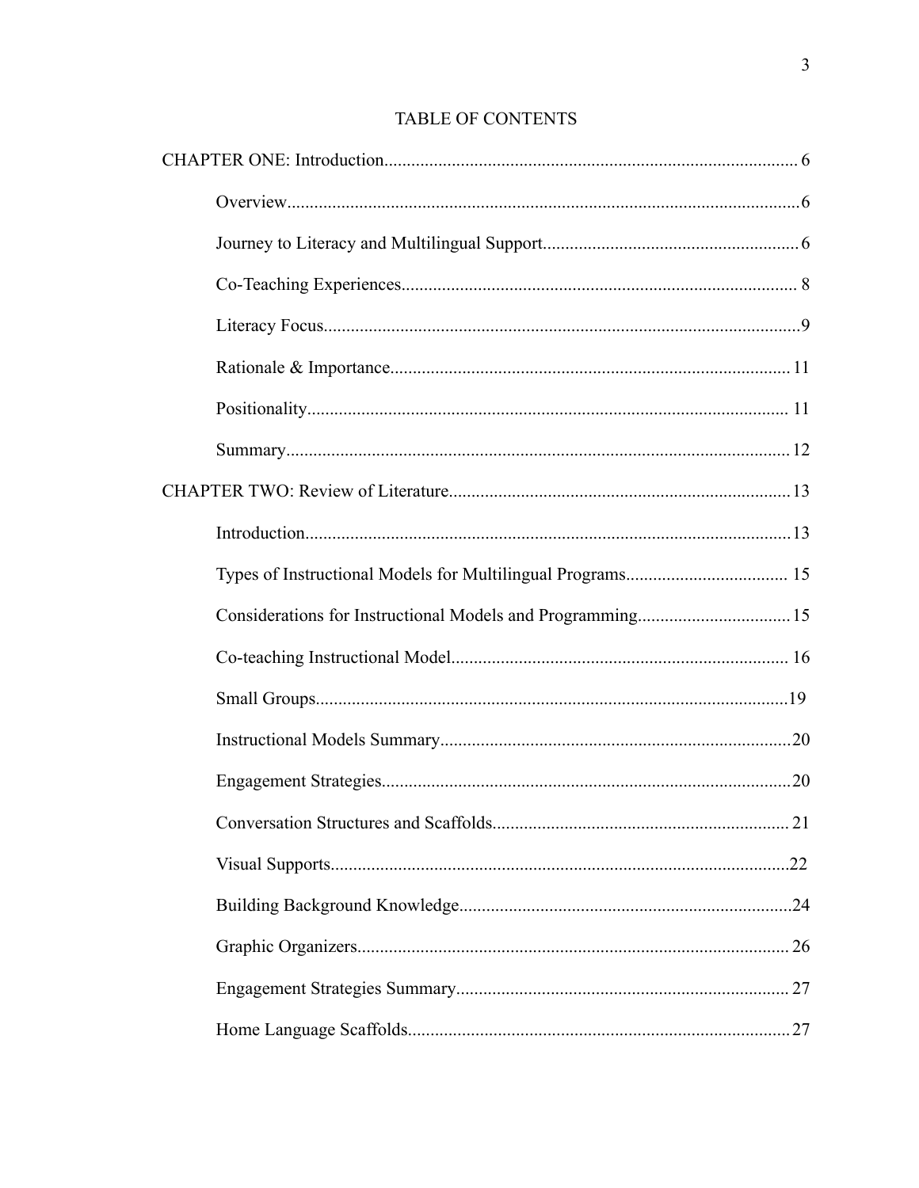# TABLE OF CONTENTS

CHAPTER ONE: Introduction........................................................................................... 6

- Overview................................................................................................................6
- Journey to Literacy and Multilingual Support.........................................................6
- Co-Teaching Experiences....................................................................................... 8
- Literacy Focus.........................................................................................................9
- Rationale & Importance........................................................................................11
- Positionality.......................................................................................................... 11
- Summary...............................................................................................................12

CHAPTER TWO: Review of Literature...........................................................................13

- Introduction...........................................................................................................13
- Types of Instructional Models for Multilingual Programs................................... 15
- Considerations for Instructional Models and Programming.................................15
- Co-teaching Instructional Model.......................................................................... 16
- Small Groups.......................................................................................................19
- Instructional Models Summary.............................................................................20
- Engagement Strategies..........................................................................................20
- Conversation Structures and Scaffolds................................................................. 21
- Visual Supports....................................................................................................22
- Building Background Knowledge.........................................................................24
- Graphic Organizers............................................................................................... 26
- Engagement Strategies Summary......................................................................... 27
- Home Language Scaffolds....................................................................................27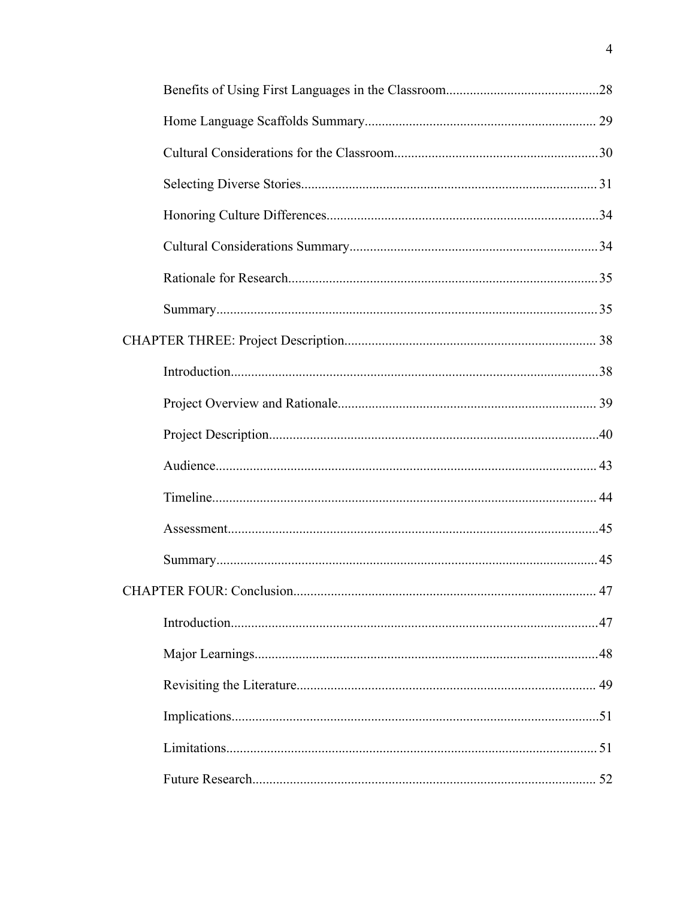Benefits of Using First Languages in the Classroom............................................28

Home Language Scaffolds Summary................................................................... 29

Cultural Considerations for the Classroom...........................................................30

Selecting Diverse Stories...................................................................................... 31

Honoring Culture Differences...............................................................................34

Cultural Considerations Summary........................................................................34

Rationale for Research..........................................................................................35

Summary...............................................................................................................35

CHAPTER THREE: Project Description......................................................................... 38

Introduction...........................................................................................................38

Project Overview and Rationale........................................................................... 39

Project Description................................................................................................40

Audience............................................................................................................... 43

Timeline................................................................................................................ 44

Assessment...........................................................................................................45

Summary...............................................................................................................45

CHAPTER FOUR: Conclusion........................................................................................ 47

Introduction...........................................................................................................47

Major Learnings....................................................................................................48

Revisiting the Literature....................................................................................... 49

Implications...........................................................................................................51

Limitations........................................................................................................... 51

Future Research.................................................................................................... 52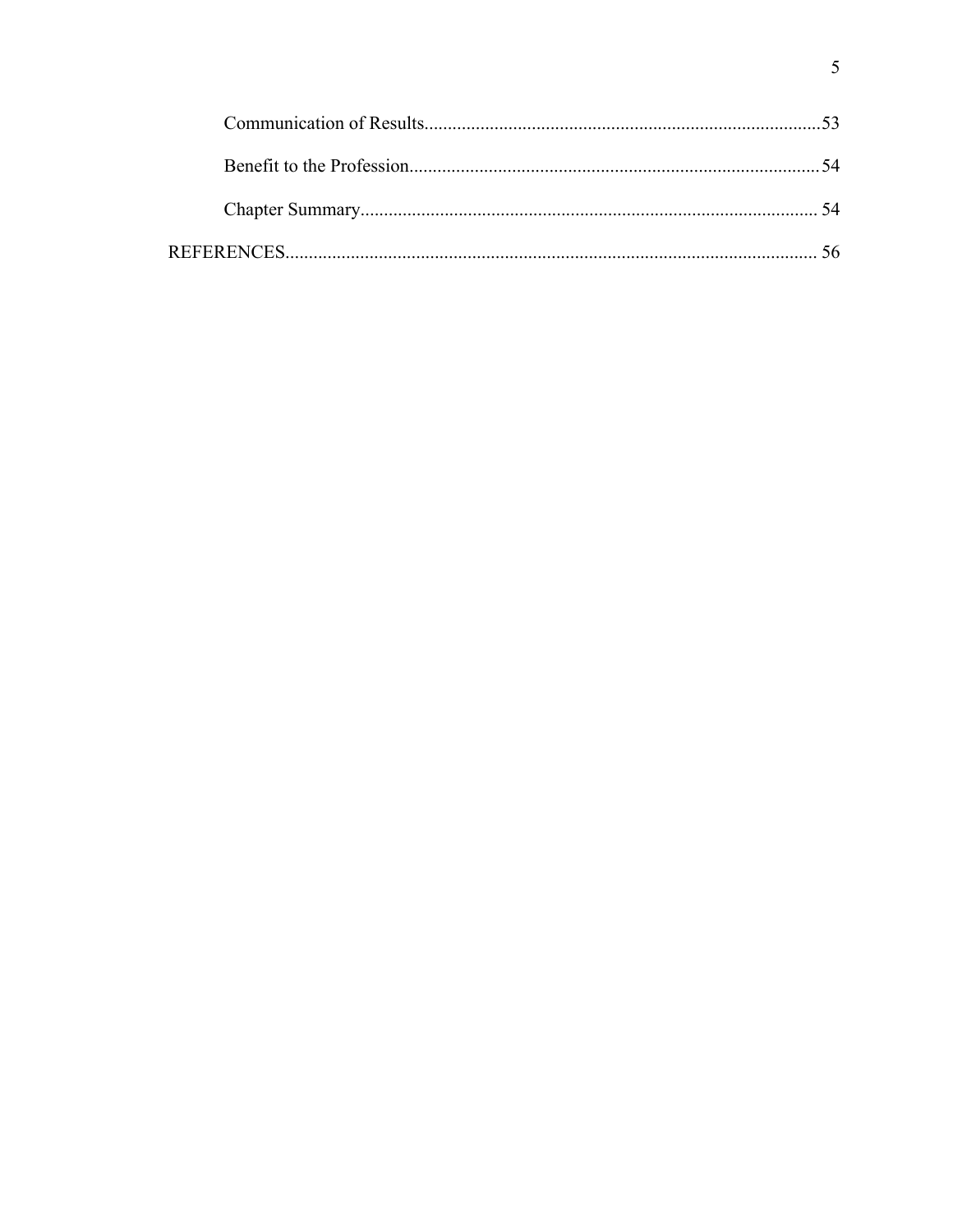Communication of Results....................................................................................53

Benefit to the Profession.......................................................................................54

Chapter Summary................................................................................................ 54

REFERENCES................................................................................................................ 56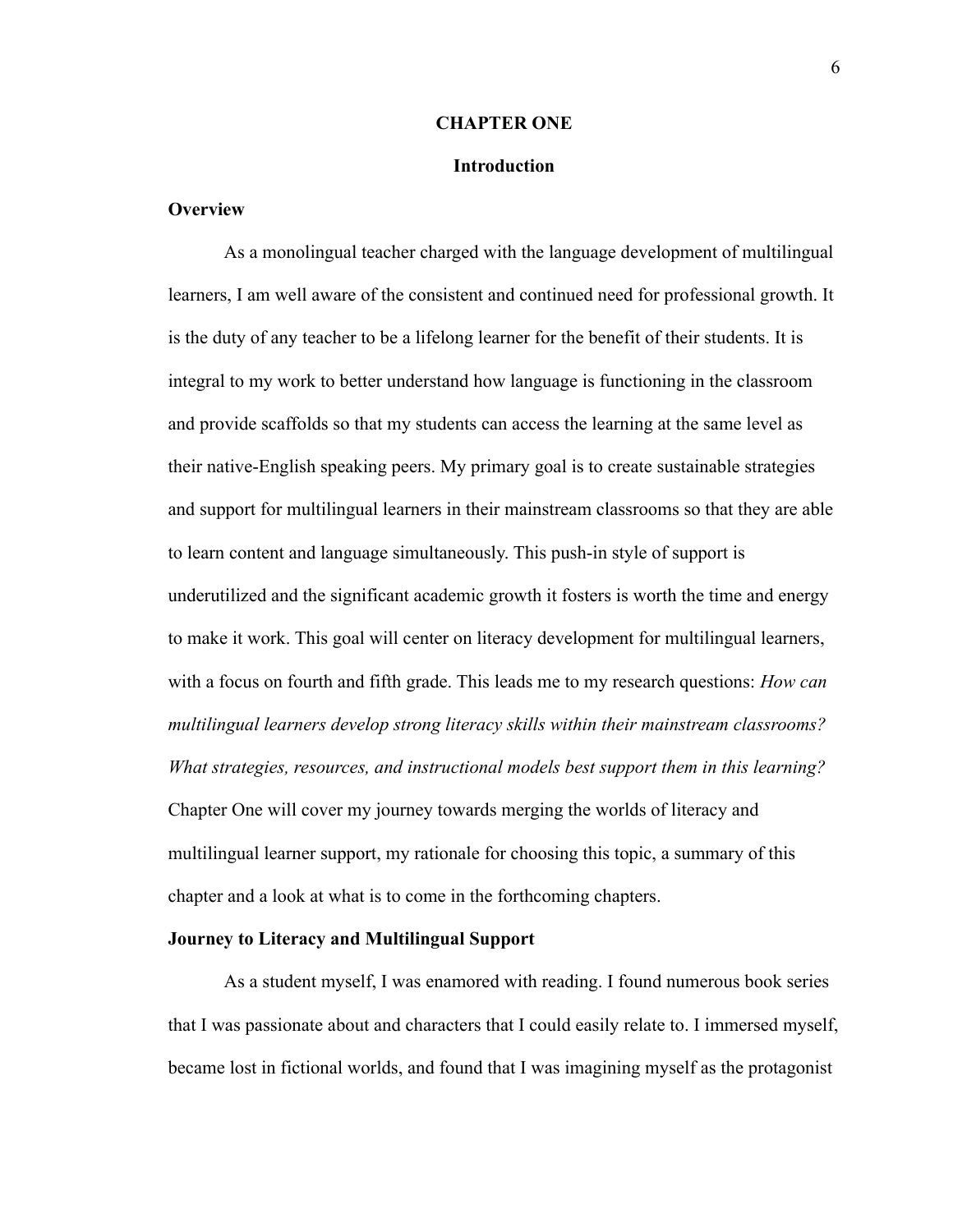# CHAPTER ONE

## Introduction

### Overview

As a monolingual teacher charged with the language development of multilingual learners, I am well aware of the consistent and continued need for professional growth. It is the duty of any teacher to be a lifelong learner for the benefit of their students. It is integral to my work to better understand how language is functioning in the classroom and provide scaffolds so that my students can access the learning at the same level as their native-English speaking peers. My primary goal is to create sustainable strategies and support for multilingual learners in their mainstream classrooms so that they are able to learn content and language simultaneously. This push-in style of support is underutilized and the significant academic growth it fosters is worth the time and energy to make it work. This goal will center on literacy development for multilingual learners, with a focus on fourth and fifth grade. This leads me to my research questions: *How can multilingual learners develop strong literacy skills within their mainstream classrooms? What strategies, resources, and instructional models best support them in this learning?* Chapter One will cover my journey towards merging the worlds of literacy and multilingual learner support, my rationale for choosing this topic, a summary of this chapter and a look at what is to come in the forthcoming chapters.

### Journey to Literacy and Multilingual Support

As a student myself, I was enamored with reading. I found numerous book series that I was passionate about and characters that I could easily relate to. I immersed myself, became lost in fictional worlds, and found that I was imagining myself as the protagonist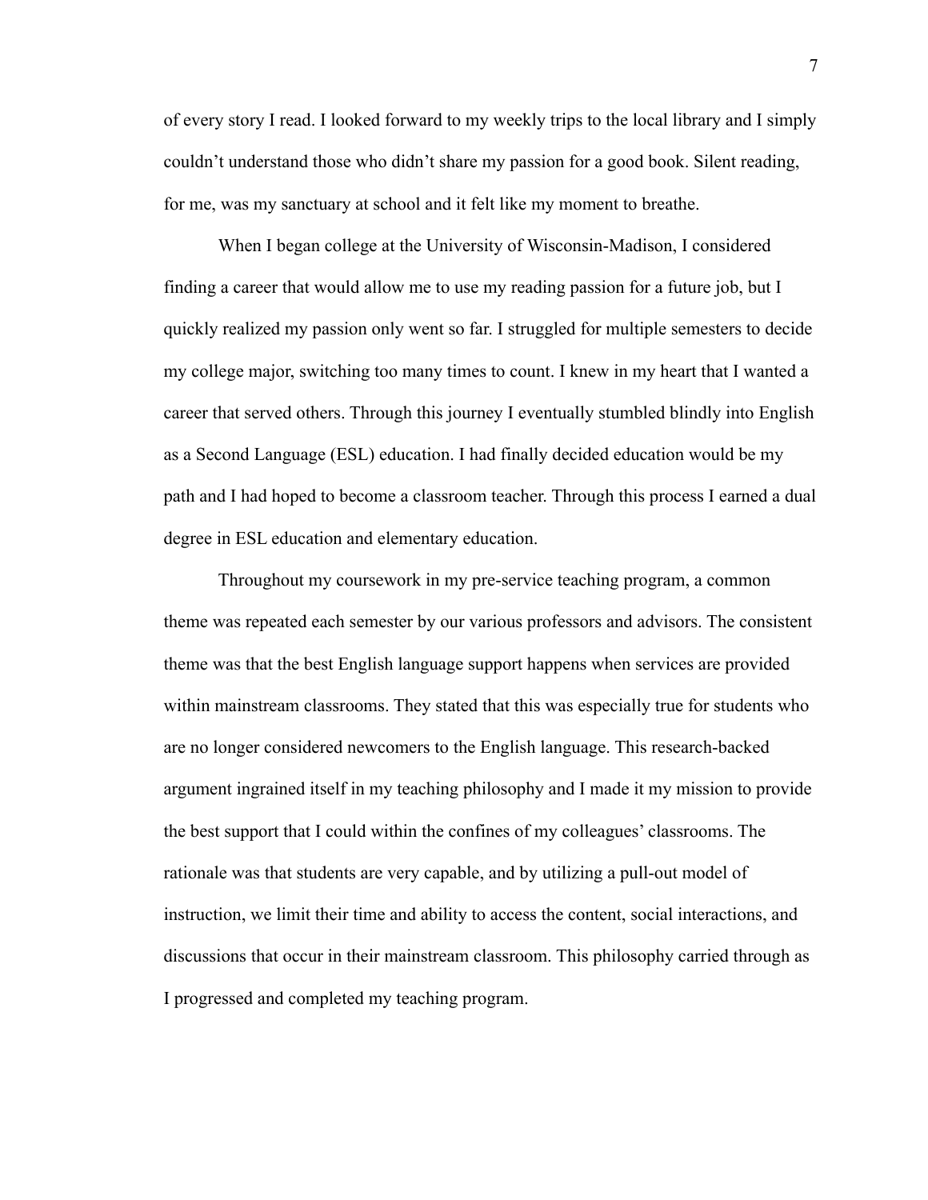of every story I read. I looked forward to my weekly trips to the local library and I simply couldn't understand those who didn't share my passion for a good book. Silent reading, for me, was my sanctuary at school and it felt like my moment to breathe.

When I began college at the University of Wisconsin-Madison, I considered finding a career that would allow me to use my reading passion for a future job, but I quickly realized my passion only went so far. I struggled for multiple semesters to decide my college major, switching too many times to count. I knew in my heart that I wanted a career that served others. Through this journey I eventually stumbled blindly into English as a Second Language (ESL) education. I had finally decided education would be my path and I had hoped to become a classroom teacher. Through this process I earned a dual degree in ESL education and elementary education.

Throughout my coursework in my pre-service teaching program, a common theme was repeated each semester by our various professors and advisors. The consistent theme was that the best English language support happens when services are provided within mainstream classrooms. They stated that this was especially true for students who are no longer considered newcomers to the English language. This research-backed argument ingrained itself in my teaching philosophy and I made it my mission to provide the best support that I could within the confines of my colleagues' classrooms. The rationale was that students are very capable, and by utilizing a pull-out model of instruction, we limit their time and ability to access the content, social interactions, and discussions that occur in their mainstream classroom. This philosophy carried through as I progressed and completed my teaching program.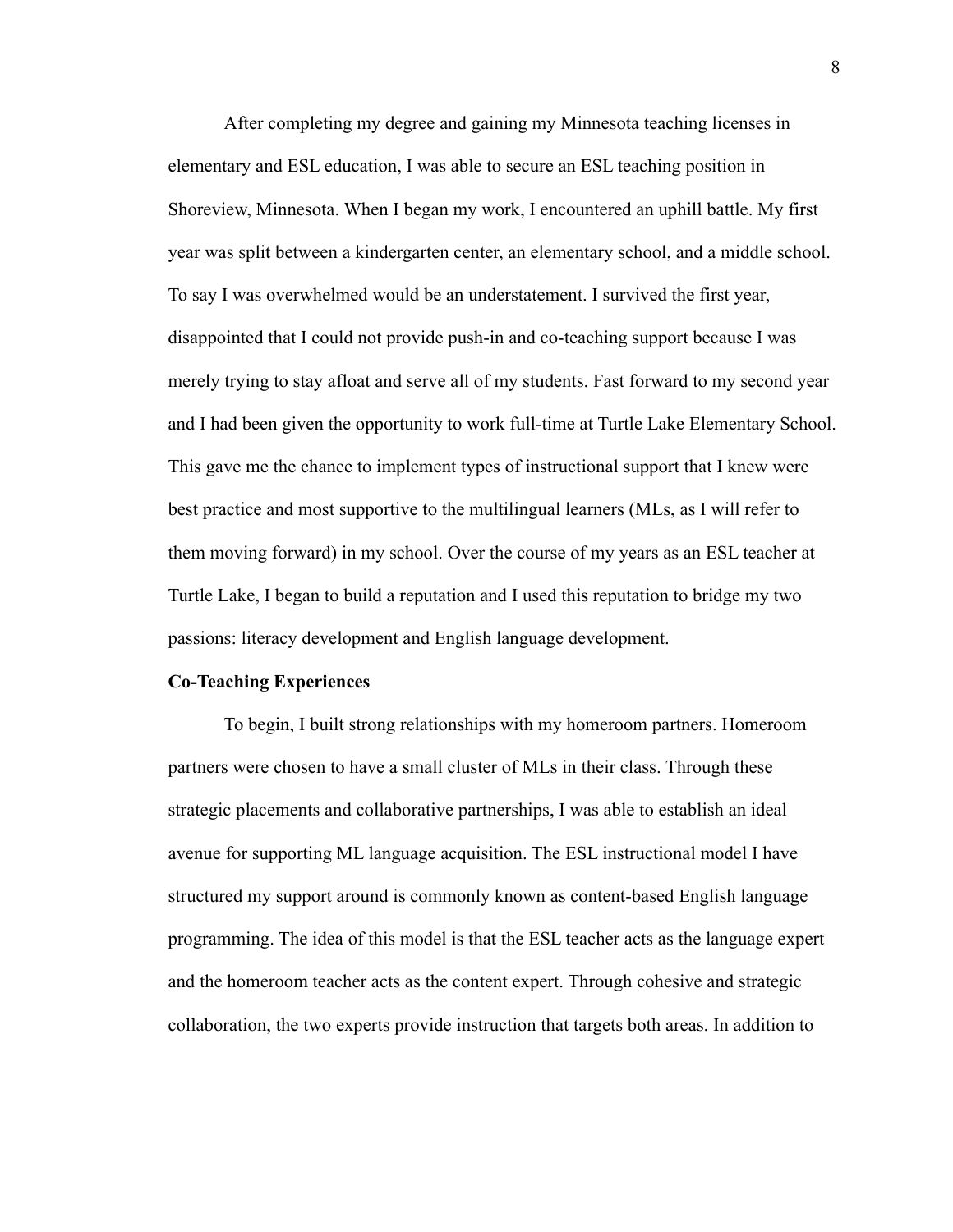After completing my degree and gaining my Minnesota teaching licenses in elementary and ESL education, I was able to secure an ESL teaching position in Shoreview, Minnesota. When I began my work, I encountered an uphill battle. My first year was split between a kindergarten center, an elementary school, and a middle school. To say I was overwhelmed would be an understatement. I survived the first year, disappointed that I could not provide push-in and co-teaching support because I was merely trying to stay afloat and serve all of my students. Fast forward to my second year and I had been given the opportunity to work full-time at Turtle Lake Elementary School. This gave me the chance to implement types of instructional support that I knew were best practice and most supportive to the multilingual learners (MLs, as I will refer to them moving forward) in my school. Over the course of my years as an ESL teacher at Turtle Lake, I began to build a reputation and I used this reputation to bridge my two passions: literacy development and English language development.

**Co-Teaching Experiences**

To begin, I built strong relationships with my homeroom partners. Homeroom partners were chosen to have a small cluster of MLs in their class. Through these strategic placements and collaborative partnerships, I was able to establish an ideal avenue for supporting ML language acquisition. The ESL instructional model I have structured my support around is commonly known as content-based English language programming. The idea of this model is that the ESL teacher acts as the language expert and the homeroom teacher acts as the content expert. Through cohesive and strategic collaboration, the two experts provide instruction that targets both areas. In addition to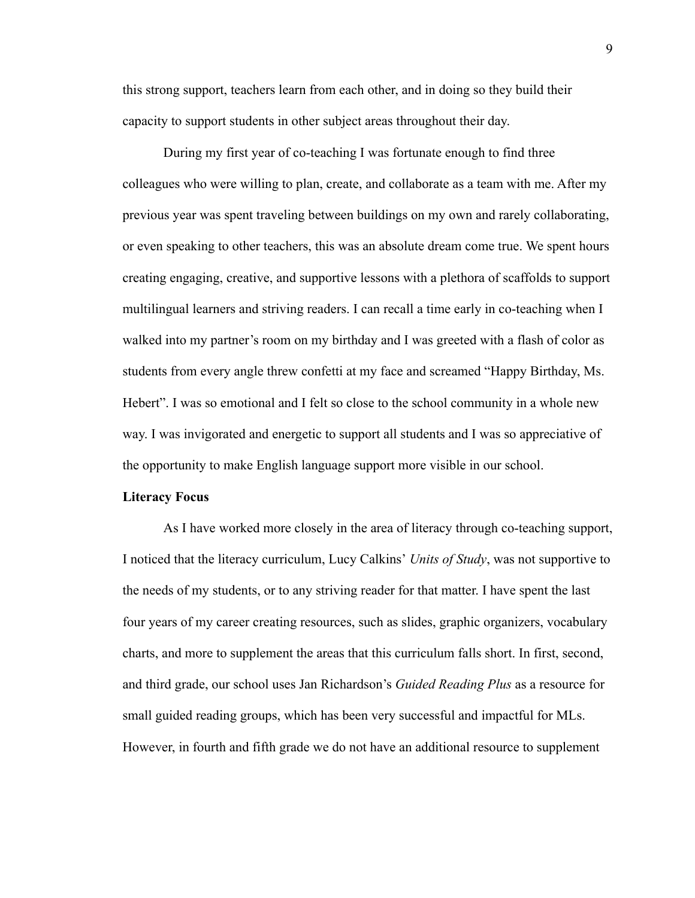this strong support, teachers learn from each other, and in doing so they build their capacity to support students in other subject areas throughout their day.

During my first year of co-teaching I was fortunate enough to find three colleagues who were willing to plan, create, and collaborate as a team with me. After my previous year was spent traveling between buildings on my own and rarely collaborating, or even speaking to other teachers, this was an absolute dream come true. We spent hours creating engaging, creative, and supportive lessons with a plethora of scaffolds to support multilingual learners and striving readers. I can recall a time early in co-teaching when I walked into my partner's room on my birthday and I was greeted with a flash of color as students from every angle threw confetti at my face and screamed "Happy Birthday, Ms. Hebert". I was so emotional and I felt so close to the school community in a whole new way. I was invigorated and energetic to support all students and I was so appreciative of the opportunity to make English language support more visible in our school.

**Literacy Focus**

As I have worked more closely in the area of literacy through co-teaching support, I noticed that the literacy curriculum, Lucy Calkins' *Units of Study*, was not supportive to the needs of my students, or to any striving reader for that matter. I have spent the last four years of my career creating resources, such as slides, graphic organizers, vocabulary charts, and more to supplement the areas that this curriculum falls short. In first, second, and third grade, our school uses Jan Richardson's *Guided Reading Plus* as a resource for small guided reading groups, which has been very successful and impactful for MLs. However, in fourth and fifth grade we do not have an additional resource to supplement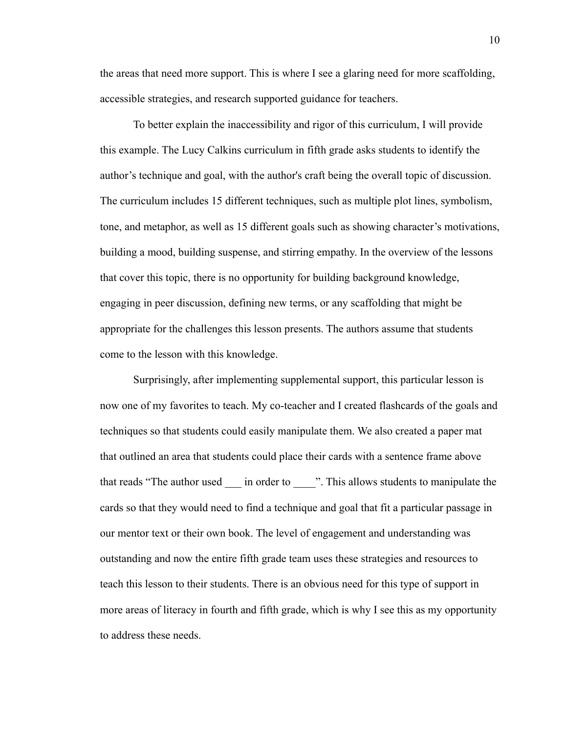the areas that need more support. This is where I see a glaring need for more scaffolding, accessible strategies, and research supported guidance for teachers.

To better explain the inaccessibility and rigor of this curriculum, I will provide this example. The Lucy Calkins curriculum in fifth grade asks students to identify the author’s technique and goal, with the author's craft being the overall topic of discussion. The curriculum includes 15 different techniques, such as multiple plot lines, symbolism, tone, and metaphor, as well as 15 different goals such as showing character’s motivations, building a mood, building suspense, and stirring empathy. In the overview of the lessons that cover this topic, there is no opportunity for building background knowledge, engaging in peer discussion, defining new terms, or any scaffolding that might be appropriate for the challenges this lesson presents. The authors assume that students come to the lesson with this knowledge.

Surprisingly, after implementing supplemental support, this particular lesson is now one of my favorites to teach. My co-teacher and I created flashcards of the goals and techniques so that students could easily manipulate them. We also created a paper mat that outlined an area that students could place their cards with a sentence frame above that reads “The author used ___ in order to ____”. This allows students to manipulate the cards so that they would need to find a technique and goal that fit a particular passage in our mentor text or their own book. The level of engagement and understanding was outstanding and now the entire fifth grade team uses these strategies and resources to teach this lesson to their students. There is an obvious need for this type of support in more areas of literacy in fourth and fifth grade, which is why I see this as my opportunity to address these needs.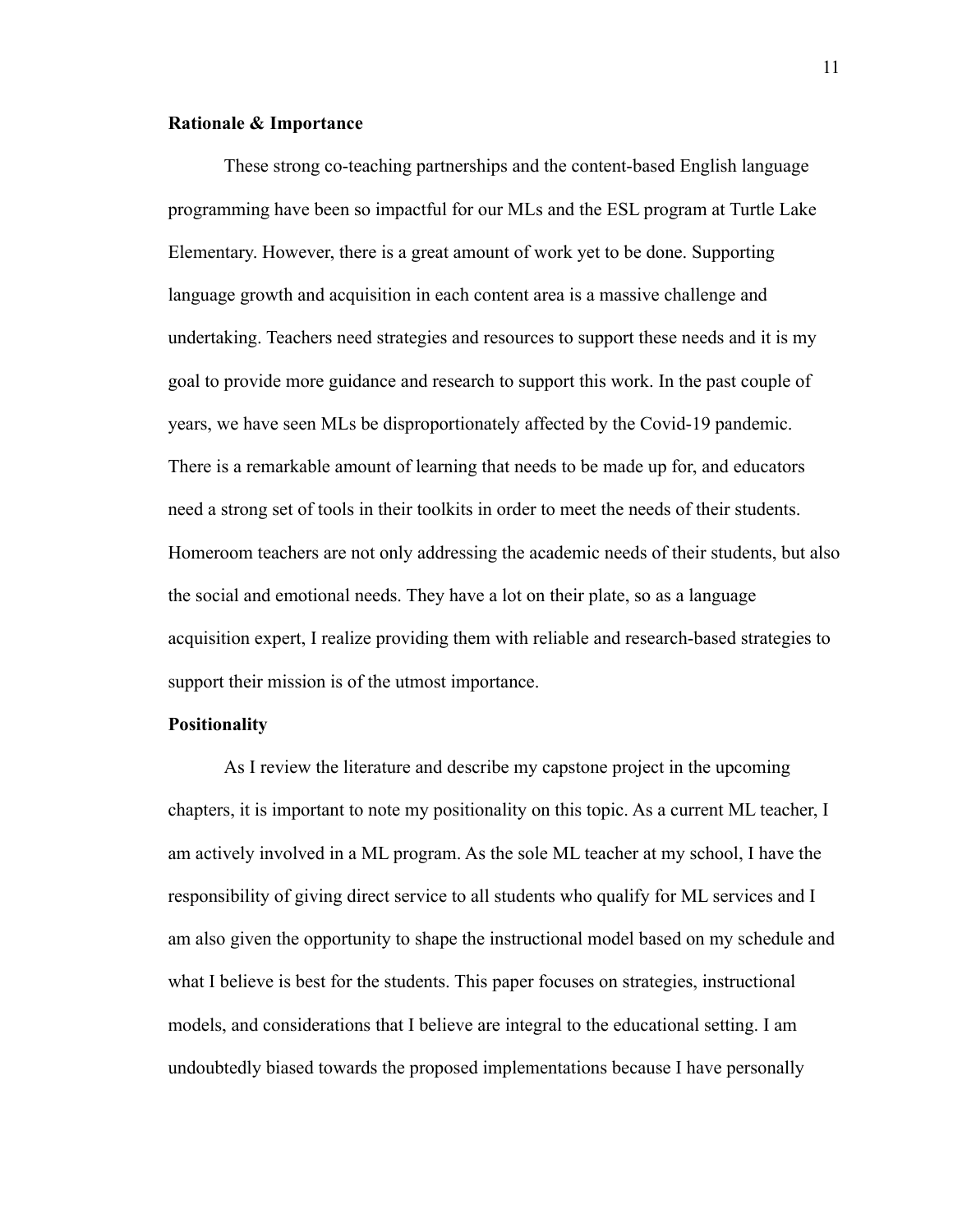**Rationale & Importance**

These strong co-teaching partnerships and the content-based English language programming have been so impactful for our MLs and the ESL program at Turtle Lake Elementary. However, there is a great amount of work yet to be done. Supporting language growth and acquisition in each content area is a massive challenge and undertaking. Teachers need strategies and resources to support these needs and it is my goal to provide more guidance and research to support this work. In the past couple of years, we have seen MLs be disproportionately affected by the Covid-19 pandemic. There is a remarkable amount of learning that needs to be made up for, and educators need a strong set of tools in their toolkits in order to meet the needs of their students. Homeroom teachers are not only addressing the academic needs of their students, but also the social and emotional needs. They have a lot on their plate, so as a language acquisition expert, I realize providing them with reliable and research-based strategies to support their mission is of the utmost importance.

**Positionality**

As I review the literature and describe my capstone project in the upcoming chapters, it is important to note my positionality on this topic. As a current ML teacher, I am actively involved in a ML program. As the sole ML teacher at my school, I have the responsibility of giving direct service to all students who qualify for ML services and I am also given the opportunity to shape the instructional model based on my schedule and what I believe is best for the students. This paper focuses on strategies, instructional models, and considerations that I believe are integral to the educational setting. I am undoubtedly biased towards the proposed implementations because I have personally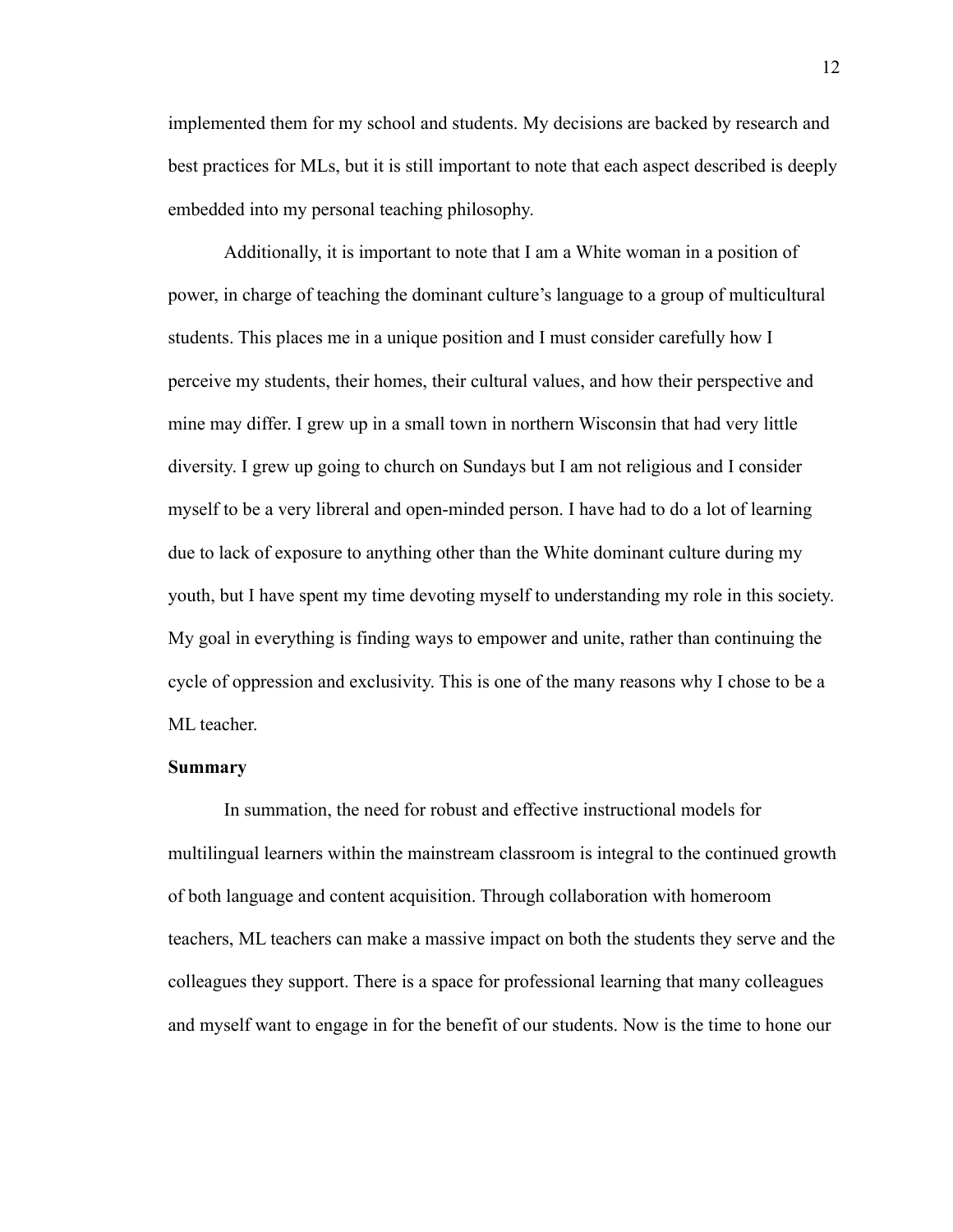implemented them for my school and students. My decisions are backed by research and best practices for MLs, but it is still important to note that each aspect described is deeply embedded into my personal teaching philosophy.

Additionally, it is important to note that I am a White woman in a position of power, in charge of teaching the dominant culture's language to a group of multicultural students. This places me in a unique position and I must consider carefully how I perceive my students, their homes, their cultural values, and how their perspective and mine may differ. I grew up in a small town in northern Wisconsin that had very little diversity. I grew up going to church on Sundays but I am not religious and I consider myself to be a very libreral and open-minded person. I have had to do a lot of learning due to lack of exposure to anything other than the White dominant culture during my youth, but I have spent my time devoting myself to understanding my role in this society. My goal in everything is finding ways to empower and unite, rather than continuing the cycle of oppression and exclusivity. This is one of the many reasons why I chose to be a ML teacher.

**Summary**

In summation, the need for robust and effective instructional models for multilingual learners within the mainstream classroom is integral to the continued growth of both language and content acquisition. Through collaboration with homeroom teachers, ML teachers can make a massive impact on both the students they serve and the colleagues they support. There is a space for professional learning that many colleagues and myself want to engage in for the benefit of our students. Now is the time to hone our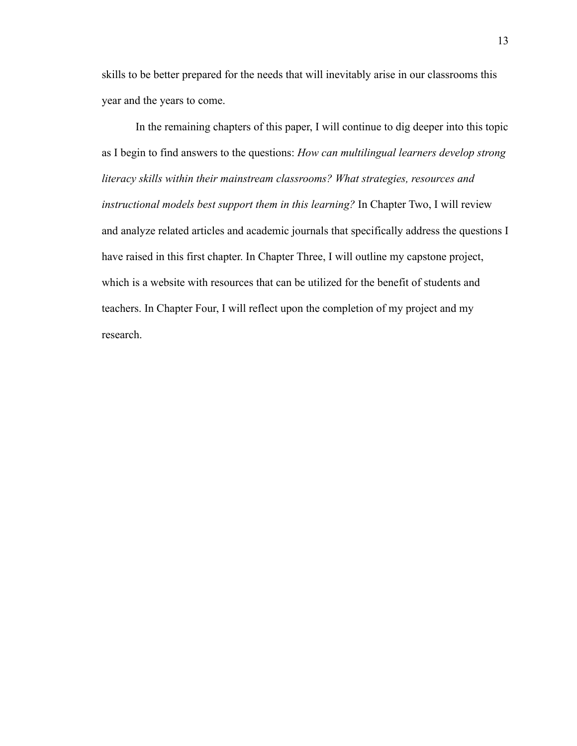skills to be better prepared for the needs that will inevitably arise in our classrooms this year and the years to come.

In the remaining chapters of this paper, I will continue to dig deeper into this topic as I begin to find answers to the questions: *How can multilingual learners develop strong literacy skills within their mainstream classrooms? What strategies, resources and instructional models best support them in this learning?* In Chapter Two, I will review and analyze related articles and academic journals that specifically address the questions I have raised in this first chapter. In Chapter Three, I will outline my capstone project, which is a website with resources that can be utilized for the benefit of students and teachers. In Chapter Four, I will reflect upon the completion of my project and my research.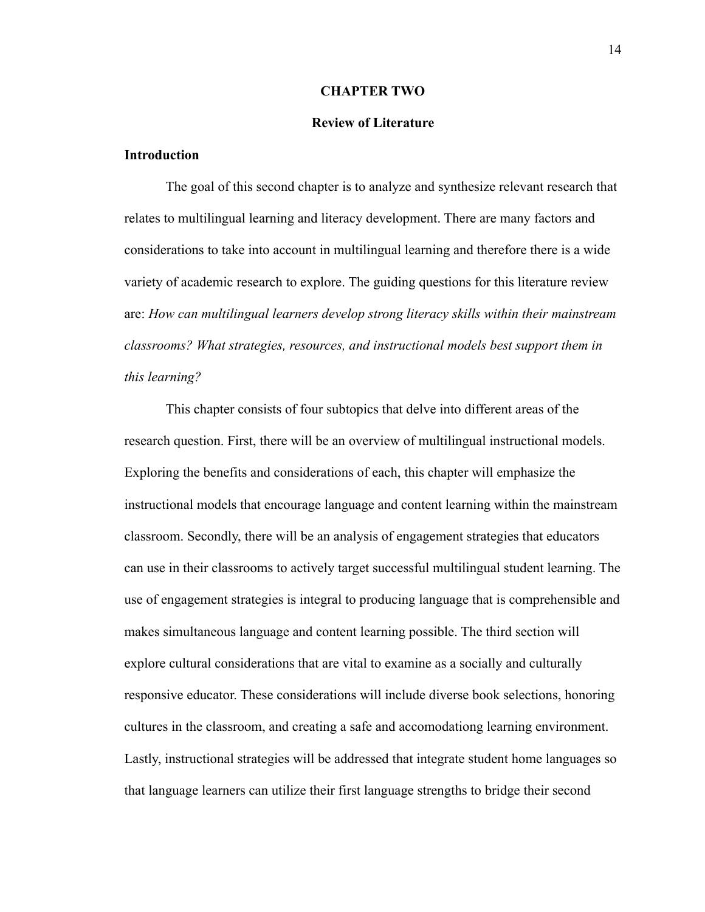# CHAPTER TWO

## Review of Literature

### Introduction

The goal of this second chapter is to analyze and synthesize relevant research that relates to multilingual learning and literacy development. There are many factors and considerations to take into account in multilingual learning and therefore there is a wide variety of academic research to explore. The guiding questions for this literature review are: *How can multilingual learners develop strong literacy skills within their mainstream classrooms? What strategies, resources, and instructional models best support them in this learning?*

This chapter consists of four subtopics that delve into different areas of the research question. First, there will be an overview of multilingual instructional models. Exploring the benefits and considerations of each, this chapter will emphasize the instructional models that encourage language and content learning within the mainstream classroom. Secondly, there will be an analysis of engagement strategies that educators can use in their classrooms to actively target successful multilingual student learning. The use of engagement strategies is integral to producing language that is comprehensible and makes simultaneous language and content learning possible. The third section will explore cultural considerations that are vital to examine as a socially and culturally responsive educator. These considerations will include diverse book selections, honoring cultures in the classroom, and creating a safe and accomodationg learning environment. Lastly, instructional strategies will be addressed that integrate student home languages so that language learners can utilize their first language strengths to bridge their second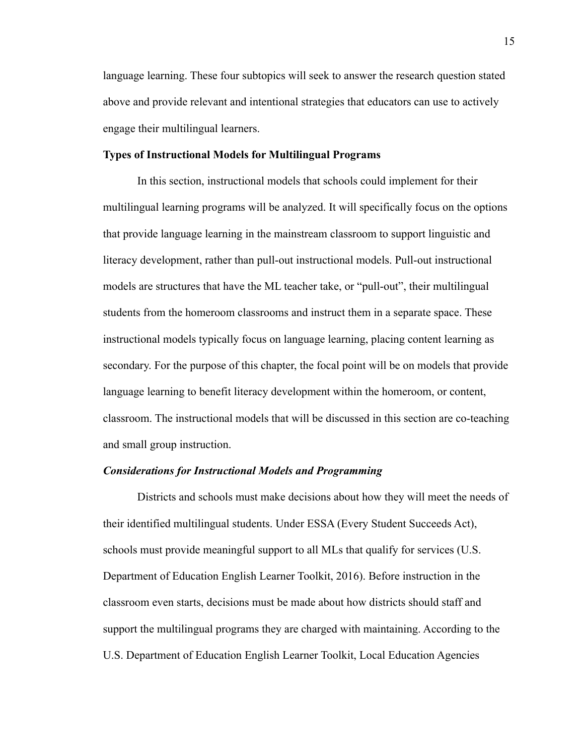language learning. These four subtopics will seek to answer the research question stated above and provide relevant and intentional strategies that educators can use to actively engage their multilingual learners.

## Types of Instructional Models for Multilingual Programs

In this section, instructional models that schools could implement for their multilingual learning programs will be analyzed. It will specifically focus on the options that provide language learning in the mainstream classroom to support linguistic and literacy development, rather than pull-out instructional models. Pull-out instructional models are structures that have the ML teacher take, or "pull-out", their multilingual students from the homeroom classrooms and instruct them in a separate space. These instructional models typically focus on language learning, placing content learning as secondary. For the purpose of this chapter, the focal point will be on models that provide language learning to benefit literacy development within the homeroom, or content, classroom. The instructional models that will be discussed in this section are co-teaching and small group instruction.

### *Considerations for Instructional Models and Programming*

Districts and schools must make decisions about how they will meet the needs of their identified multilingual students. Under ESSA (Every Student Succeeds Act), schools must provide meaningful support to all MLs that qualify for services (U.S. Department of Education English Learner Toolkit, 2016). Before instruction in the classroom even starts, decisions must be made about how districts should staff and support the multilingual programs they are charged with maintaining. According to the U.S. Department of Education English Learner Toolkit, Local Education Agencies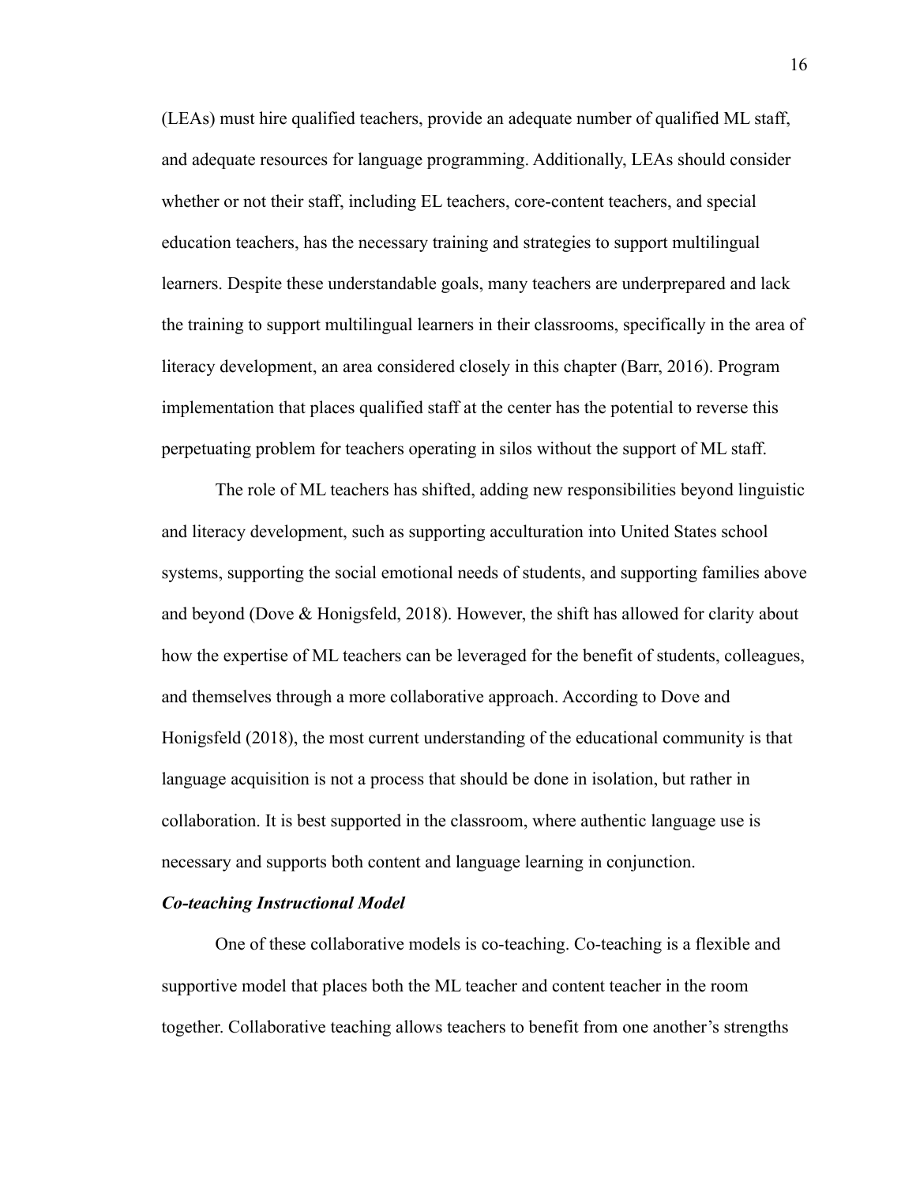(LEAs) must hire qualified teachers, provide an adequate number of qualified ML staff, and adequate resources for language programming. Additionally, LEAs should consider whether or not their staff, including EL teachers, core-content teachers, and special education teachers, has the necessary training and strategies to support multilingual learners. Despite these understandable goals, many teachers are underprepared and lack the training to support multilingual learners in their classrooms, specifically in the area of literacy development, an area considered closely in this chapter (Barr, 2016). Program implementation that places qualified staff at the center has the potential to reverse this perpetuating problem for teachers operating in silos without the support of ML staff.

The role of ML teachers has shifted, adding new responsibilities beyond linguistic and literacy development, such as supporting acculturation into United States school systems, supporting the social emotional needs of students, and supporting families above and beyond (Dove & Honigsfeld, 2018). However, the shift has allowed for clarity about how the expertise of ML teachers can be leveraged for the benefit of students, colleagues, and themselves through a more collaborative approach. According to Dove and Honigsfeld (2018), the most current understanding of the educational community is that language acquisition is not a process that should be done in isolation, but rather in collaboration. It is best supported in the classroom, where authentic language use is necessary and supports both content and language learning in conjunction.

***Co-teaching Instructional Model***

One of these collaborative models is co-teaching. Co-teaching is a flexible and supportive model that places both the ML teacher and content teacher in the room together. Collaborative teaching allows teachers to benefit from one another's strengths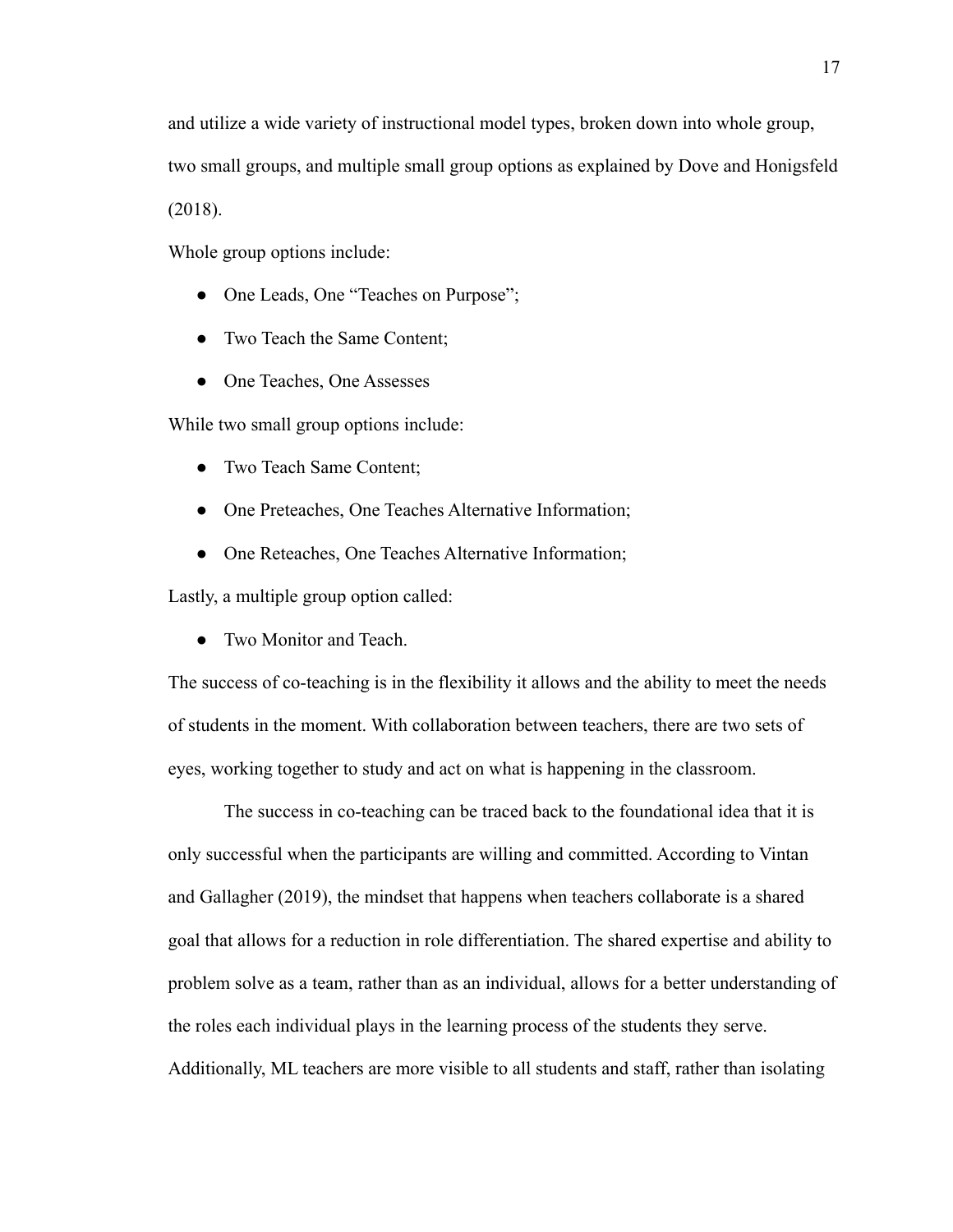and utilize a wide variety of instructional model types, broken down into whole group, two small groups, and multiple small group options as explained by Dove and Honigsfeld (2018).

Whole group options include:

- One Leads, One "Teaches on Purpose";
- Two Teach the Same Content;
- One Teaches, One Assesses

While two small group options include:

- Two Teach Same Content;
- One Preteaches, One Teaches Alternative Information;
- One Reteaches, One Teaches Alternative Information;

Lastly, a multiple group option called:

- Two Monitor and Teach.

The success of co-teaching is in the flexibility it allows and the ability to meet the needs of students in the moment. With collaboration between teachers, there are two sets of eyes, working together to study and act on what is happening in the classroom.

The success in co-teaching can be traced back to the foundational idea that it is only successful when the participants are willing and committed. According to Vintan and Gallagher (2019), the mindset that happens when teachers collaborate is a shared goal that allows for a reduction in role differentiation. The shared expertise and ability to problem solve as a team, rather than as an individual, allows for a better understanding of the roles each individual plays in the learning process of the students they serve. Additionally, ML teachers are more visible to all students and staff, rather than isolating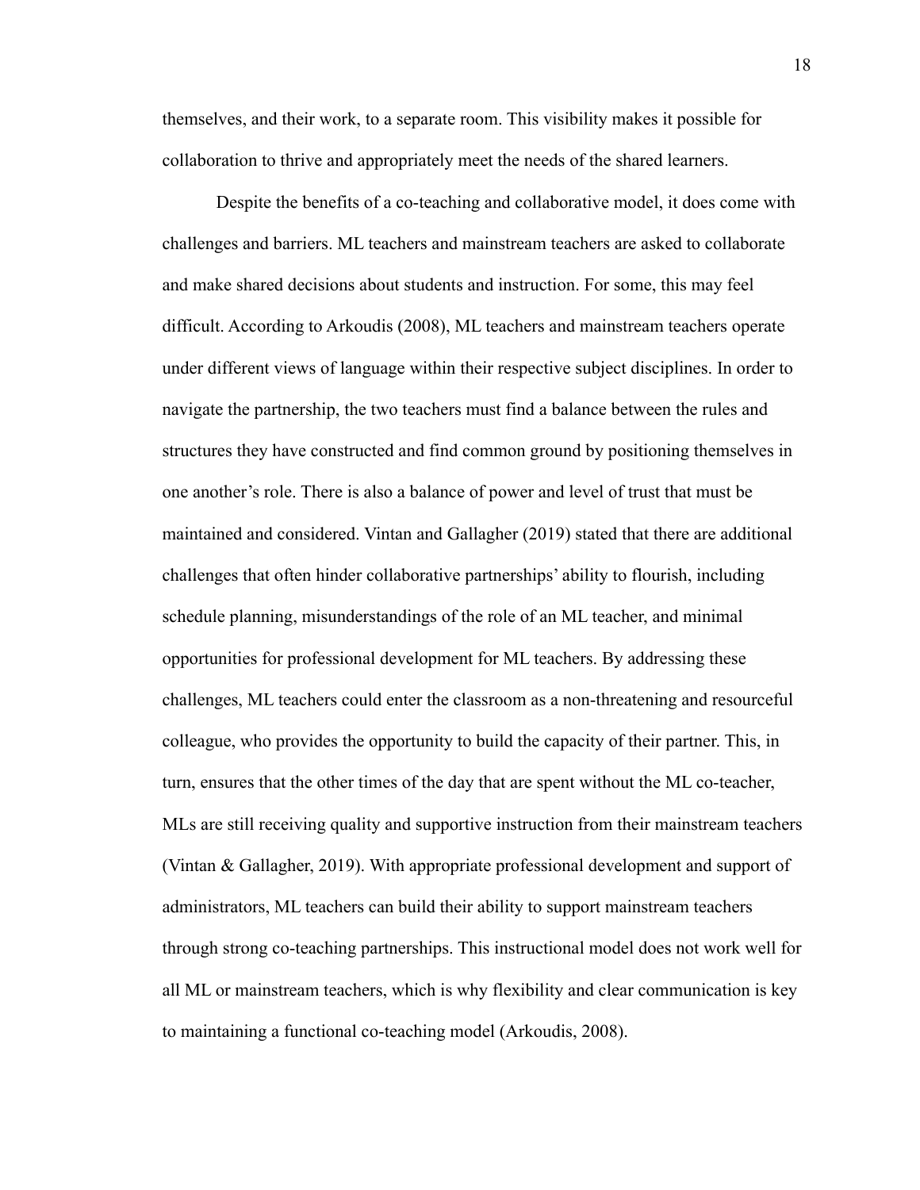themselves, and their work, to a separate room. This visibility makes it possible for collaboration to thrive and appropriately meet the needs of the shared learners.

Despite the benefits of a co-teaching and collaborative model, it does come with challenges and barriers. ML teachers and mainstream teachers are asked to collaborate and make shared decisions about students and instruction. For some, this may feel difficult. According to Arkoudis (2008), ML teachers and mainstream teachers operate under different views of language within their respective subject disciplines. In order to navigate the partnership, the two teachers must find a balance between the rules and structures they have constructed and find common ground by positioning themselves in one another's role. There is also a balance of power and level of trust that must be maintained and considered. Vintan and Gallagher (2019) stated that there are additional challenges that often hinder collaborative partnerships' ability to flourish, including schedule planning, misunderstandings of the role of an ML teacher, and minimal opportunities for professional development for ML teachers. By addressing these challenges, ML teachers could enter the classroom as a non-threatening and resourceful colleague, who provides the opportunity to build the capacity of their partner. This, in turn, ensures that the other times of the day that are spent without the ML co-teacher, MLs are still receiving quality and supportive instruction from their mainstream teachers (Vintan & Gallagher, 2019). With appropriate professional development and support of administrators, ML teachers can build their ability to support mainstream teachers through strong co-teaching partnerships. This instructional model does not work well for all ML or mainstream teachers, which is why flexibility and clear communication is key to maintaining a functional co-teaching model (Arkoudis, 2008).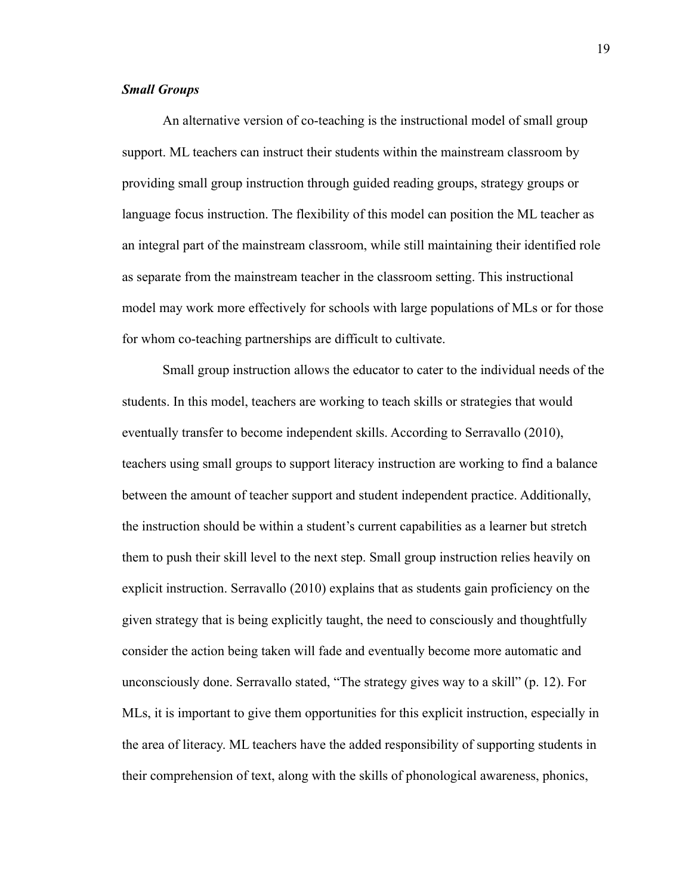### *Small Groups*

An alternative version of co-teaching is the instructional model of small group support. ML teachers can instruct their students within the mainstream classroom by providing small group instruction through guided reading groups, strategy groups or language focus instruction. The flexibility of this model can position the ML teacher as an integral part of the mainstream classroom, while still maintaining their identified role as separate from the mainstream teacher in the classroom setting. This instructional model may work more effectively for schools with large populations of MLs or for those for whom co-teaching partnerships are difficult to cultivate.

Small group instruction allows the educator to cater to the individual needs of the students. In this model, teachers are working to teach skills or strategies that would eventually transfer to become independent skills. According to Serravallo (2010), teachers using small groups to support literacy instruction are working to find a balance between the amount of teacher support and student independent practice. Additionally, the instruction should be within a student's current capabilities as a learner but stretch them to push their skill level to the next step. Small group instruction relies heavily on explicit instruction. Serravallo (2010) explains that as students gain proficiency on the given strategy that is being explicitly taught, the need to consciously and thoughtfully consider the action being taken will fade and eventually become more automatic and unconsciously done. Serravallo stated, "The strategy gives way to a skill" (p. 12). For MLs, it is important to give them opportunities for this explicit instruction, especially in the area of literacy. ML teachers have the added responsibility of supporting students in their comprehension of text, along with the skills of phonological awareness, phonics,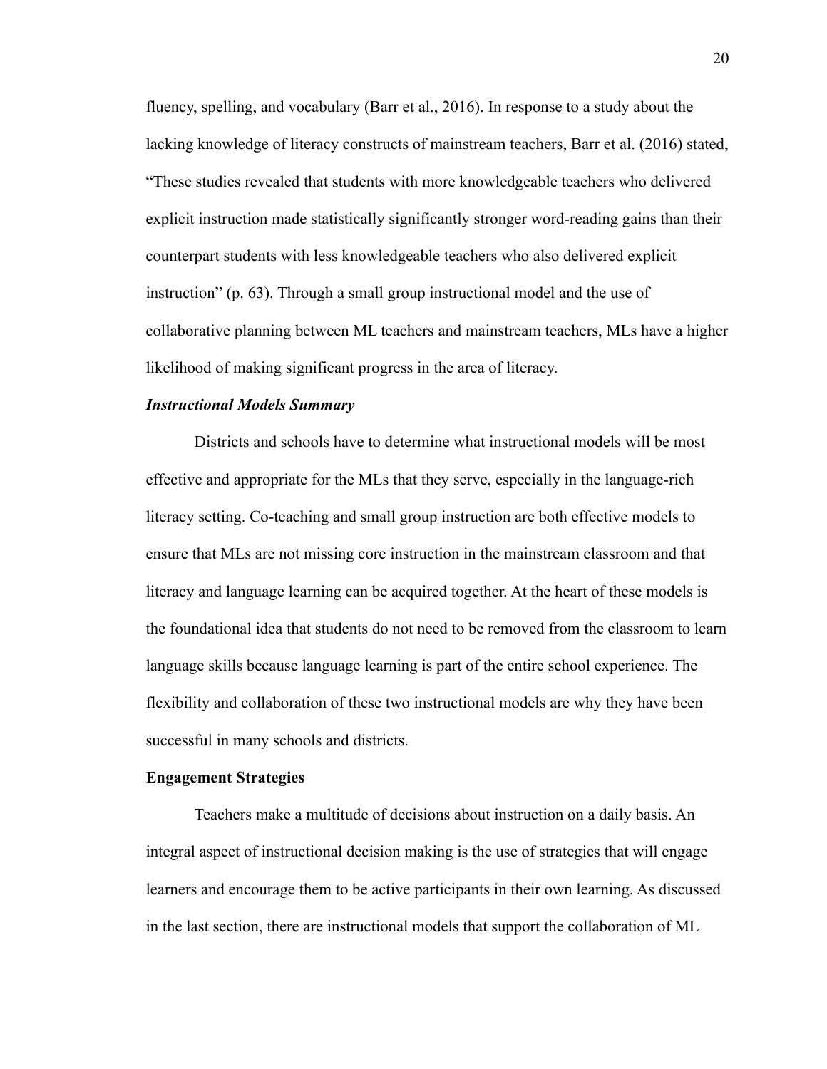fluency, spelling, and vocabulary (Barr et al., 2016). In response to a study about the lacking knowledge of literacy constructs of mainstream teachers, Barr et al. (2016) stated, "These studies revealed that students with more knowledgeable teachers who delivered explicit instruction made statistically significantly stronger word-reading gains than their counterpart students with less knowledgeable teachers who also delivered explicit instruction" (p. 63). Through a small group instructional model and the use of collaborative planning between ML teachers and mainstream teachers, MLs have a higher likelihood of making significant progress in the area of literacy.

#### *Instructional Models Summary*

Districts and schools have to determine what instructional models will be most effective and appropriate for the MLs that they serve, especially in the language-rich literacy setting. Co-teaching and small group instruction are both effective models to ensure that MLs are not missing core instruction in the mainstream classroom and that literacy and language learning can be acquired together. At the heart of these models is the foundational idea that students do not need to be removed from the classroom to learn language skills because language learning is part of the entire school experience. The flexibility and collaboration of these two instructional models are why they have been successful in many schools and districts.

### Engagement Strategies

Teachers make a multitude of decisions about instruction on a daily basis. An integral aspect of instructional decision making is the use of strategies that will engage learners and encourage them to be active participants in their own learning. As discussed in the last section, there are instructional models that support the collaboration of ML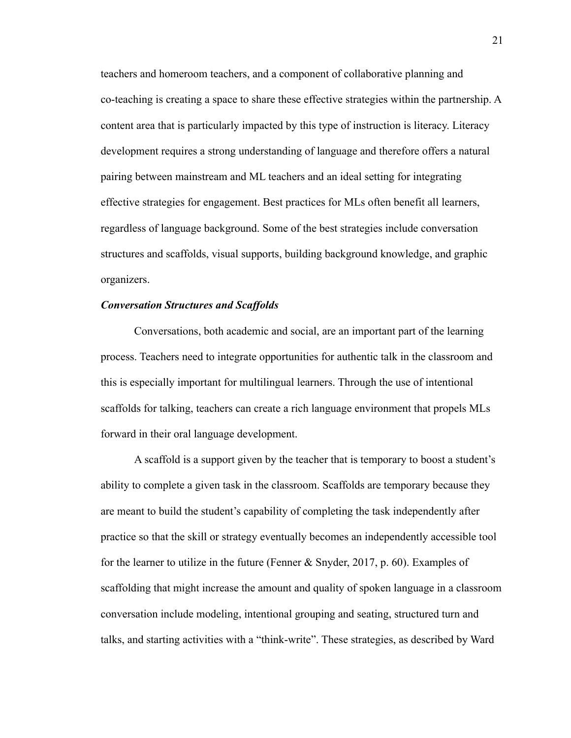teachers and homeroom teachers, and a component of collaborative planning and co-teaching is creating a space to share these effective strategies within the partnership. A content area that is particularly impacted by this type of instruction is literacy. Literacy development requires a strong understanding of language and therefore offers a natural pairing between mainstream and ML teachers and an ideal setting for integrating effective strategies for engagement. Best practices for MLs often benefit all learners, regardless of language background. Some of the best strategies include conversation structures and scaffolds, visual supports, building background knowledge, and graphic organizers.

### ***Conversation Structures and Scaffolds***

Conversations, both academic and social, are an important part of the learning process. Teachers need to integrate opportunities for authentic talk in the classroom and this is especially important for multilingual learners. Through the use of intentional scaffolds for talking, teachers can create a rich language environment that propels MLs forward in their oral language development.

A scaffold is a support given by the teacher that is temporary to boost a student's ability to complete a given task in the classroom. Scaffolds are temporary because they are meant to build the student's capability of completing the task independently after practice so that the skill or strategy eventually becomes an independently accessible tool for the learner to utilize in the future (Fenner & Snyder, 2017, p. 60). Examples of scaffolding that might increase the amount and quality of spoken language in a classroom conversation include modeling, intentional grouping and seating, structured turn and talks, and starting activities with a "think-write". These strategies, as described by Ward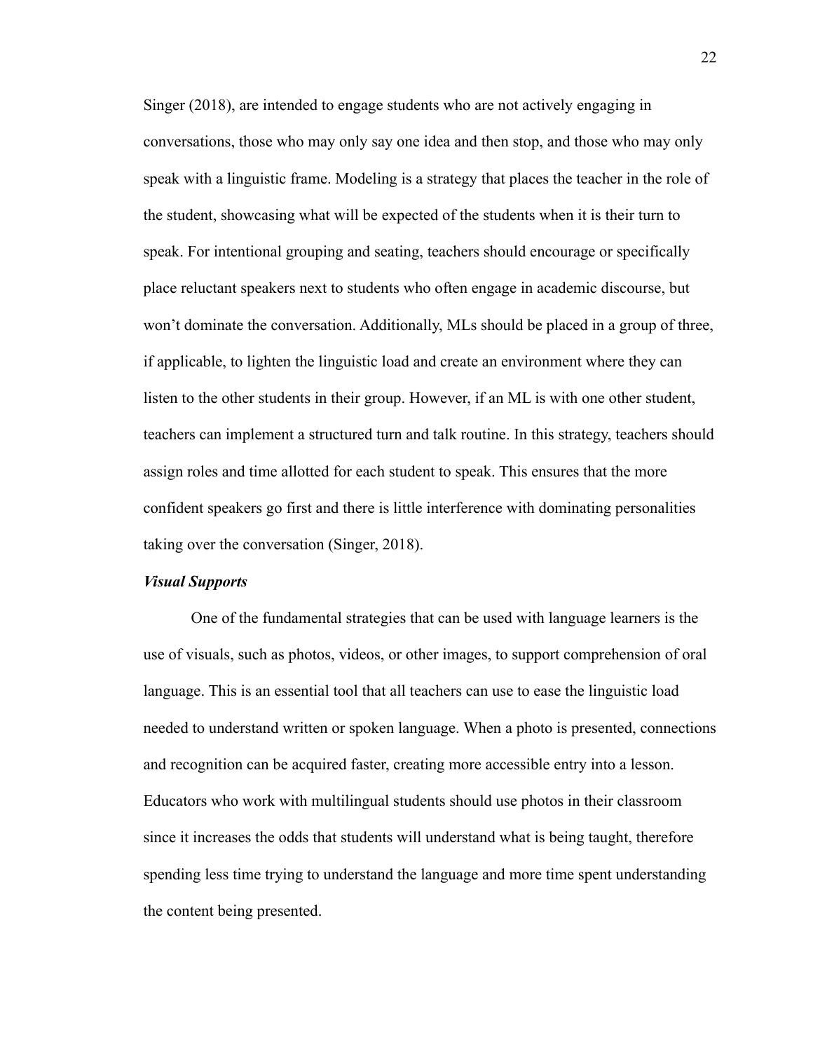Singer (2018), are intended to engage students who are not actively engaging in conversations, those who may only say one idea and then stop, and those who may only speak with a linguistic frame. Modeling is a strategy that places the teacher in the role of the student, showcasing what will be expected of the students when it is their turn to speak. For intentional grouping and seating, teachers should encourage or specifically place reluctant speakers next to students who often engage in academic discourse, but won't dominate the conversation. Additionally, MLs should be placed in a group of three, if applicable, to lighten the linguistic load and create an environment where they can listen to the other students in their group. However, if an ML is with one other student, teachers can implement a structured turn and talk routine. In this strategy, teachers should assign roles and time allotted for each student to speak. This ensures that the more confident speakers go first and there is little interference with dominating personalities taking over the conversation (Singer, 2018).

### *Visual Supports*

One of the fundamental strategies that can be used with language learners is the use of visuals, such as photos, videos, or other images, to support comprehension of oral language. This is an essential tool that all teachers can use to ease the linguistic load needed to understand written or spoken language. When a photo is presented, connections and recognition can be acquired faster, creating more accessible entry into a lesson. Educators who work with multilingual students should use photos in their classroom since it increases the odds that students will understand what is being taught, therefore spending less time trying to understand the language and more time spent understanding the content being presented.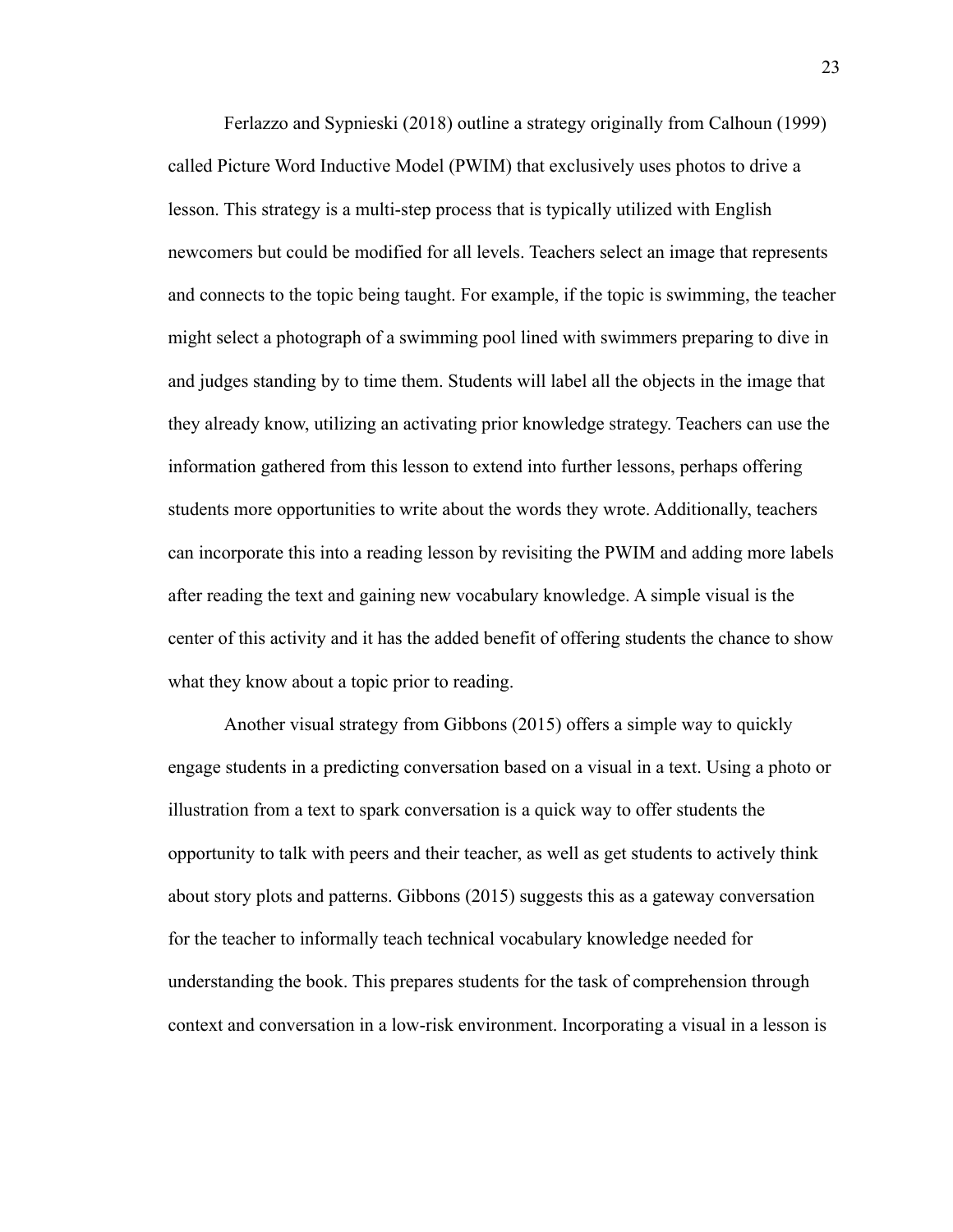Ferlazzo and Sypnieski (2018) outline a strategy originally from Calhoun (1999) called Picture Word Inductive Model (PWIM) that exclusively uses photos to drive a lesson. This strategy is a multi-step process that is typically utilized with English newcomers but could be modified for all levels. Teachers select an image that represents and connects to the topic being taught. For example, if the topic is swimming, the teacher might select a photograph of a swimming pool lined with swimmers preparing to dive in and judges standing by to time them. Students will label all the objects in the image that they already know, utilizing an activating prior knowledge strategy. Teachers can use the information gathered from this lesson to extend into further lessons, perhaps offering students more opportunities to write about the words they wrote. Additionally, teachers can incorporate this into a reading lesson by revisiting the PWIM and adding more labels after reading the text and gaining new vocabulary knowledge. A simple visual is the center of this activity and it has the added benefit of offering students the chance to show what they know about a topic prior to reading.

Another visual strategy from Gibbons (2015) offers a simple way to quickly engage students in a predicting conversation based on a visual in a text. Using a photo or illustration from a text to spark conversation is a quick way to offer students the opportunity to talk with peers and their teacher, as well as get students to actively think about story plots and patterns. Gibbons (2015) suggests this as a gateway conversation for the teacher to informally teach technical vocabulary knowledge needed for understanding the book. This prepares students for the task of comprehension through context and conversation in a low-risk environment. Incorporating a visual in a lesson is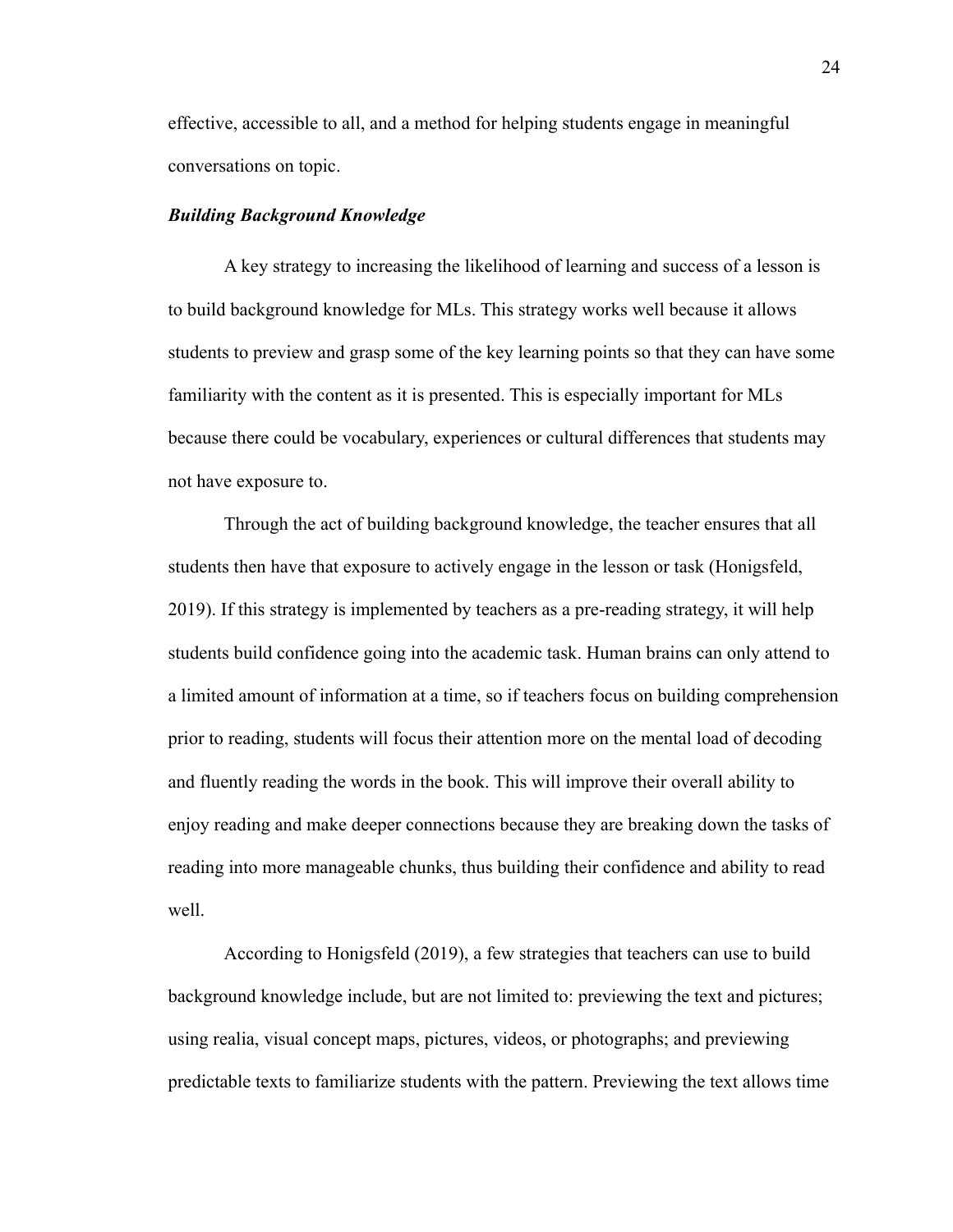effective, accessible to all, and a method for helping students engage in meaningful conversations on topic.

### ***Building Background Knowledge***

A key strategy to increasing the likelihood of learning and success of a lesson is to build background knowledge for MLs. This strategy works well because it allows students to preview and grasp some of the key learning points so that they can have some familiarity with the content as it is presented. This is especially important for MLs because there could be vocabulary, experiences or cultural differences that students may not have exposure to.

Through the act of building background knowledge, the teacher ensures that all students then have that exposure to actively engage in the lesson or task (Honigsfeld, 2019). If this strategy is implemented by teachers as a pre-reading strategy, it will help students build confidence going into the academic task. Human brains can only attend to a limited amount of information at a time, so if teachers focus on building comprehension prior to reading, students will focus their attention more on the mental load of decoding and fluently reading the words in the book. This will improve their overall ability to enjoy reading and make deeper connections because they are breaking down the tasks of reading into more manageable chunks, thus building their confidence and ability to read well.

According to Honigsfeld (2019), a few strategies that teachers can use to build background knowledge include, but are not limited to: previewing the text and pictures; using realia, visual concept maps, pictures, videos, or photographs; and previewing predictable texts to familiarize students with the pattern. Previewing the text allows time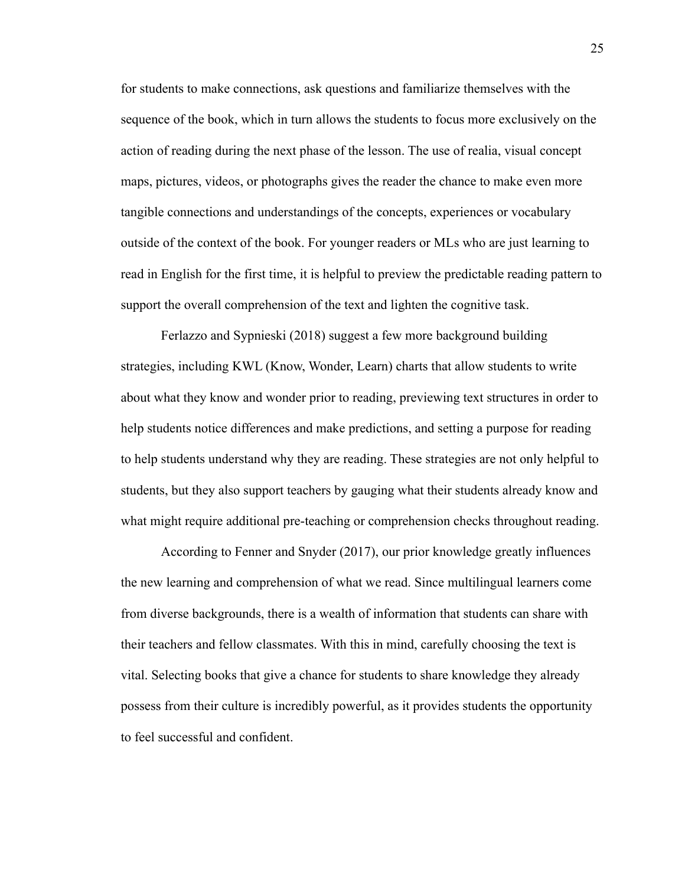for students to make connections, ask questions and familiarize themselves with the sequence of the book, which in turn allows the students to focus more exclusively on the action of reading during the next phase of the lesson. The use of realia, visual concept maps, pictures, videos, or photographs gives the reader the chance to make even more tangible connections and understandings of the concepts, experiences or vocabulary outside of the context of the book. For younger readers or MLs who are just learning to read in English for the first time, it is helpful to preview the predictable reading pattern to support the overall comprehension of the text and lighten the cognitive task.

Ferlazzo and Sypnieski (2018) suggest a few more background building strategies, including KWL (Know, Wonder, Learn) charts that allow students to write about what they know and wonder prior to reading, previewing text structures in order to help students notice differences and make predictions, and setting a purpose for reading to help students understand why they are reading. These strategies are not only helpful to students, but they also support teachers by gauging what their students already know and what might require additional pre-teaching or comprehension checks throughout reading.

According to Fenner and Snyder (2017), our prior knowledge greatly influences the new learning and comprehension of what we read. Since multilingual learners come from diverse backgrounds, there is a wealth of information that students can share with their teachers and fellow classmates. With this in mind, carefully choosing the text is vital. Selecting books that give a chance for students to share knowledge they already possess from their culture is incredibly powerful, as it provides students the opportunity to feel successful and confident.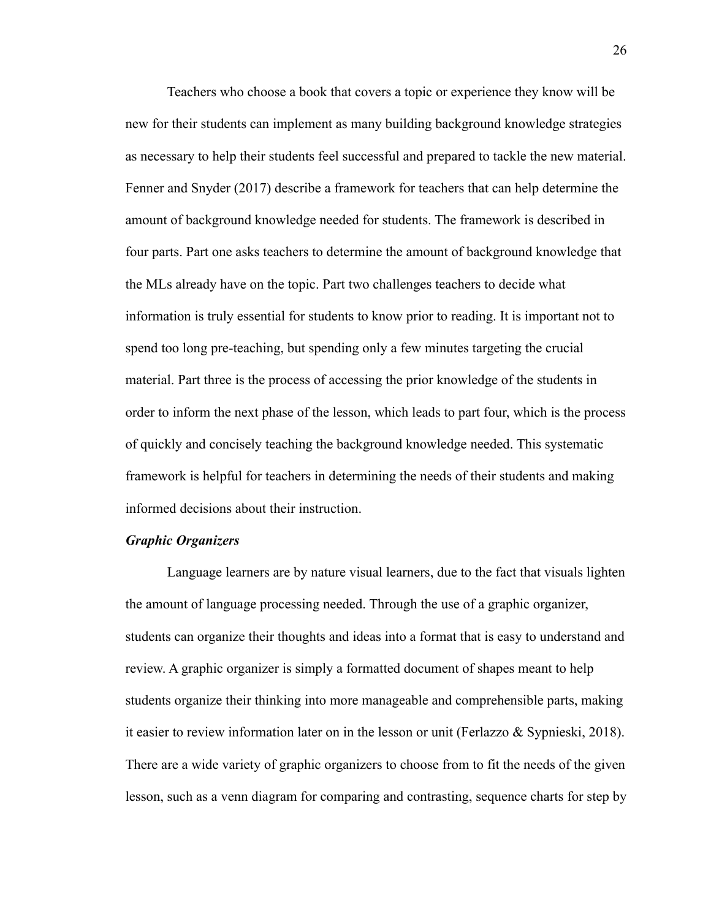Teachers who choose a book that covers a topic or experience they know will be new for their students can implement as many building background knowledge strategies as necessary to help their students feel successful and prepared to tackle the new material. Fenner and Snyder (2017) describe a framework for teachers that can help determine the amount of background knowledge needed for students. The framework is described in four parts. Part one asks teachers to determine the amount of background knowledge that the MLs already have on the topic. Part two challenges teachers to decide what information is truly essential for students to know prior to reading. It is important not to spend too long pre-teaching, but spending only a few minutes targeting the crucial material. Part three is the process of accessing the prior knowledge of the students in order to inform the next phase of the lesson, which leads to part four, which is the process of quickly and concisely teaching the background knowledge needed. This systematic framework is helpful for teachers in determining the needs of their students and making informed decisions about their instruction.

### ***Graphic Organizers***

Language learners are by nature visual learners, due to the fact that visuals lighten the amount of language processing needed. Through the use of a graphic organizer, students can organize their thoughts and ideas into a format that is easy to understand and review. A graphic organizer is simply a formatted document of shapes meant to help students organize their thinking into more manageable and comprehensible parts, making it easier to review information later on in the lesson or unit (Ferlazzo & Sypnieski, 2018). There are a wide variety of graphic organizers to choose from to fit the needs of the given lesson, such as a venn diagram for comparing and contrasting, sequence charts for step by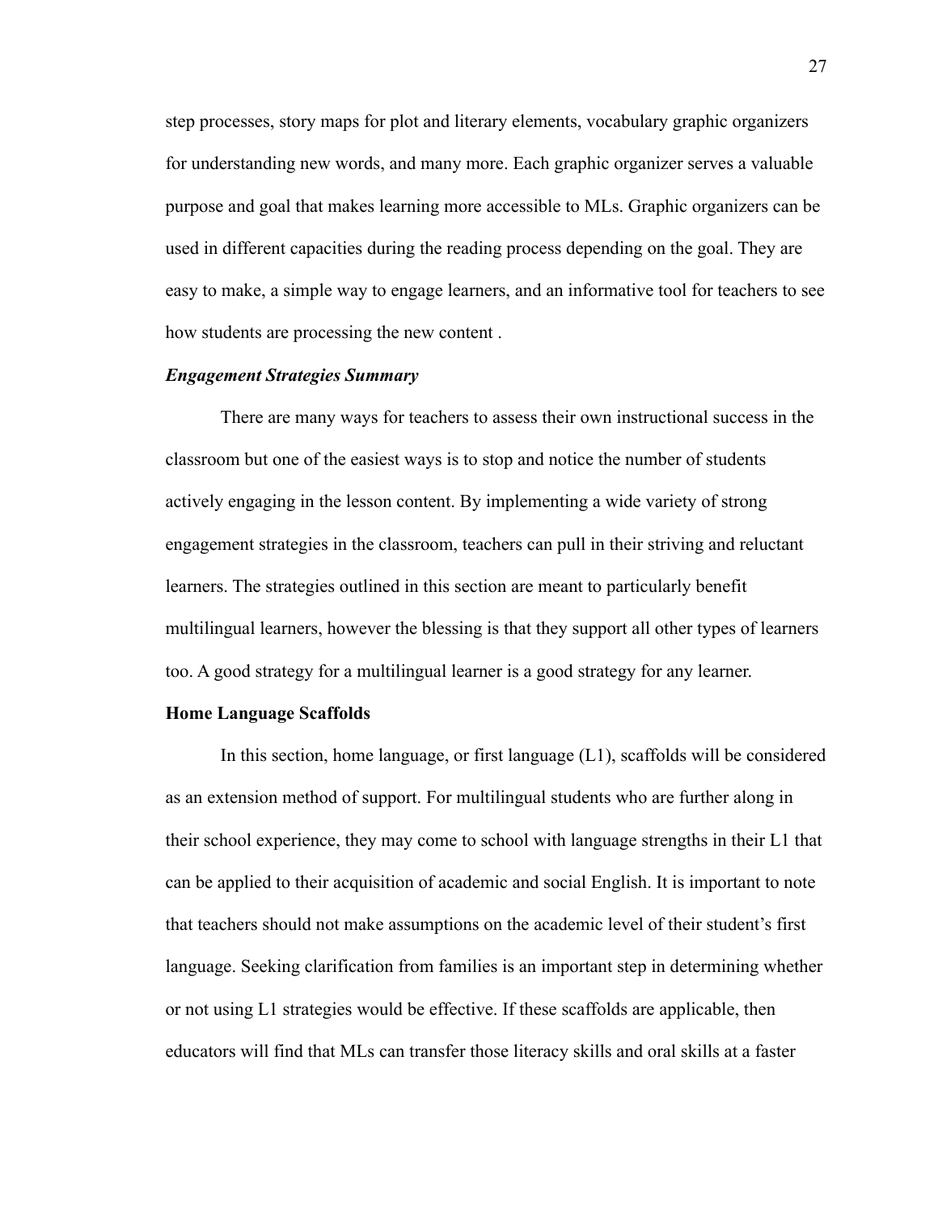step processes, story maps for plot and literary elements, vocabulary graphic organizers for understanding new words, and many more. Each graphic organizer serves a valuable purpose and goal that makes learning more accessible to MLs. Graphic organizers can be used in different capacities during the reading process depending on the goal. They are easy to make, a simple way to engage learners, and an informative tool for teachers to see how students are processing the new content .

### *Engagement Strategies Summary*

There are many ways for teachers to assess their own instructional success in the classroom but one of the easiest ways is to stop and notice the number of students actively engaging in the lesson content. By implementing a wide variety of strong engagement strategies in the classroom, teachers can pull in their striving and reluctant learners. The strategies outlined in this section are meant to particularly benefit multilingual learners, however the blessing is that they support all other types of learners too. A good strategy for a multilingual learner is a good strategy for any learner.

## Home Language Scaffolds

In this section, home language, or first language (L1), scaffolds will be considered as an extension method of support. For multilingual students who are further along in their school experience, they may come to school with language strengths in their L1 that can be applied to their acquisition of academic and social English. It is important to note that teachers should not make assumptions on the academic level of their student's first language. Seeking clarification from families is an important step in determining whether or not using L1 strategies would be effective. If these scaffolds are applicable, then educators will find that MLs can transfer those literacy skills and oral skills at a faster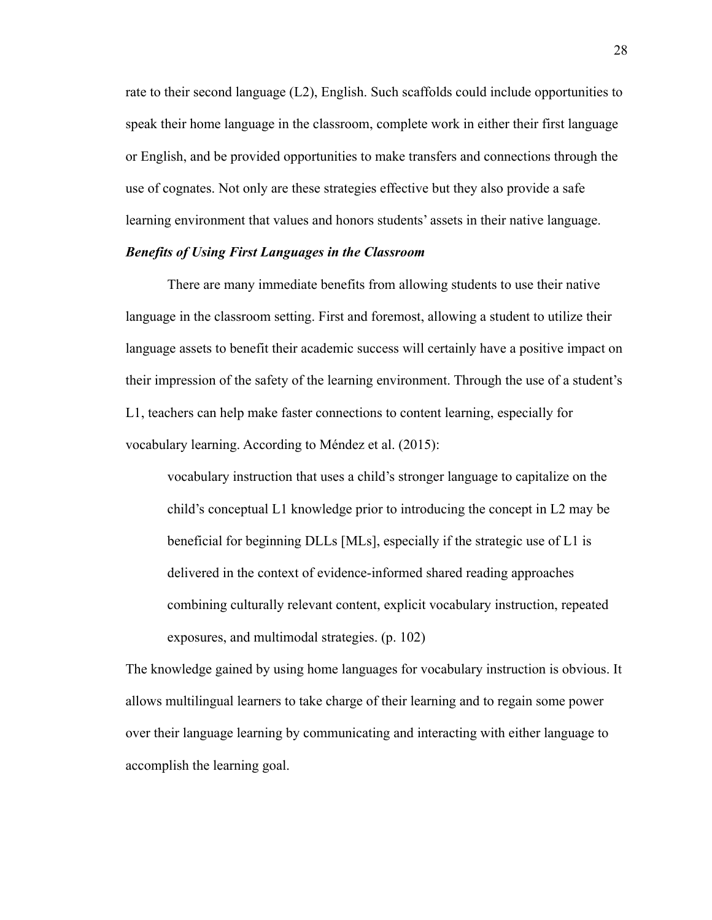rate to their second language (L2), English. Such scaffolds could include opportunities to speak their home language in the classroom, complete work in either their first language or English, and be provided opportunities to make transfers and connections through the use of cognates. Not only are these strategies effective but they also provide a safe learning environment that values and honors students' assets in their native language.

### *Benefits of Using First Languages in the Classroom*

There are many immediate benefits from allowing students to use their native language in the classroom setting. First and foremost, allowing a student to utilize their language assets to benefit their academic success will certainly have a positive impact on their impression of the safety of the learning environment. Through the use of a student's L1, teachers can help make faster connections to content learning, especially for vocabulary learning. According to Méndez et al. (2015):

> vocabulary instruction that uses a child's stronger language to capitalize on the child's conceptual L1 knowledge prior to introducing the concept in L2 may be beneficial for beginning DLLs [MLs], especially if the strategic use of L1 is delivered in the context of evidence-informed shared reading approaches combining culturally relevant content, explicit vocabulary instruction, repeated exposures, and multimodal strategies. (p. 102)

The knowledge gained by using home languages for vocabulary instruction is obvious. It allows multilingual learners to take charge of their learning and to regain some power over their language learning by communicating and interacting with either language to accomplish the learning goal.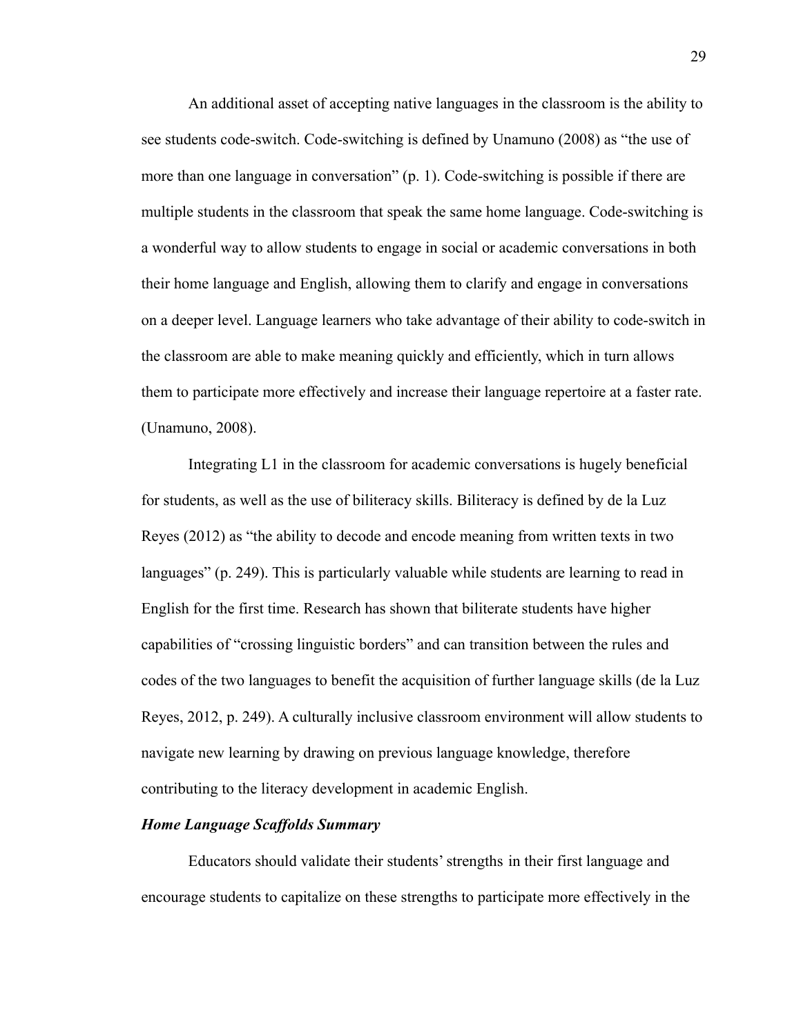An additional asset of accepting native languages in the classroom is the ability to see students code-switch. Code-switching is defined by Unamuno (2008) as "the use of more than one language in conversation" (p. 1). Code-switching is possible if there are multiple students in the classroom that speak the same home language. Code-switching is a wonderful way to allow students to engage in social or academic conversations in both their home language and English, allowing them to clarify and engage in conversations on a deeper level. Language learners who take advantage of their ability to code-switch in the classroom are able to make meaning quickly and efficiently, which in turn allows them to participate more effectively and increase their language repertoire at a faster rate. (Unamuno, 2008).

Integrating L1 in the classroom for academic conversations is hugely beneficial for students, as well as the use of biliteracy skills. Biliteracy is defined by de la Luz Reyes (2012) as "the ability to decode and encode meaning from written texts in two languages" (p. 249). This is particularly valuable while students are learning to read in English for the first time. Research has shown that biliterate students have higher capabilities of "crossing linguistic borders" and can transition between the rules and codes of the two languages to benefit the acquisition of further language skills (de la Luz Reyes, 2012, p. 249). A culturally inclusive classroom environment will allow students to navigate new learning by drawing on previous language knowledge, therefore contributing to the literacy development in academic English.

***Home Language Scaffolds Summary***

Educators should validate their students' strengths in their first language and encourage students to capitalize on these strengths to participate more effectively in the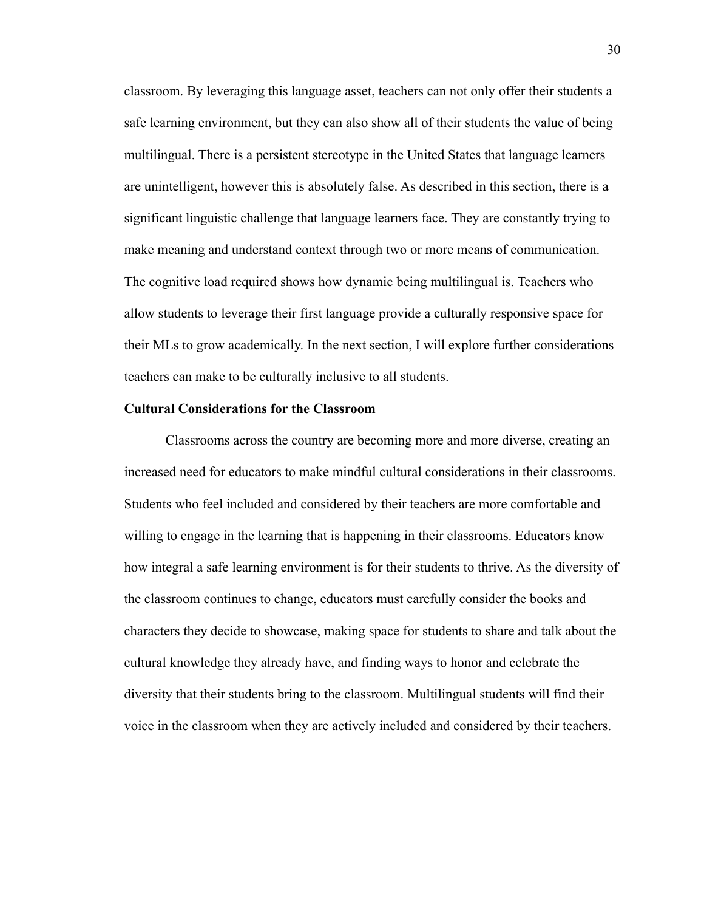classroom. By leveraging this language asset, teachers can not only offer their students a safe learning environment, but they can also show all of their students the value of being multilingual. There is a persistent stereotype in the United States that language learners are unintelligent, however this is absolutely false. As described in this section, there is a significant linguistic challenge that language learners face. They are constantly trying to make meaning and understand context through two or more means of communication. The cognitive load required shows how dynamic being multilingual is. Teachers who allow students to leverage their first language provide a culturally responsive space for their MLs to grow academically. In the next section, I will explore further considerations teachers can make to be culturally inclusive to all students.

**Cultural Considerations for the Classroom**

Classrooms across the country are becoming more and more diverse, creating an increased need for educators to make mindful cultural considerations in their classrooms. Students who feel included and considered by their teachers are more comfortable and willing to engage in the learning that is happening in their classrooms. Educators know how integral a safe learning environment is for their students to thrive. As the diversity of the classroom continues to change, educators must carefully consider the books and characters they decide to showcase, making space for students to share and talk about the cultural knowledge they already have, and finding ways to honor and celebrate the diversity that their students bring to the classroom. Multilingual students will find their voice in the classroom when they are actively included and considered by their teachers.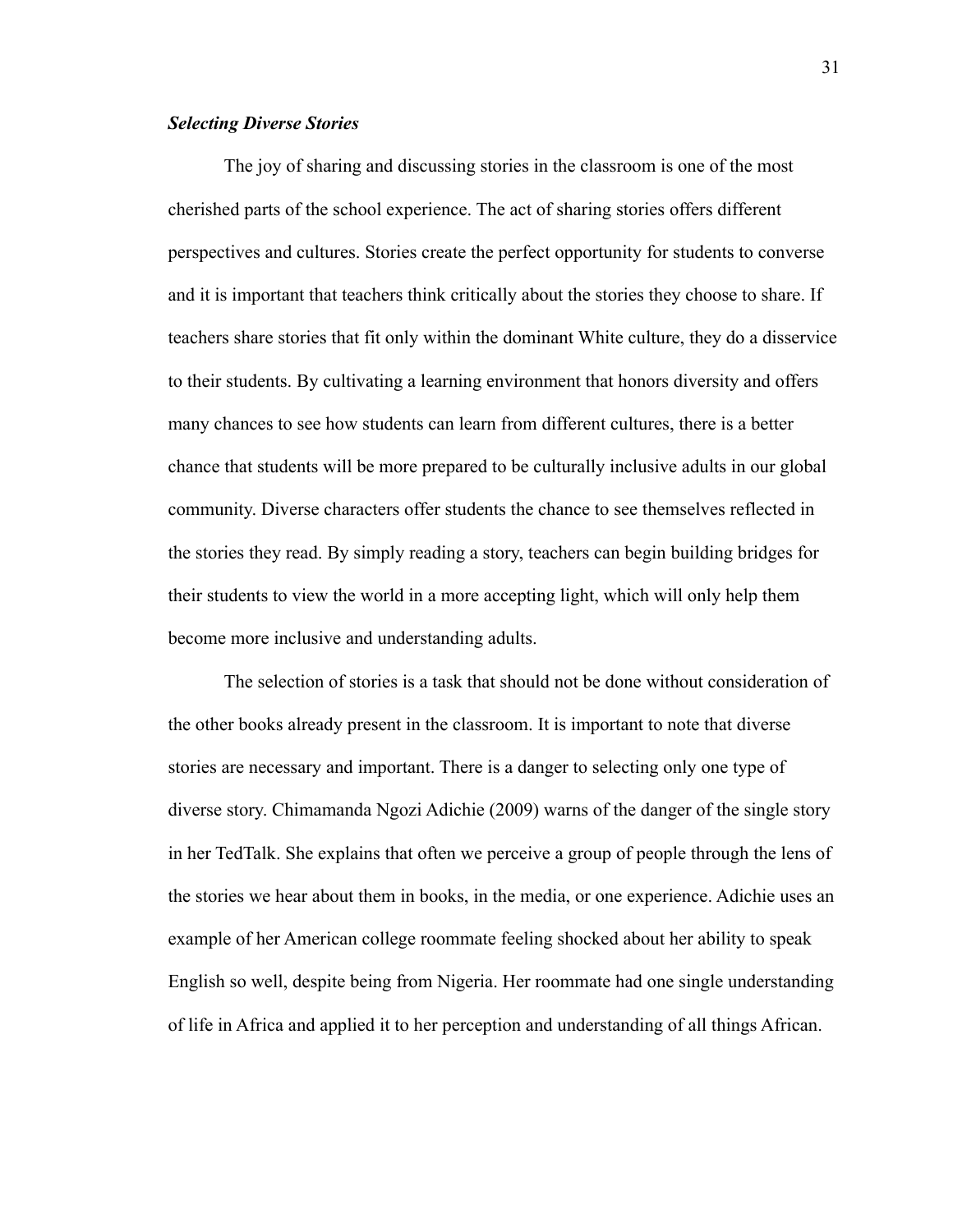### *Selecting Diverse Stories*

The joy of sharing and discussing stories in the classroom is one of the most cherished parts of the school experience. The act of sharing stories offers different perspectives and cultures. Stories create the perfect opportunity for students to converse and it is important that teachers think critically about the stories they choose to share. If teachers share stories that fit only within the dominant White culture, they do a disservice to their students. By cultivating a learning environment that honors diversity and offers many chances to see how students can learn from different cultures, there is a better chance that students will be more prepared to be culturally inclusive adults in our global community. Diverse characters offer students the chance to see themselves reflected in the stories they read. By simply reading a story, teachers can begin building bridges for their students to view the world in a more accepting light, which will only help them become more inclusive and understanding adults.

The selection of stories is a task that should not be done without consideration of the other books already present in the classroom. It is important to note that diverse stories are necessary and important. There is a danger to selecting only one type of diverse story. Chimamanda Ngozi Adichie (2009) warns of the danger of the single story in her TedTalk. She explains that often we perceive a group of people through the lens of the stories we hear about them in books, in the media, or one experience. Adichie uses an example of her American college roommate feeling shocked about her ability to speak English so well, despite being from Nigeria. Her roommate had one single understanding of life in Africa and applied it to her perception and understanding of all things African.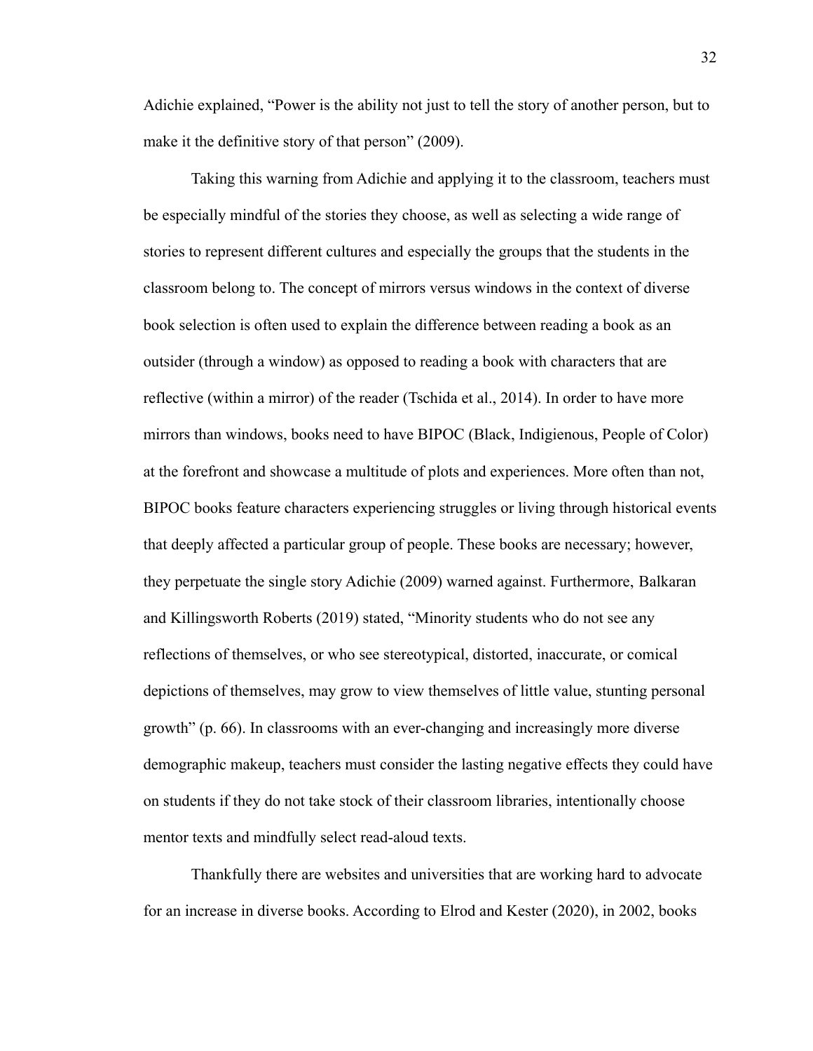Adichie explained, “Power is the ability not just to tell the story of another person, but to make it the definitive story of that person” (2009).

Taking this warning from Adichie and applying it to the classroom, teachers must be especially mindful of the stories they choose, as well as selecting a wide range of stories to represent different cultures and especially the groups that the students in the classroom belong to. The concept of mirrors versus windows in the context of diverse book selection is often used to explain the difference between reading a book as an outsider (through a window) as opposed to reading a book with characters that are reflective (within a mirror) of the reader (Tschida et al., 2014). In order to have more mirrors than windows, books need to have BIPOC (Black, Indigienous, People of Color) at the forefront and showcase a multitude of plots and experiences. More often than not, BIPOC books feature characters experiencing struggles or living through historical events that deeply affected a particular group of people. These books are necessary; however, they perpetuate the single story Adichie (2009) warned against. Furthermore, Balkaran and Killingsworth Roberts (2019) stated, “Minority students who do not see any reflections of themselves, or who see stereotypical, distorted, inaccurate, or comical depictions of themselves, may grow to view themselves of little value, stunting personal growth” (p. 66). In classrooms with an ever-changing and increasingly more diverse demographic makeup, teachers must consider the lasting negative effects they could have on students if they do not take stock of their classroom libraries, intentionally choose mentor texts and mindfully select read-aloud texts.

Thankfully there are websites and universities that are working hard to advocate for an increase in diverse books. According to Elrod and Kester (2020), in 2002, books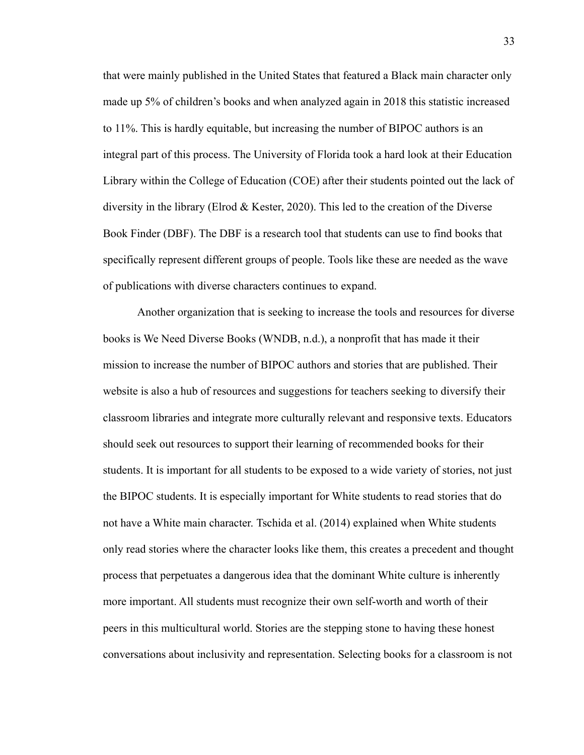that were mainly published in the United States that featured a Black main character only made up 5% of children's books and when analyzed again in 2018 this statistic increased to 11%. This is hardly equitable, but increasing the number of BIPOC authors is an integral part of this process. The University of Florida took a hard look at their Education Library within the College of Education (COE) after their students pointed out the lack of diversity in the library (Elrod & Kester, 2020). This led to the creation of the Diverse Book Finder (DBF). The DBF is a research tool that students can use to find books that specifically represent different groups of people. Tools like these are needed as the wave of publications with diverse characters continues to expand.

Another organization that is seeking to increase the tools and resources for diverse books is We Need Diverse Books (WNDB, n.d.), a nonprofit that has made it their mission to increase the number of BIPOC authors and stories that are published. Their website is also a hub of resources and suggestions for teachers seeking to diversify their classroom libraries and integrate more culturally relevant and responsive texts. Educators should seek out resources to support their learning of recommended books for their students. It is important for all students to be exposed to a wide variety of stories, not just the BIPOC students. It is especially important for White students to read stories that do not have a White main character. Tschida et al. (2014) explained when White students only read stories where the character looks like them, this creates a precedent and thought process that perpetuates a dangerous idea that the dominant White culture is inherently more important. All students must recognize their own self-worth and worth of their peers in this multicultural world. Stories are the stepping stone to having these honest conversations about inclusivity and representation. Selecting books for a classroom is not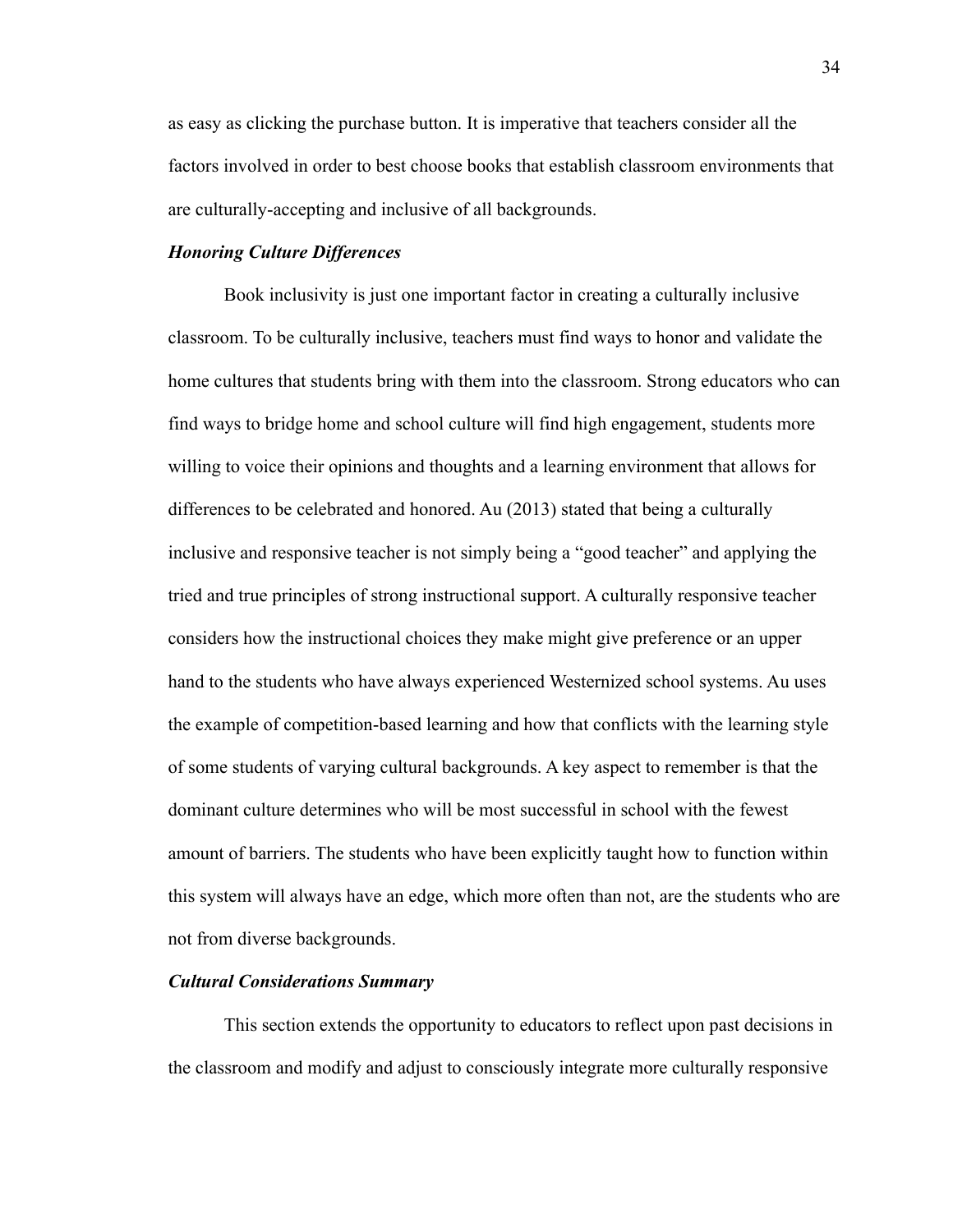as easy as clicking the purchase button. It is imperative that teachers consider all the factors involved in order to best choose books that establish classroom environments that are culturally-accepting and inclusive of all backgrounds.

### ***Honoring Culture Differences***

Book inclusivity is just one important factor in creating a culturally inclusive classroom. To be culturally inclusive, teachers must find ways to honor and validate the home cultures that students bring with them into the classroom. Strong educators who can find ways to bridge home and school culture will find high engagement, students more willing to voice their opinions and thoughts and a learning environment that allows for differences to be celebrated and honored. Au (2013) stated that being a culturally inclusive and responsive teacher is not simply being a "good teacher" and applying the tried and true principles of strong instructional support. A culturally responsive teacher considers how the instructional choices they make might give preference or an upper hand to the students who have always experienced Westernized school systems. Au uses the example of competition-based learning and how that conflicts with the learning style of some students of varying cultural backgrounds. A key aspect to remember is that the dominant culture determines who will be most successful in school with the fewest amount of barriers. The students who have been explicitly taught how to function within this system will always have an edge, which more often than not, are the students who are not from diverse backgrounds.

### ***Cultural Considerations Summary***

This section extends the opportunity to educators to reflect upon past decisions in the classroom and modify and adjust to consciously integrate more culturally responsive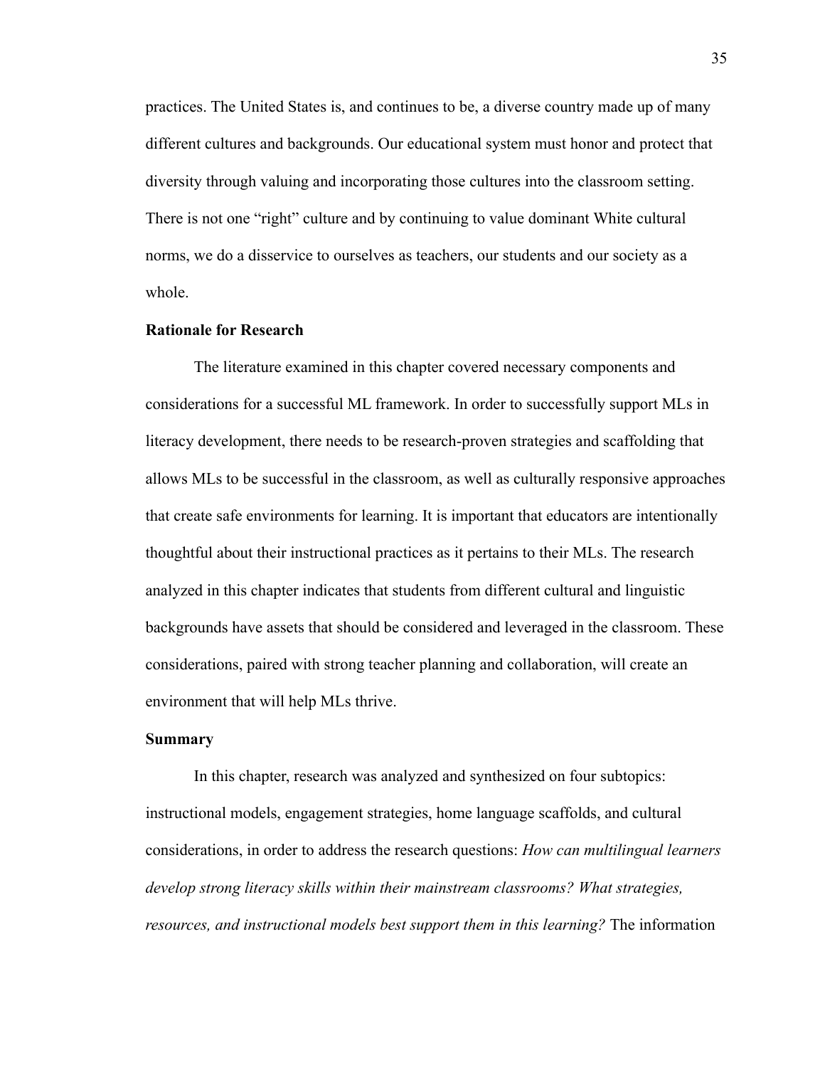practices. The United States is, and continues to be, a diverse country made up of many different cultures and backgrounds. Our educational system must honor and protect that diversity through valuing and incorporating those cultures into the classroom setting. There is not one "right" culture and by continuing to value dominant White cultural norms, we do a disservice to ourselves as teachers, our students and our society as a whole.

**Rationale for Research**

The literature examined in this chapter covered necessary components and considerations for a successful ML framework. In order to successfully support MLs in literacy development, there needs to be research-proven strategies and scaffolding that allows MLs to be successful in the classroom, as well as culturally responsive approaches that create safe environments for learning. It is important that educators are intentionally thoughtful about their instructional practices as it pertains to their MLs. The research analyzed in this chapter indicates that students from different cultural and linguistic backgrounds have assets that should be considered and leveraged in the classroom. These considerations, paired with strong teacher planning and collaboration, will create an environment that will help MLs thrive.

**Summary**

In this chapter, research was analyzed and synthesized on four subtopics: instructional models, engagement strategies, home language scaffolds, and cultural considerations, in order to address the research questions: *How can multilingual learners develop strong literacy skills within their mainstream classrooms? What strategies, resources, and instructional models best support them in this learning?* The information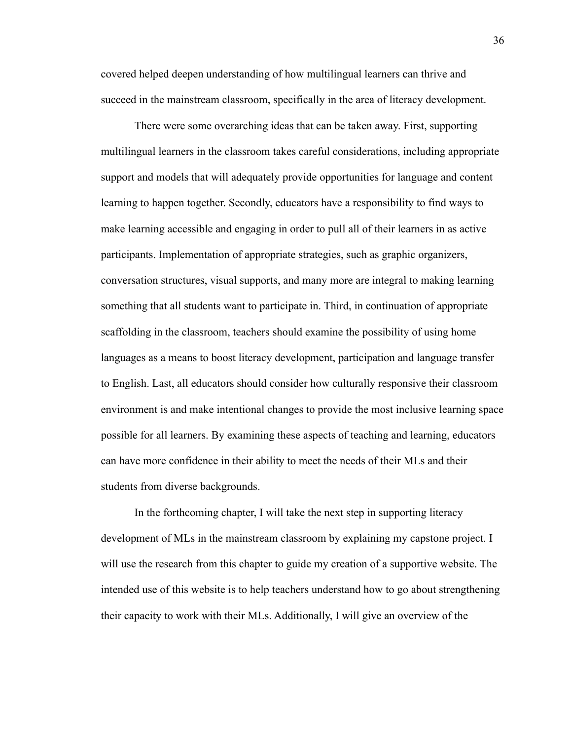covered helped deepen understanding of how multilingual learners can thrive and succeed in the mainstream classroom, specifically in the area of literacy development.

There were some overarching ideas that can be taken away. First, supporting multilingual learners in the classroom takes careful considerations, including appropriate support and models that will adequately provide opportunities for language and content learning to happen together. Secondly, educators have a responsibility to find ways to make learning accessible and engaging in order to pull all of their learners in as active participants. Implementation of appropriate strategies, such as graphic organizers, conversation structures, visual supports, and many more are integral to making learning something that all students want to participate in. Third, in continuation of appropriate scaffolding in the classroom, teachers should examine the possibility of using home languages as a means to boost literacy development, participation and language transfer to English. Last, all educators should consider how culturally responsive their classroom environment is and make intentional changes to provide the most inclusive learning space possible for all learners. By examining these aspects of teaching and learning, educators can have more confidence in their ability to meet the needs of their MLs and their students from diverse backgrounds.

In the forthcoming chapter, I will take the next step in supporting literacy development of MLs in the mainstream classroom by explaining my capstone project. I will use the research from this chapter to guide my creation of a supportive website. The intended use of this website is to help teachers understand how to go about strengthening their capacity to work with their MLs. Additionally, I will give an overview of the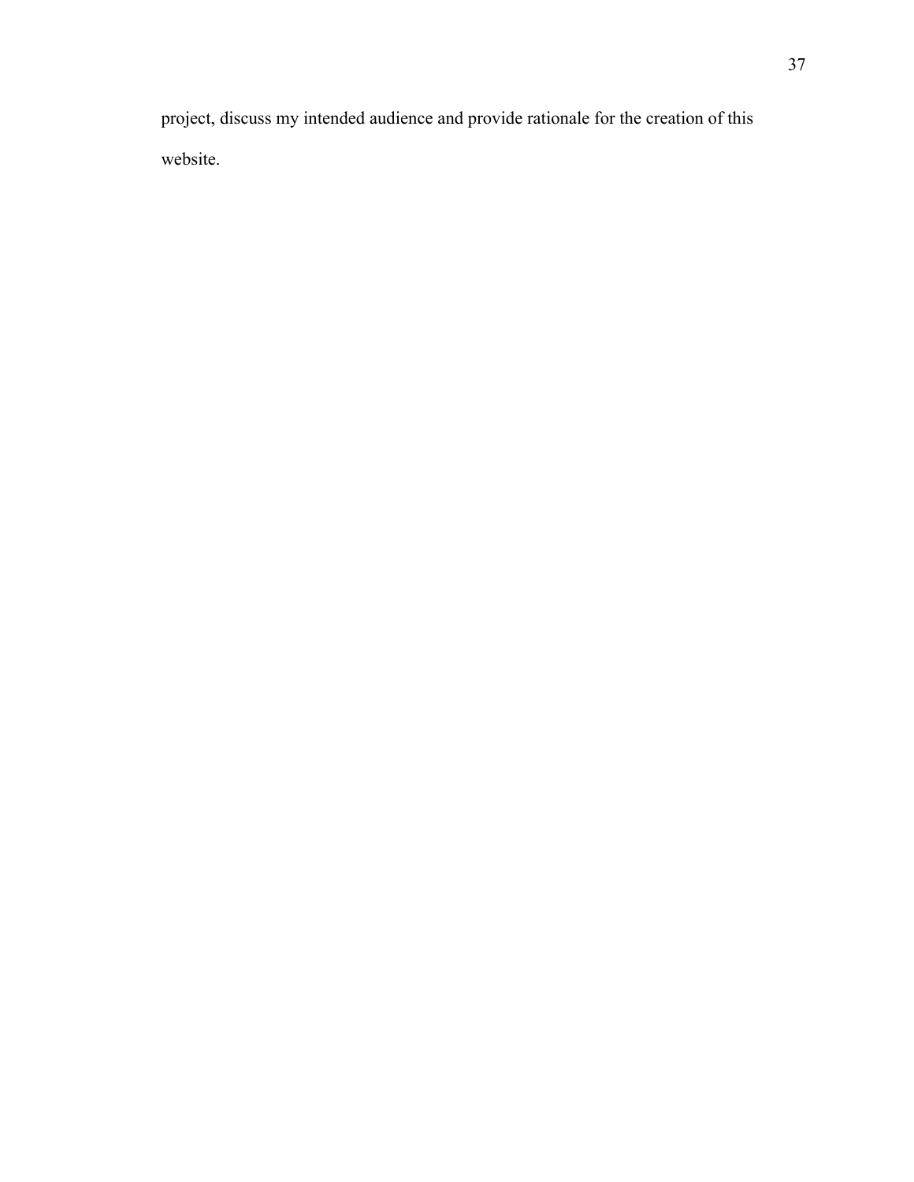project, discuss my intended audience and provide rationale for the creation of this website.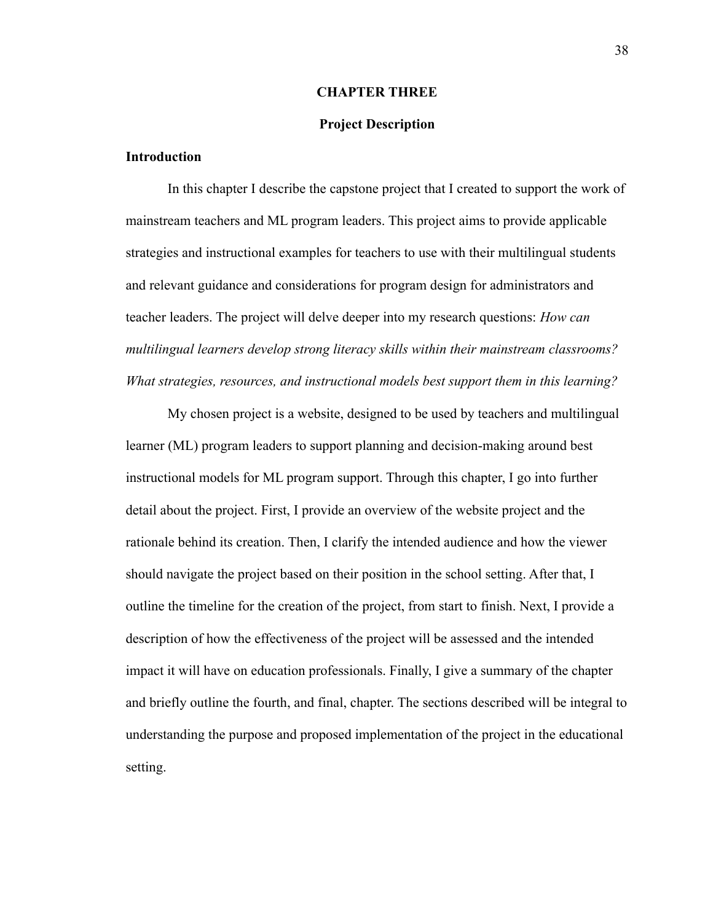# CHAPTER THREE

## Project Description

### Introduction

In this chapter I describe the capstone project that I created to support the work of mainstream teachers and ML program leaders. This project aims to provide applicable strategies and instructional examples for teachers to use with their multilingual students and relevant guidance and considerations for program design for administrators and teacher leaders. The project will delve deeper into my research questions: *How can multilingual learners develop strong literacy skills within their mainstream classrooms? What strategies, resources, and instructional models best support them in this learning?*

My chosen project is a website, designed to be used by teachers and multilingual learner (ML) program leaders to support planning and decision-making around best instructional models for ML program support. Through this chapter, I go into further detail about the project. First, I provide an overview of the website project and the rationale behind its creation. Then, I clarify the intended audience and how the viewer should navigate the project based on their position in the school setting. After that, I outline the timeline for the creation of the project, from start to finish. Next, I provide a description of how the effectiveness of the project will be assessed and the intended impact it will have on education professionals. Finally, I give a summary of the chapter and briefly outline the fourth, and final, chapter. The sections described will be integral to understanding the purpose and proposed implementation of the project in the educational setting.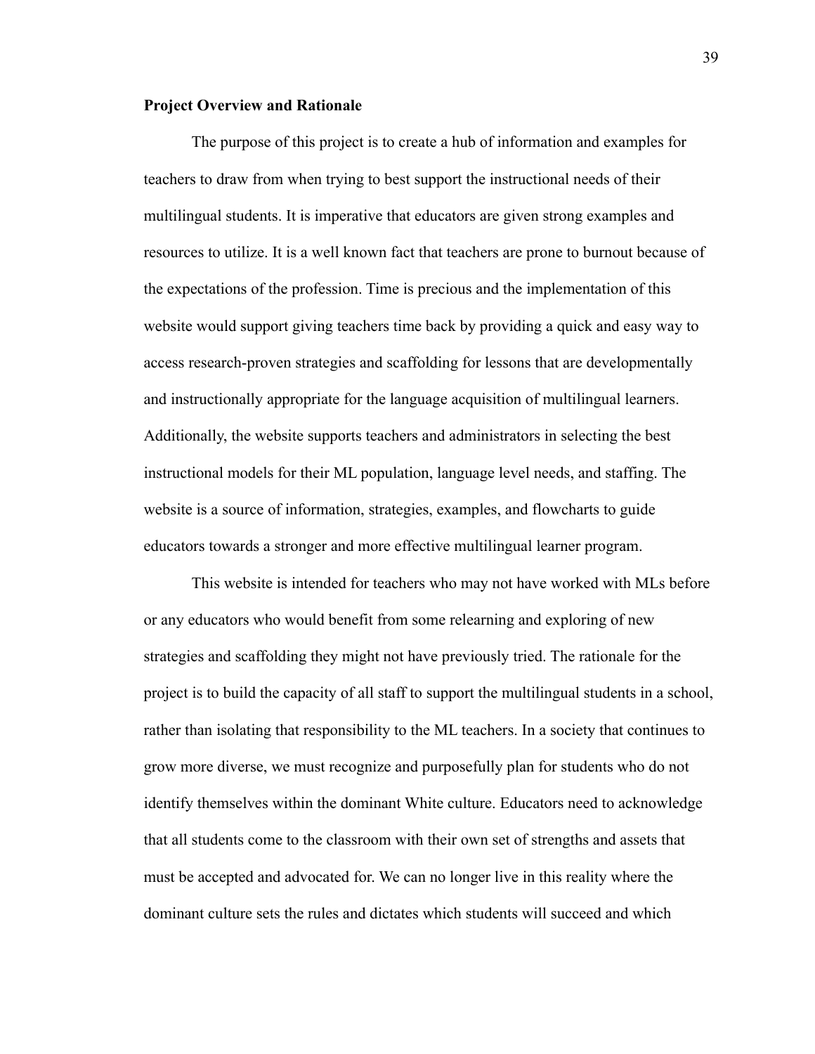**Project Overview and Rationale**

The purpose of this project is to create a hub of information and examples for teachers to draw from when trying to best support the instructional needs of their multilingual students. It is imperative that educators are given strong examples and resources to utilize. It is a well known fact that teachers are prone to burnout because of the expectations of the profession. Time is precious and the implementation of this website would support giving teachers time back by providing a quick and easy way to access research-proven strategies and scaffolding for lessons that are developmentally and instructionally appropriate for the language acquisition of multilingual learners. Additionally, the website supports teachers and administrators in selecting the best instructional models for their ML population, language level needs, and staffing. The website is a source of information, strategies, examples, and flowcharts to guide educators towards a stronger and more effective multilingual learner program.

This website is intended for teachers who may not have worked with MLs before or any educators who would benefit from some relearning and exploring of new strategies and scaffolding they might not have previously tried. The rationale for the project is to build the capacity of all staff to support the multilingual students in a school, rather than isolating that responsibility to the ML teachers. In a society that continues to grow more diverse, we must recognize and purposefully plan for students who do not identify themselves within the dominant White culture. Educators need to acknowledge that all students come to the classroom with their own set of strengths and assets that must be accepted and advocated for. We can no longer live in this reality where the dominant culture sets the rules and dictates which students will succeed and which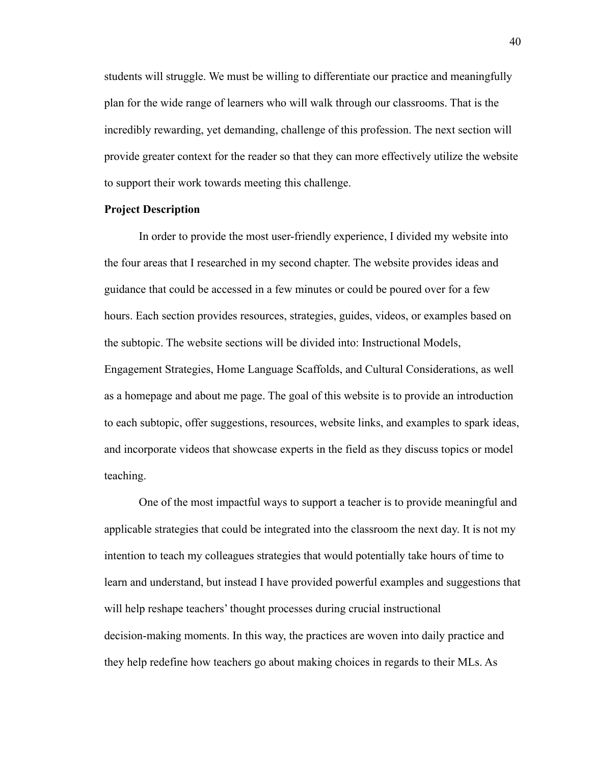students will struggle. We must be willing to differentiate our practice and meaningfully plan for the wide range of learners who will walk through our classrooms. That is the incredibly rewarding, yet demanding, challenge of this profession. The next section will provide greater context for the reader so that they can more effectively utilize the website to support their work towards meeting this challenge.

**Project Description**

In order to provide the most user-friendly experience, I divided my website into the four areas that I researched in my second chapter. The website provides ideas and guidance that could be accessed in a few minutes or could be poured over for a few hours. Each section provides resources, strategies, guides, videos, or examples based on the subtopic. The website sections will be divided into: Instructional Models, Engagement Strategies, Home Language Scaffolds, and Cultural Considerations, as well as a homepage and about me page. The goal of this website is to provide an introduction to each subtopic, offer suggestions, resources, website links, and examples to spark ideas, and incorporate videos that showcase experts in the field as they discuss topics or model teaching.

One of the most impactful ways to support a teacher is to provide meaningful and applicable strategies that could be integrated into the classroom the next day. It is not my intention to teach my colleagues strategies that would potentially take hours of time to learn and understand, but instead I have provided powerful examples and suggestions that will help reshape teachers' thought processes during crucial instructional decision-making moments. In this way, the practices are woven into daily practice and they help redefine how teachers go about making choices in regards to their MLs. As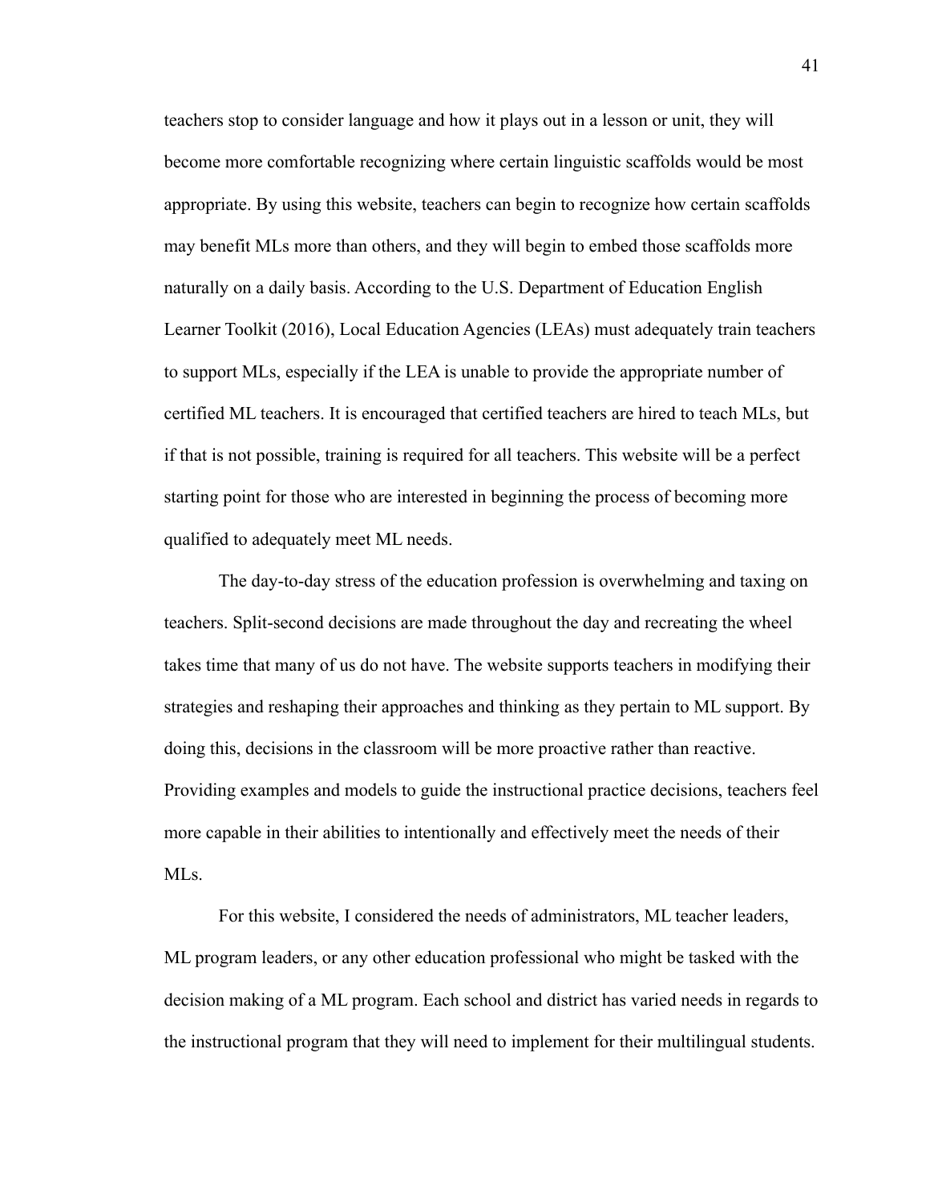teachers stop to consider language and how it plays out in a lesson or unit, they will become more comfortable recognizing where certain linguistic scaffolds would be most appropriate. By using this website, teachers can begin to recognize how certain scaffolds may benefit MLs more than others, and they will begin to embed those scaffolds more naturally on a daily basis. According to the U.S. Department of Education English Learner Toolkit (2016), Local Education Agencies (LEAs) must adequately train teachers to support MLs, especially if the LEA is unable to provide the appropriate number of certified ML teachers. It is encouraged that certified teachers are hired to teach MLs, but if that is not possible, training is required for all teachers. This website will be a perfect starting point for those who are interested in beginning the process of becoming more qualified to adequately meet ML needs.

The day-to-day stress of the education profession is overwhelming and taxing on teachers. Split-second decisions are made throughout the day and recreating the wheel takes time that many of us do not have. The website supports teachers in modifying their strategies and reshaping their approaches and thinking as they pertain to ML support. By doing this, decisions in the classroom will be more proactive rather than reactive. Providing examples and models to guide the instructional practice decisions, teachers feel more capable in their abilities to intentionally and effectively meet the needs of their MLs.

For this website, I considered the needs of administrators, ML teacher leaders, ML program leaders, or any other education professional who might be tasked with the decision making of a ML program. Each school and district has varied needs in regards to the instructional program that they will need to implement for their multilingual students.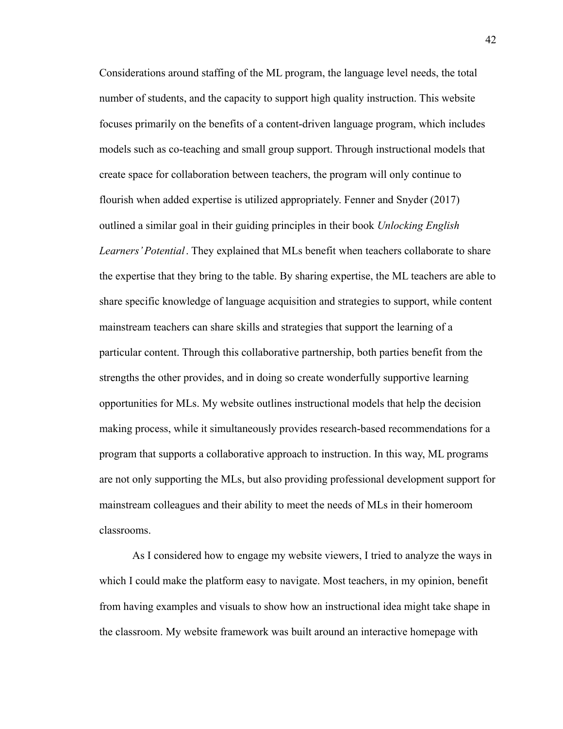Considerations around staffing of the ML program, the language level needs, the total number of students, and the capacity to support high quality instruction. This website focuses primarily on the benefits of a content-driven language program, which includes models such as co-teaching and small group support. Through instructional models that create space for collaboration between teachers, the program will only continue to flourish when added expertise is utilized appropriately. Fenner and Snyder (2017) outlined a similar goal in their guiding principles in their book *Unlocking English Learners' Potential*. They explained that MLs benefit when teachers collaborate to share the expertise that they bring to the table. By sharing expertise, the ML teachers are able to share specific knowledge of language acquisition and strategies to support, while content mainstream teachers can share skills and strategies that support the learning of a particular content. Through this collaborative partnership, both parties benefit from the strengths the other provides, and in doing so create wonderfully supportive learning opportunities for MLs. My website outlines instructional models that help the decision making process, while it simultaneously provides research-based recommendations for a program that supports a collaborative approach to instruction. In this way, ML programs are not only supporting the MLs, but also providing professional development support for mainstream colleagues and their ability to meet the needs of MLs in their homeroom classrooms.

As I considered how to engage my website viewers, I tried to analyze the ways in which I could make the platform easy to navigate. Most teachers, in my opinion, benefit from having examples and visuals to show how an instructional idea might take shape in the classroom. My website framework was built around an interactive homepage with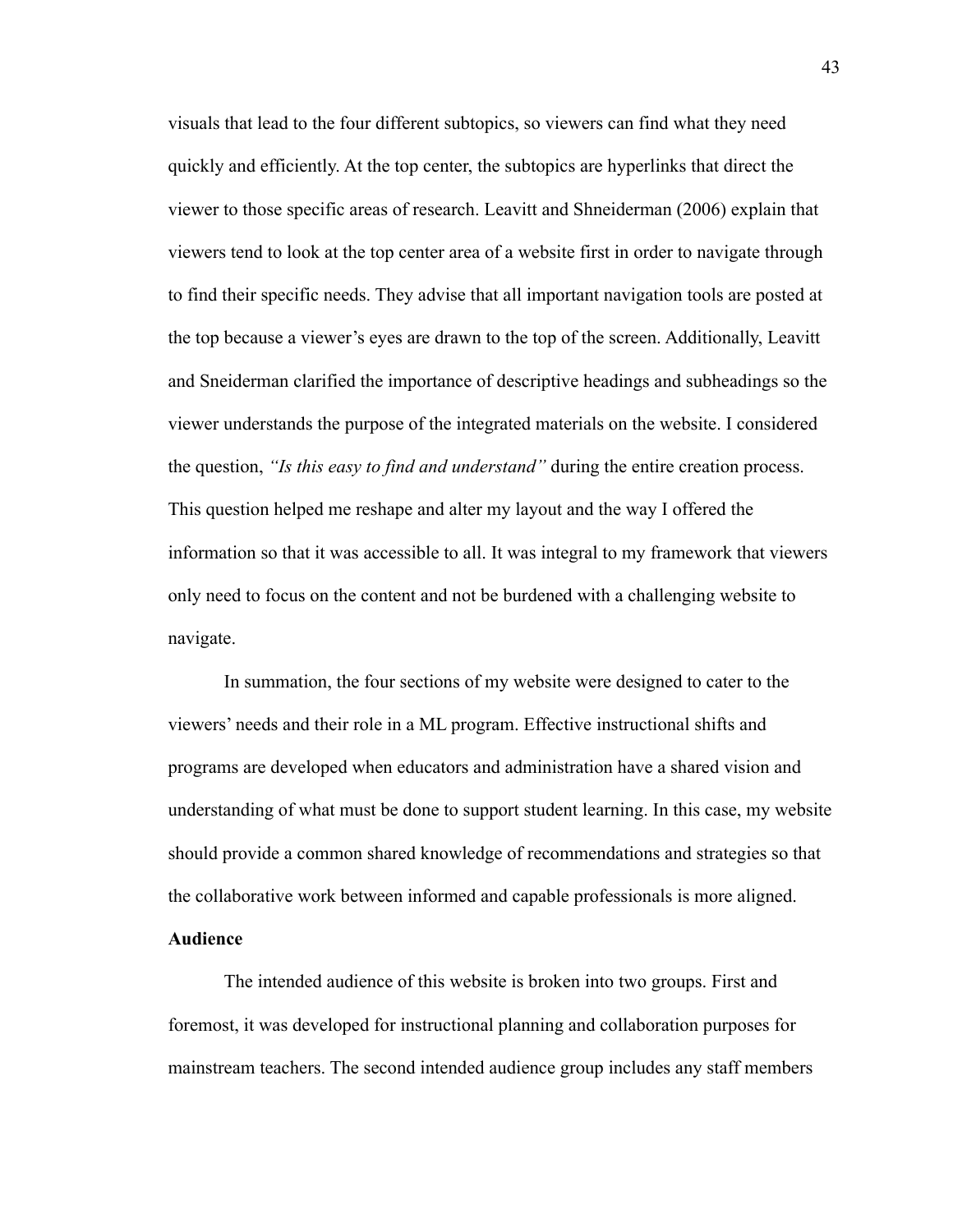visuals that lead to the four different subtopics, so viewers can find what they need quickly and efficiently. At the top center, the subtopics are hyperlinks that direct the viewer to those specific areas of research. Leavitt and Shneiderman (2006) explain that viewers tend to look at the top center area of a website first in order to navigate through to find their specific needs. They advise that all important navigation tools are posted at the top because a viewer's eyes are drawn to the top of the screen. Additionally, Leavitt and Sneiderman clarified the importance of descriptive headings and subheadings so the viewer understands the purpose of the integrated materials on the website. I considered the question, *"Is this easy to find and understand"* during the entire creation process. This question helped me reshape and alter my layout and the way I offered the information so that it was accessible to all. It was integral to my framework that viewers only need to focus on the content and not be burdened with a challenging website to navigate.

In summation, the four sections of my website were designed to cater to the viewers' needs and their role in a ML program. Effective instructional shifts and programs are developed when educators and administration have a shared vision and understanding of what must be done to support student learning. In this case, my website should provide a common shared knowledge of recommendations and strategies so that the collaborative work between informed and capable professionals is more aligned.

**Audience**

The intended audience of this website is broken into two groups. First and foremost, it was developed for instructional planning and collaboration purposes for mainstream teachers. The second intended audience group includes any staff members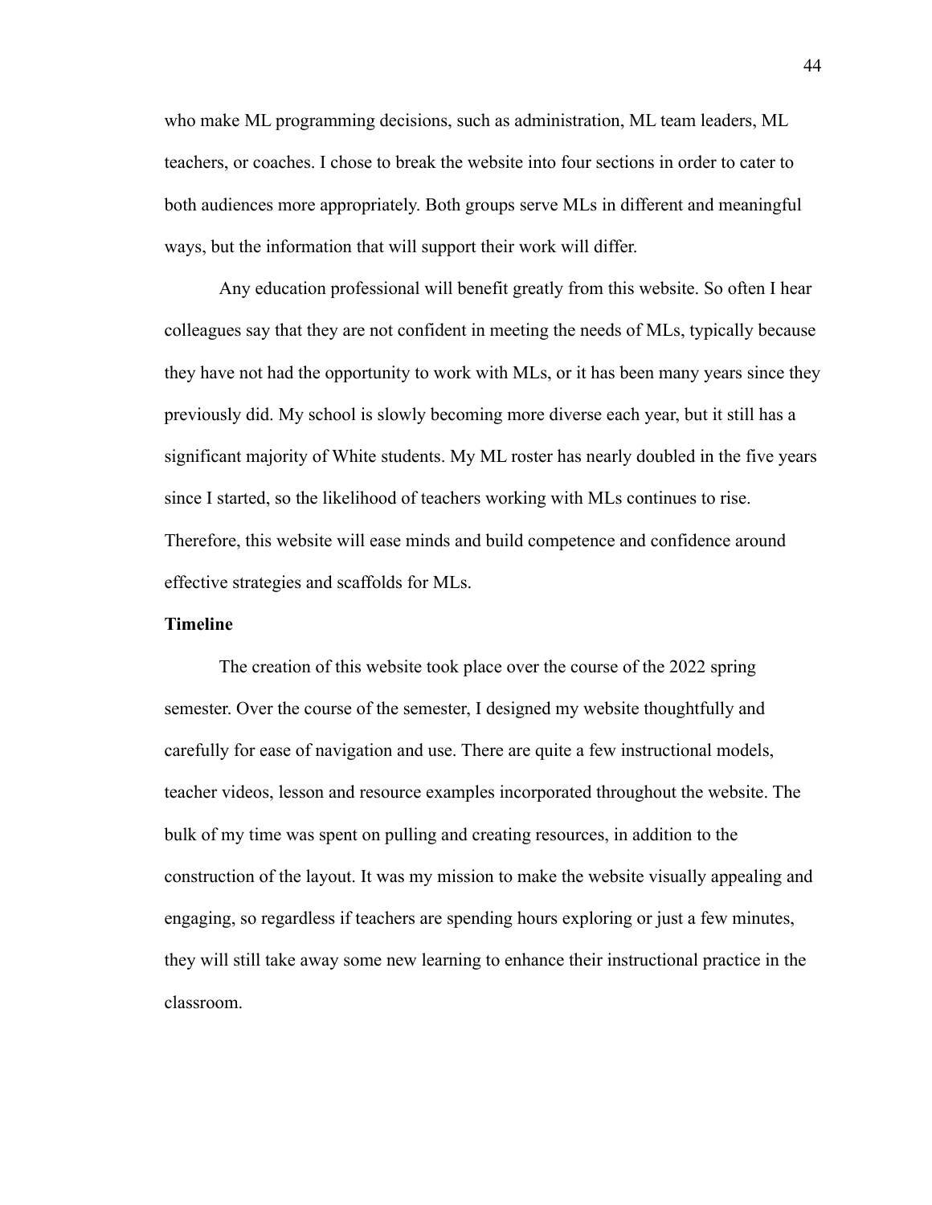who make ML programming decisions, such as administration, ML team leaders, ML teachers, or coaches. I chose to break the website into four sections in order to cater to both audiences more appropriately. Both groups serve MLs in different and meaningful ways, but the information that will support their work will differ.

Any education professional will benefit greatly from this website. So often I hear colleagues say that they are not confident in meeting the needs of MLs, typically because they have not had the opportunity to work with MLs, or it has been many years since they previously did. My school is slowly becoming more diverse each year, but it still has a significant majority of White students. My ML roster has nearly doubled in the five years since I started, so the likelihood of teachers working with MLs continues to rise. Therefore, this website will ease minds and build competence and confidence around effective strategies and scaffolds for MLs.

**Timeline**

The creation of this website took place over the course of the 2022 spring semester. Over the course of the semester, I designed my website thoughtfully and carefully for ease of navigation and use. There are quite a few instructional models, teacher videos, lesson and resource examples incorporated throughout the website. The bulk of my time was spent on pulling and creating resources, in addition to the construction of the layout. It was my mission to make the website visually appealing and engaging, so regardless if teachers are spending hours exploring or just a few minutes, they will still take away some new learning to enhance their instructional practice in the classroom.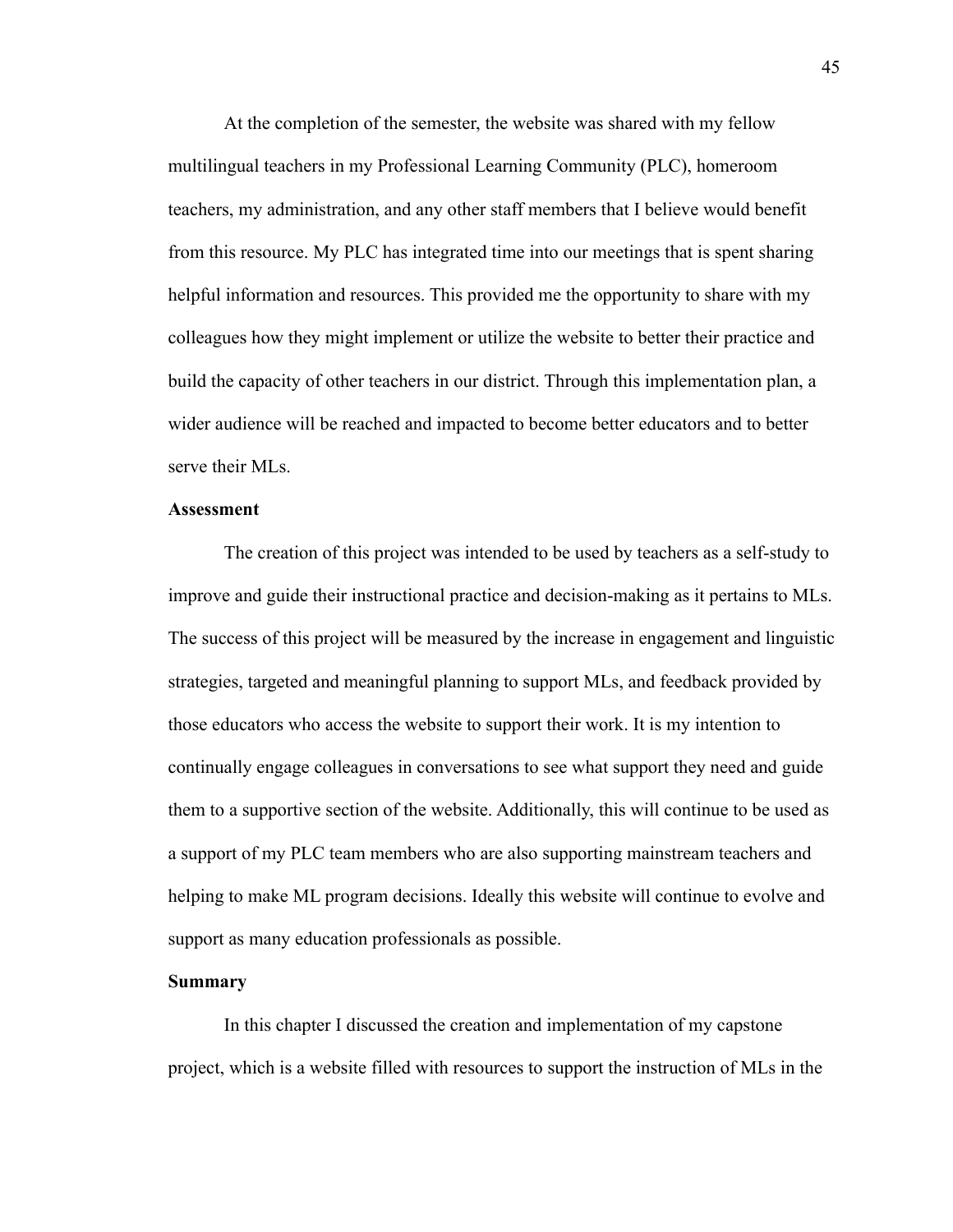At the completion of the semester, the website was shared with my fellow multilingual teachers in my Professional Learning Community (PLC), homeroom teachers, my administration, and any other staff members that I believe would benefit from this resource. My PLC has integrated time into our meetings that is spent sharing helpful information and resources. This provided me the opportunity to share with my colleagues how they might implement or utilize the website to better their practice and build the capacity of other teachers in our district. Through this implementation plan, a wider audience will be reached and impacted to become better educators and to better serve their MLs.

**Assessment**

The creation of this project was intended to be used by teachers as a self-study to improve and guide their instructional practice and decision-making as it pertains to MLs. The success of this project will be measured by the increase in engagement and linguistic strategies, targeted and meaningful planning to support MLs, and feedback provided by those educators who access the website to support their work. It is my intention to continually engage colleagues in conversations to see what support they need and guide them to a supportive section of the website. Additionally, this will continue to be used as a support of my PLC team members who are also supporting mainstream teachers and helping to make ML program decisions. Ideally this website will continue to evolve and support as many education professionals as possible.

**Summary**

In this chapter I discussed the creation and implementation of my capstone project, which is a website filled with resources to support the instruction of MLs in the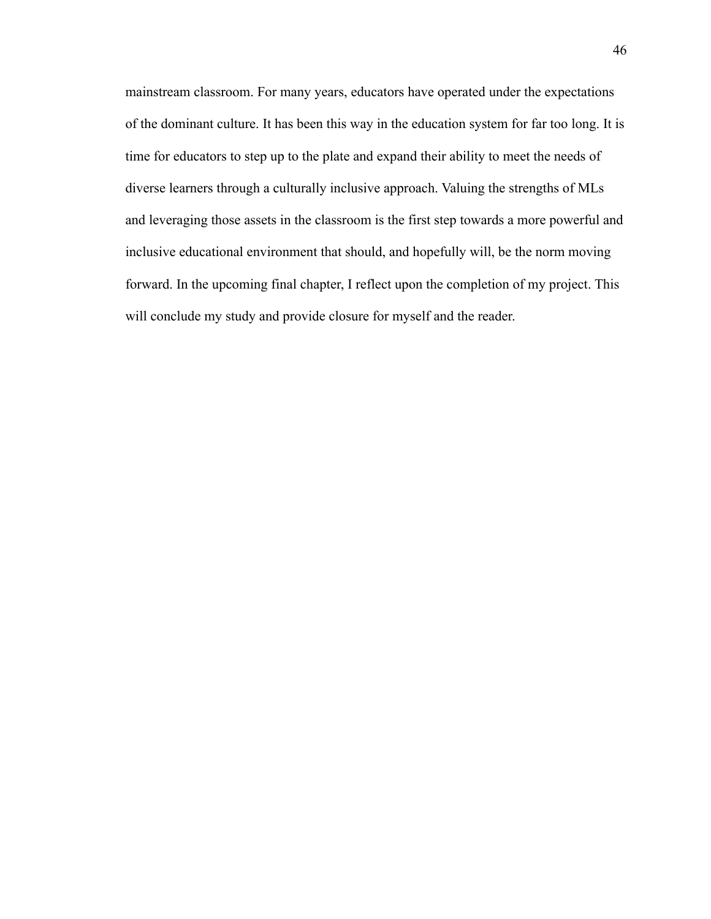mainstream classroom. For many years, educators have operated under the expectations of the dominant culture. It has been this way in the education system for far too long. It is time for educators to step up to the plate and expand their ability to meet the needs of diverse learners through a culturally inclusive approach. Valuing the strengths of MLs and leveraging those assets in the classroom is the first step towards a more powerful and inclusive educational environment that should, and hopefully will, be the norm moving forward. In the upcoming final chapter, I reflect upon the completion of my project. This will conclude my study and provide closure for myself and the reader.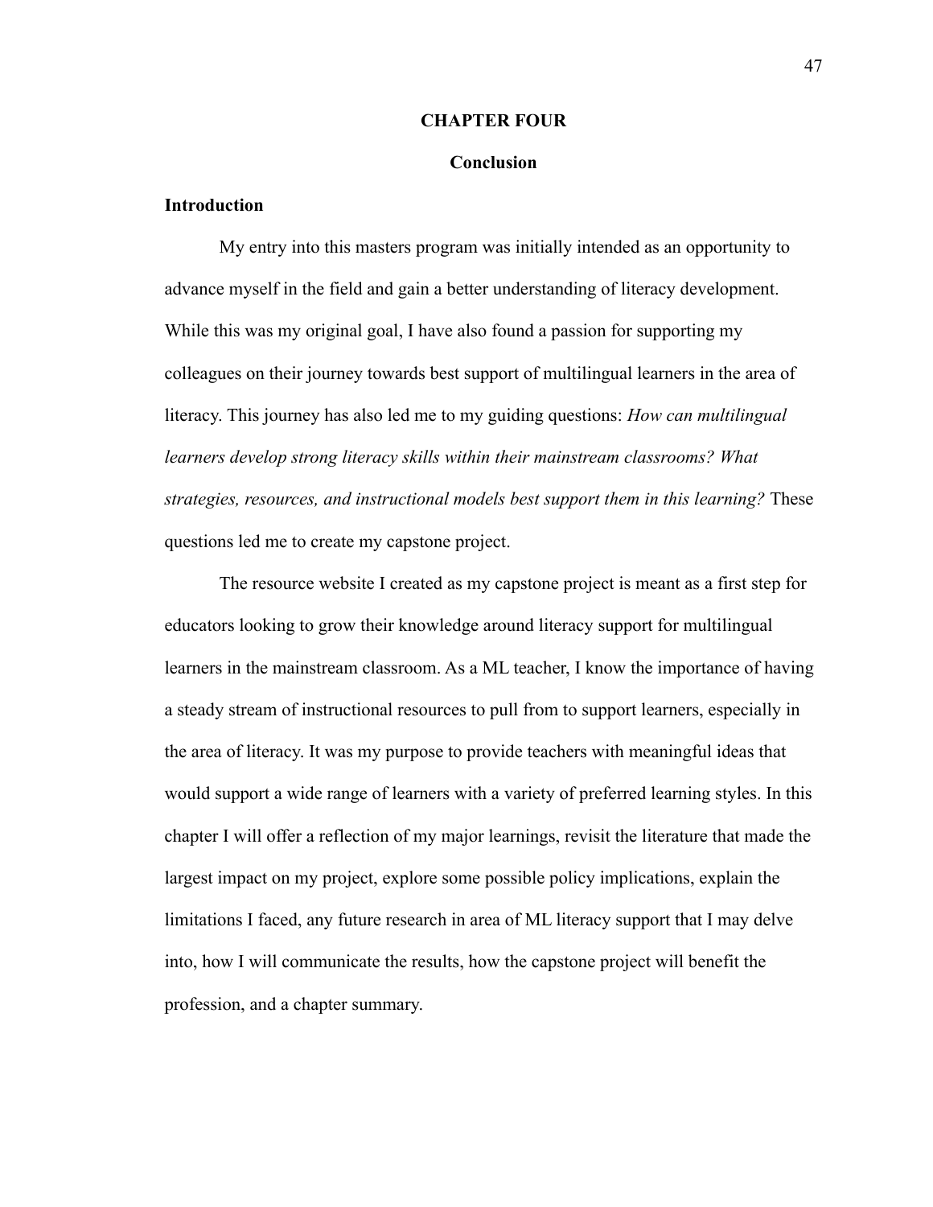# CHAPTER FOUR

## Conclusion

### Introduction

My entry into this masters program was initially intended as an opportunity to advance myself in the field and gain a better understanding of literacy development. While this was my original goal, I have also found a passion for supporting my colleagues on their journey towards best support of multilingual learners in the area of literacy. This journey has also led me to my guiding questions: *How can multilingual learners develop strong literacy skills within their mainstream classrooms? What strategies, resources, and instructional models best support them in this learning?* These questions led me to create my capstone project.

The resource website I created as my capstone project is meant as a first step for educators looking to grow their knowledge around literacy support for multilingual learners in the mainstream classroom. As a ML teacher, I know the importance of having a steady stream of instructional resources to pull from to support learners, especially in the area of literacy. It was my purpose to provide teachers with meaningful ideas that would support a wide range of learners with a variety of preferred learning styles. In this chapter I will offer a reflection of my major learnings, revisit the literature that made the largest impact on my project, explore some possible policy implications, explain the limitations I faced, any future research in area of ML literacy support that I may delve into, how I will communicate the results, how the capstone project will benefit the profession, and a chapter summary.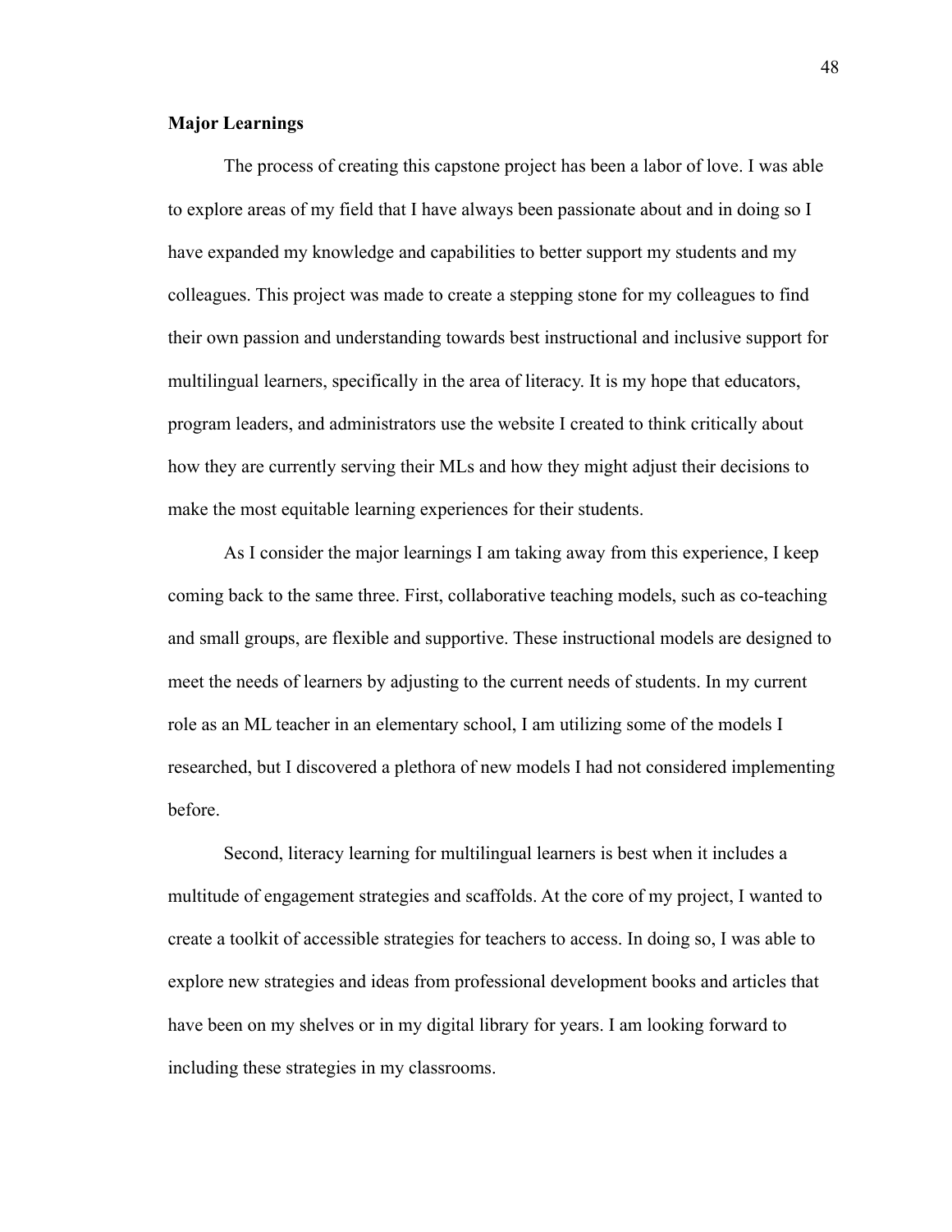## Major Learnings

The process of creating this capstone project has been a labor of love. I was able to explore areas of my field that I have always been passionate about and in doing so I have expanded my knowledge and capabilities to better support my students and my colleagues. This project was made to create a stepping stone for my colleagues to find their own passion and understanding towards best instructional and inclusive support for multilingual learners, specifically in the area of literacy. It is my hope that educators, program leaders, and administrators use the website I created to think critically about how they are currently serving their MLs and how they might adjust their decisions to make the most equitable learning experiences for their students.

As I consider the major learnings I am taking away from this experience, I keep coming back to the same three. First, collaborative teaching models, such as co-teaching and small groups, are flexible and supportive. These instructional models are designed to meet the needs of learners by adjusting to the current needs of students. In my current role as an ML teacher in an elementary school, I am utilizing some of the models I researched, but I discovered a plethora of new models I had not considered implementing before.

Second, literacy learning for multilingual learners is best when it includes a multitude of engagement strategies and scaffolds. At the core of my project, I wanted to create a toolkit of accessible strategies for teachers to access. In doing so, I was able to explore new strategies and ideas from professional development books and articles that have been on my shelves or in my digital library for years. I am looking forward to including these strategies in my classrooms.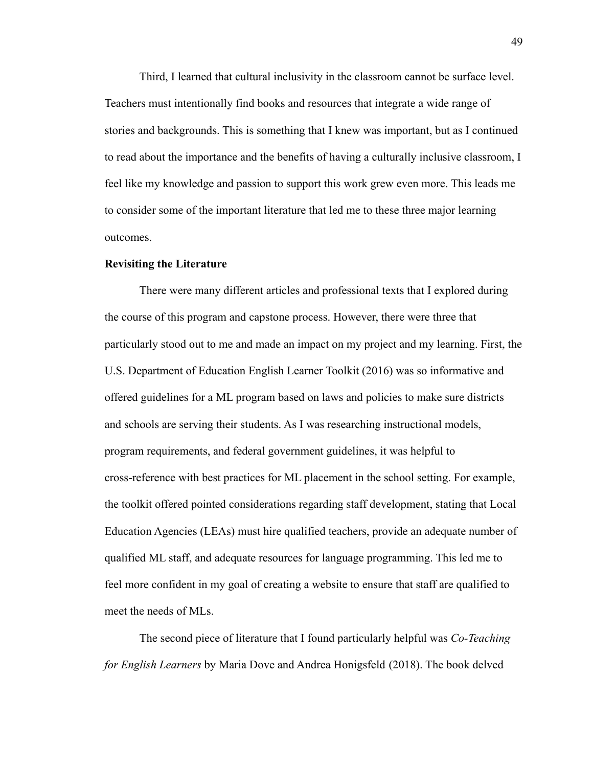Third, I learned that cultural inclusivity in the classroom cannot be surface level. Teachers must intentionally find books and resources that integrate a wide range of stories and backgrounds. This is something that I knew was important, but as I continued to read about the importance and the benefits of having a culturally inclusive classroom, I feel like my knowledge and passion to support this work grew even more. This leads me to consider some of the important literature that led me to these three major learning outcomes.

**Revisiting the Literature**

There were many different articles and professional texts that I explored during the course of this program and capstone process. However, there were three that particularly stood out to me and made an impact on my project and my learning. First, the U.S. Department of Education English Learner Toolkit (2016) was so informative and offered guidelines for a ML program based on laws and policies to make sure districts and schools are serving their students. As I was researching instructional models, program requirements, and federal government guidelines, it was helpful to cross-reference with best practices for ML placement in the school setting. For example, the toolkit offered pointed considerations regarding staff development, stating that Local Education Agencies (LEAs) must hire qualified teachers, provide an adequate number of qualified ML staff, and adequate resources for language programming. This led me to feel more confident in my goal of creating a website to ensure that staff are qualified to meet the needs of MLs.

The second piece of literature that I found particularly helpful was *Co-Teaching for English Learners* by Maria Dove and Andrea Honigsfeld (2018). The book delved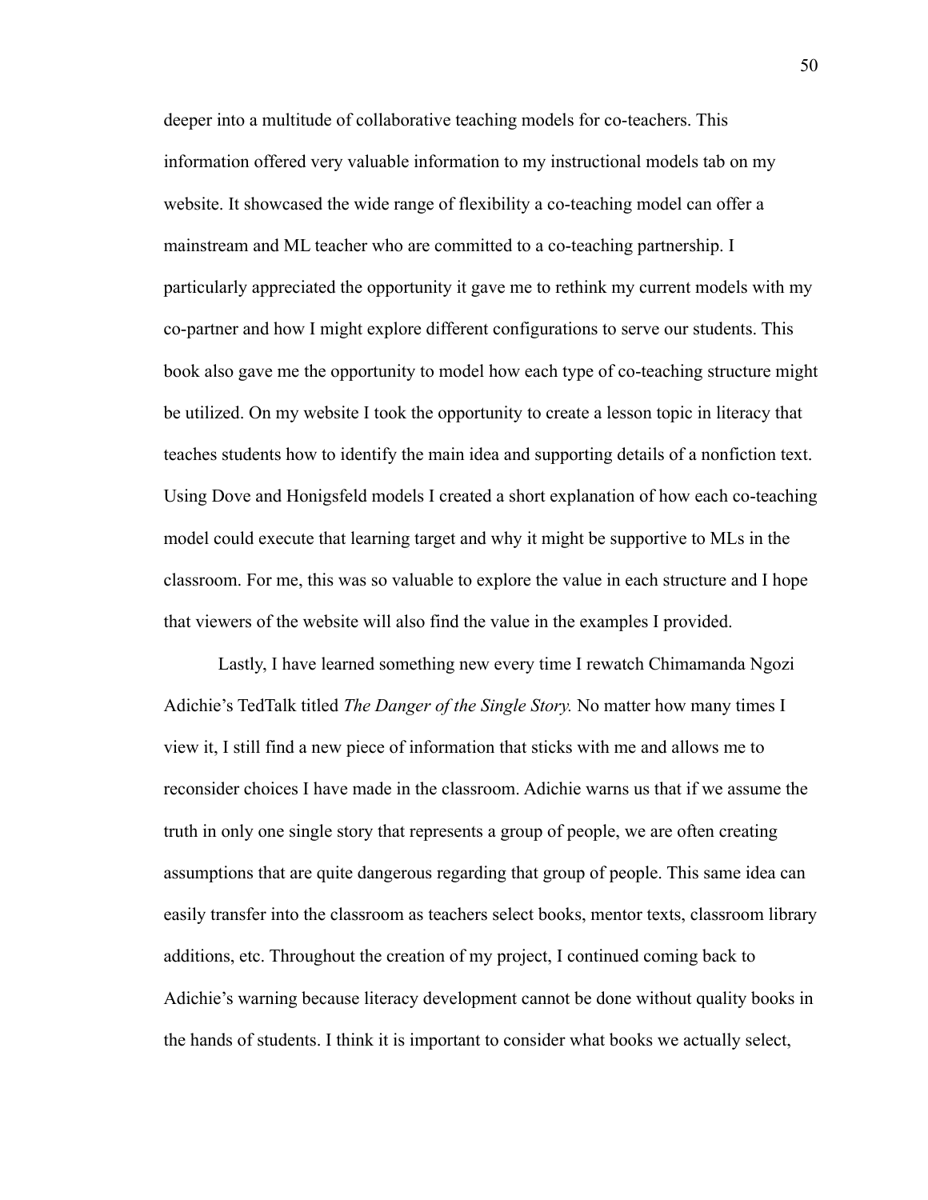deeper into a multitude of collaborative teaching models for co-teachers. This information offered very valuable information to my instructional models tab on my website. It showcased the wide range of flexibility a co-teaching model can offer a mainstream and ML teacher who are committed to a co-teaching partnership. I particularly appreciated the opportunity it gave me to rethink my current models with my co-partner and how I might explore different configurations to serve our students. This book also gave me the opportunity to model how each type of co-teaching structure might be utilized. On my website I took the opportunity to create a lesson topic in literacy that teaches students how to identify the main idea and supporting details of a nonfiction text. Using Dove and Honigsfeld models I created a short explanation of how each co-teaching model could execute that learning target and why it might be supportive to MLs in the classroom. For me, this was so valuable to explore the value in each structure and I hope that viewers of the website will also find the value in the examples I provided.

Lastly, I have learned something new every time I rewatch Chimamanda Ngozi Adichie's TedTalk titled *The Danger of the Single Story.* No matter how many times I view it, I still find a new piece of information that sticks with me and allows me to reconsider choices I have made in the classroom. Adichie warns us that if we assume the truth in only one single story that represents a group of people, we are often creating assumptions that are quite dangerous regarding that group of people. This same idea can easily transfer into the classroom as teachers select books, mentor texts, classroom library additions, etc. Throughout the creation of my project, I continued coming back to Adichie's warning because literacy development cannot be done without quality books in the hands of students. I think it is important to consider what books we actually select,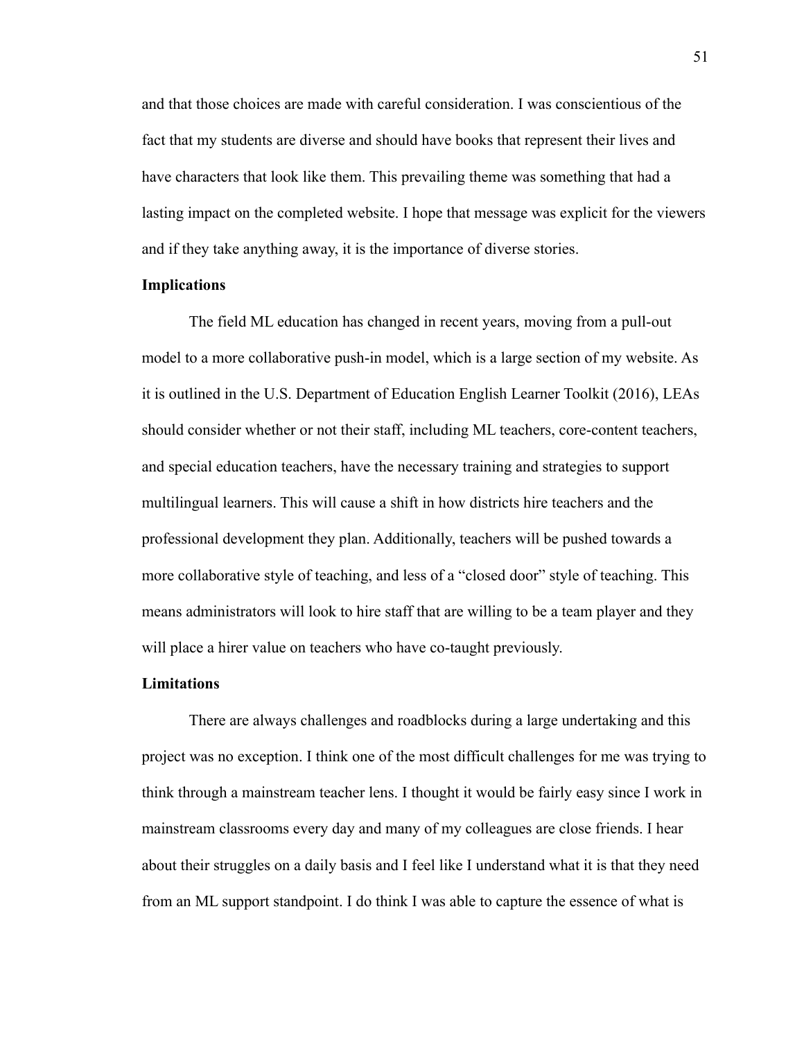and that those choices are made with careful consideration. I was conscientious of the fact that my students are diverse and should have books that represent their lives and have characters that look like them. This prevailing theme was something that had a lasting impact on the completed website. I hope that message was explicit for the viewers and if they take anything away, it is the importance of diverse stories.

## Implications

The field ML education has changed in recent years, moving from a pull-out model to a more collaborative push-in model, which is a large section of my website. As it is outlined in the U.S. Department of Education English Learner Toolkit (2016), LEAs should consider whether or not their staff, including ML teachers, core-content teachers, and special education teachers, have the necessary training and strategies to support multilingual learners. This will cause a shift in how districts hire teachers and the professional development they plan. Additionally, teachers will be pushed towards a more collaborative style of teaching, and less of a "closed door" style of teaching. This means administrators will look to hire staff that are willing to be a team player and they will place a hirer value on teachers who have co-taught previously.

## Limitations

There are always challenges and roadblocks during a large undertaking and this project was no exception. I think one of the most difficult challenges for me was trying to think through a mainstream teacher lens. I thought it would be fairly easy since I work in mainstream classrooms every day and many of my colleagues are close friends. I hear about their struggles on a daily basis and I feel like I understand what it is that they need from an ML support standpoint. I do think I was able to capture the essence of what is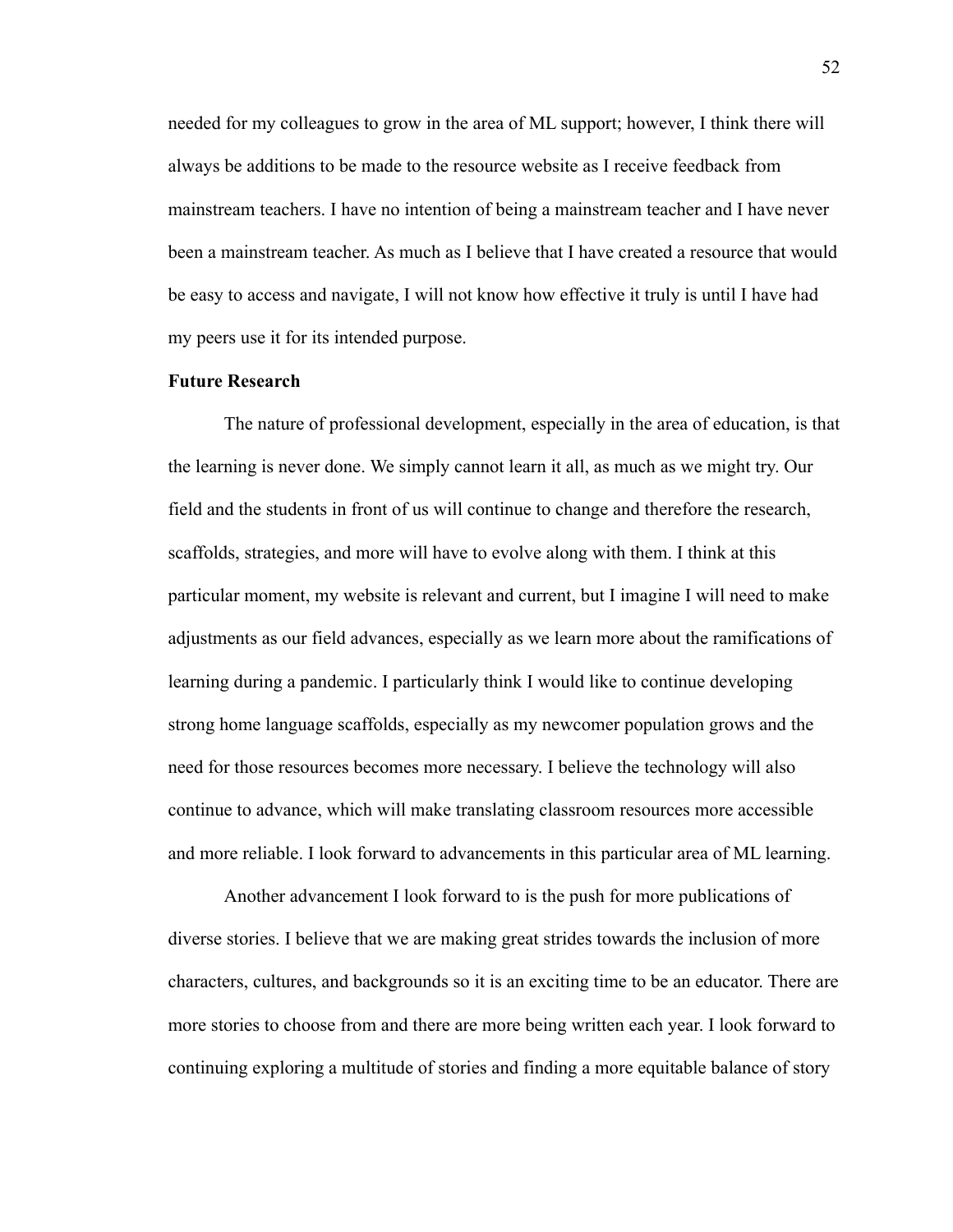needed for my colleagues to grow in the area of ML support; however, I think there will always be additions to be made to the resource website as I receive feedback from mainstream teachers. I have no intention of being a mainstream teacher and I have never been a mainstream teacher. As much as I believe that I have created a resource that would be easy to access and navigate, I will not know how effective it truly is until I have had my peers use it for its intended purpose.

**Future Research**

The nature of professional development, especially in the area of education, is that the learning is never done. We simply cannot learn it all, as much as we might try. Our field and the students in front of us will continue to change and therefore the research, scaffolds, strategies, and more will have to evolve along with them. I think at this particular moment, my website is relevant and current, but I imagine I will need to make adjustments as our field advances, especially as we learn more about the ramifications of learning during a pandemic. I particularly think I would like to continue developing strong home language scaffolds, especially as my newcomer population grows and the need for those resources becomes more necessary. I believe the technology will also continue to advance, which will make translating classroom resources more accessible and more reliable. I look forward to advancements in this particular area of ML learning.

Another advancement I look forward to is the push for more publications of diverse stories. I believe that we are making great strides towards the inclusion of more characters, cultures, and backgrounds so it is an exciting time to be an educator. There are more stories to choose from and there are more being written each year. I look forward to continuing exploring a multitude of stories and finding a more equitable balance of story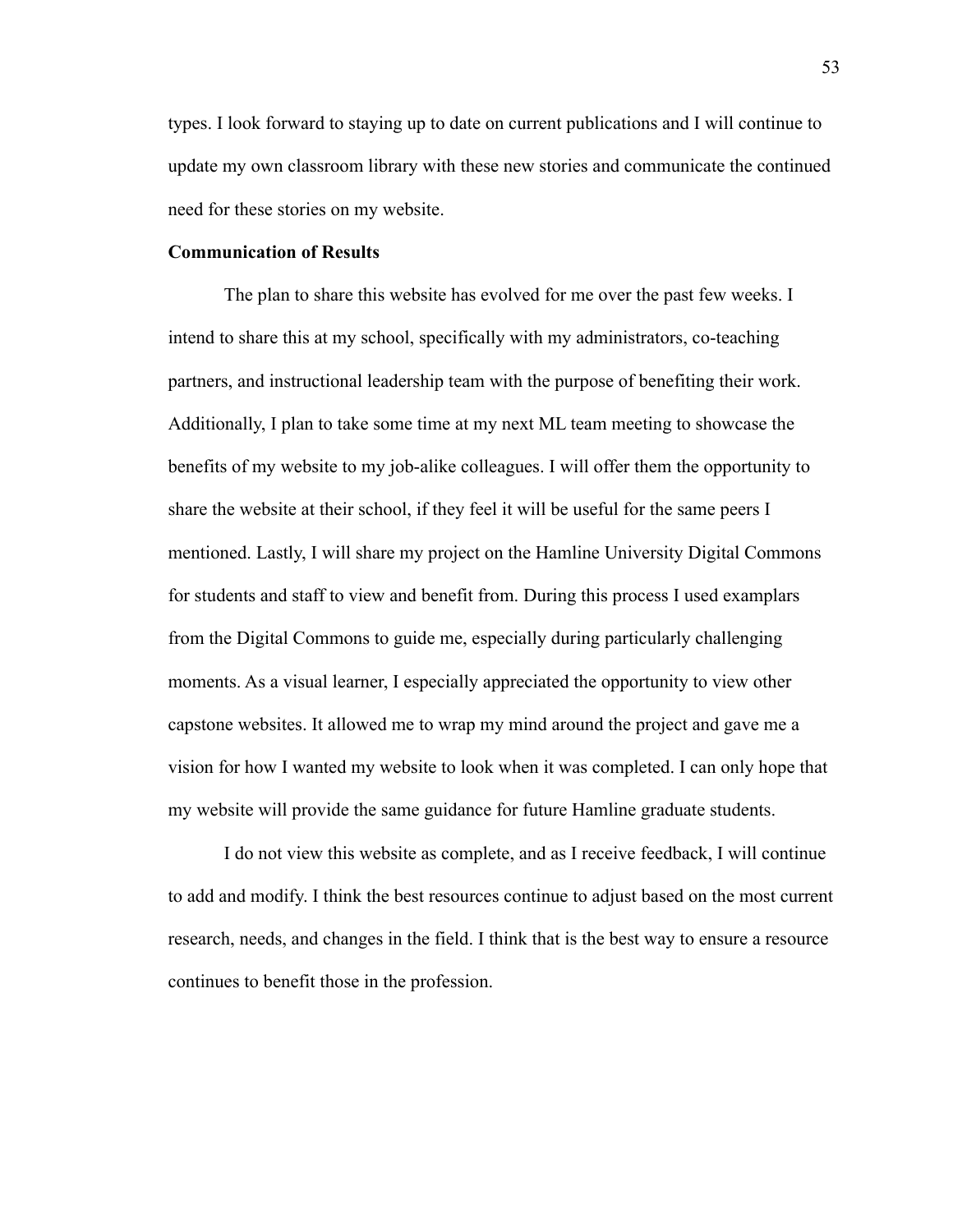types. I look forward to staying up to date on current publications and I will continue to update my own classroom library with these new stories and communicate the continued need for these stories on my website.

**Communication of Results**

The plan to share this website has evolved for me over the past few weeks. I intend to share this at my school, specifically with my administrators, co-teaching partners, and instructional leadership team with the purpose of benefiting their work. Additionally, I plan to take some time at my next ML team meeting to showcase the benefits of my website to my job-alike colleagues. I will offer them the opportunity to share the website at their school, if they feel it will be useful for the same peers I mentioned. Lastly, I will share my project on the Hamline University Digital Commons for students and staff to view and benefit from. During this process I used examplars from the Digital Commons to guide me, especially during particularly challenging moments. As a visual learner, I especially appreciated the opportunity to view other capstone websites. It allowed me to wrap my mind around the project and gave me a vision for how I wanted my website to look when it was completed. I can only hope that my website will provide the same guidance for future Hamline graduate students.

I do not view this website as complete, and as I receive feedback, I will continue to add and modify. I think the best resources continue to adjust based on the most current research, needs, and changes in the field. I think that is the best way to ensure a resource continues to benefit those in the profession.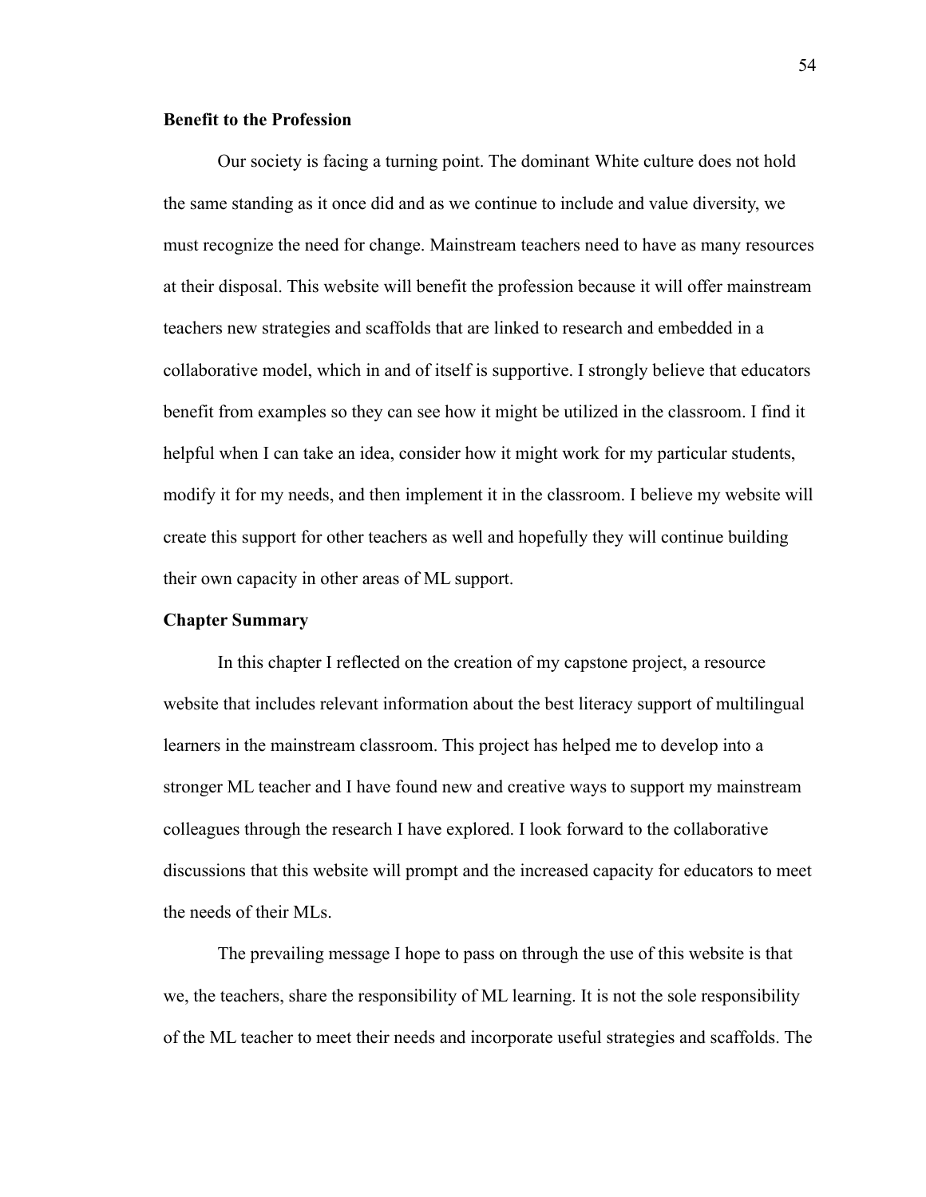### Benefit to the Profession

Our society is facing a turning point. The dominant White culture does not hold the same standing as it once did and as we continue to include and value diversity, we must recognize the need for change. Mainstream teachers need to have as many resources at their disposal. This website will benefit the profession because it will offer mainstream teachers new strategies and scaffolds that are linked to research and embedded in a collaborative model, which in and of itself is supportive. I strongly believe that educators benefit from examples so they can see how it might be utilized in the classroom. I find it helpful when I can take an idea, consider how it might work for my particular students, modify it for my needs, and then implement it in the classroom. I believe my website will create this support for other teachers as well and hopefully they will continue building their own capacity in other areas of ML support.

### Chapter Summary

In this chapter I reflected on the creation of my capstone project, a resource website that includes relevant information about the best literacy support of multilingual learners in the mainstream classroom. This project has helped me to develop into a stronger ML teacher and I have found new and creative ways to support my mainstream colleagues through the research I have explored. I look forward to the collaborative discussions that this website will prompt and the increased capacity for educators to meet the needs of their MLs.

The prevailing message I hope to pass on through the use of this website is that we, the teachers, share the responsibility of ML learning. It is not the sole responsibility of the ML teacher to meet their needs and incorporate useful strategies and scaffolds. The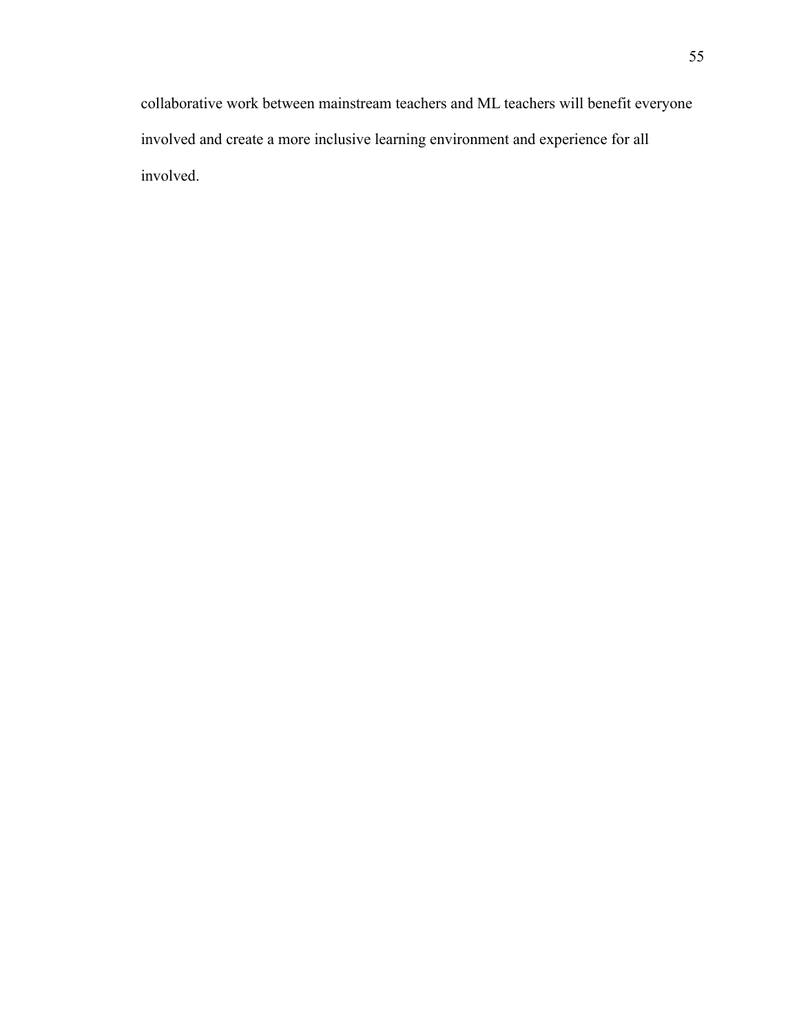collaborative work between mainstream teachers and ML teachers will benefit everyone involved and create a more inclusive learning environment and experience for all involved.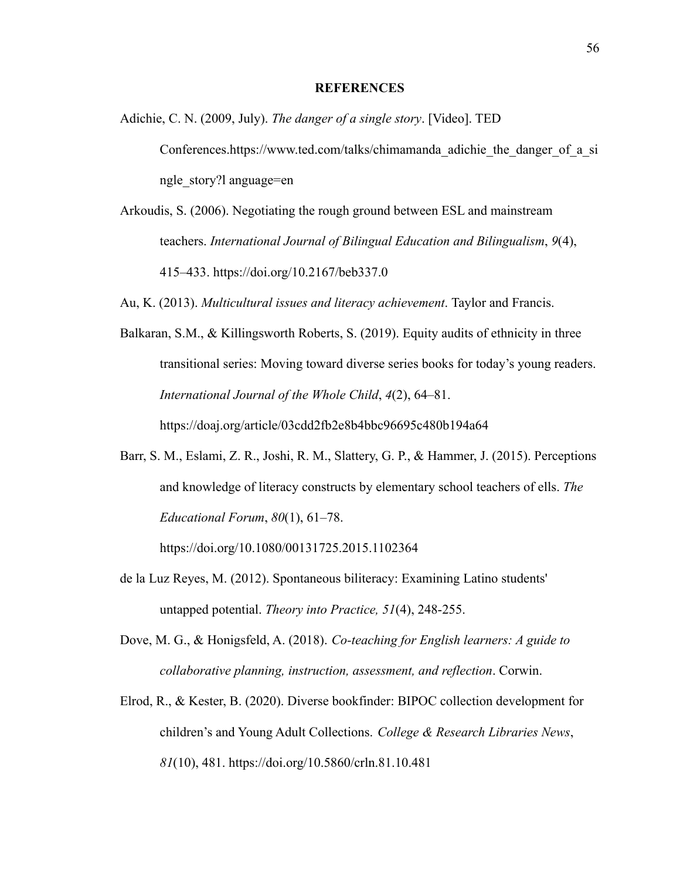# REFERENCES

Adichie, C. N. (2009, July). *The danger of a single story*. [Video]. TED Conferences.https://www.ted.com/talks/chimamanda_adichie_the_danger_of_a_single_story?l anguage=en

Arkoudis, S. (2006). Negotiating the rough ground between ESL and mainstream teachers. *International Journal of Bilingual Education and Bilingualism*, *9*(4), 415–433. https://doi.org/10.2167/beb337.0

Au, K. (2013). *Multicultural issues and literacy achievement*. Taylor and Francis.

Balkaran, S.M., & Killingsworth Roberts, S. (2019). Equity audits of ethnicity in three transitional series: Moving toward diverse series books for today's young readers. *International Journal of the Whole Child*, *4*(2), 64–81. https://doaj.org/article/03cdd2fb2e8b4bbc96695c480b194a64

Barr, S. M., Eslami, Z. R., Joshi, R. M., Slattery, G. P., & Hammer, J. (2015). Perceptions and knowledge of literacy constructs by elementary school teachers of ells. *The Educational Forum*, *80*(1), 61–78. https://doi.org/10.1080/00131725.2015.1102364

de la Luz Reyes, M. (2012). Spontaneous biliteracy: Examining Latino students' untapped potential. *Theory into Practice, 51*(4), 248-255.

Dove, M. G., & Honigsfeld, A. (2018). *Co-teaching for English learners: A guide to collaborative planning, instruction, assessment, and reflection*. Corwin.

Elrod, R., & Kester, B. (2020). Diverse bookfinder: BIPOC collection development for children's and Young Adult Collections. *College & Research Libraries News*, *81*(10), 481. https://doi.org/10.5860/crln.81.10.481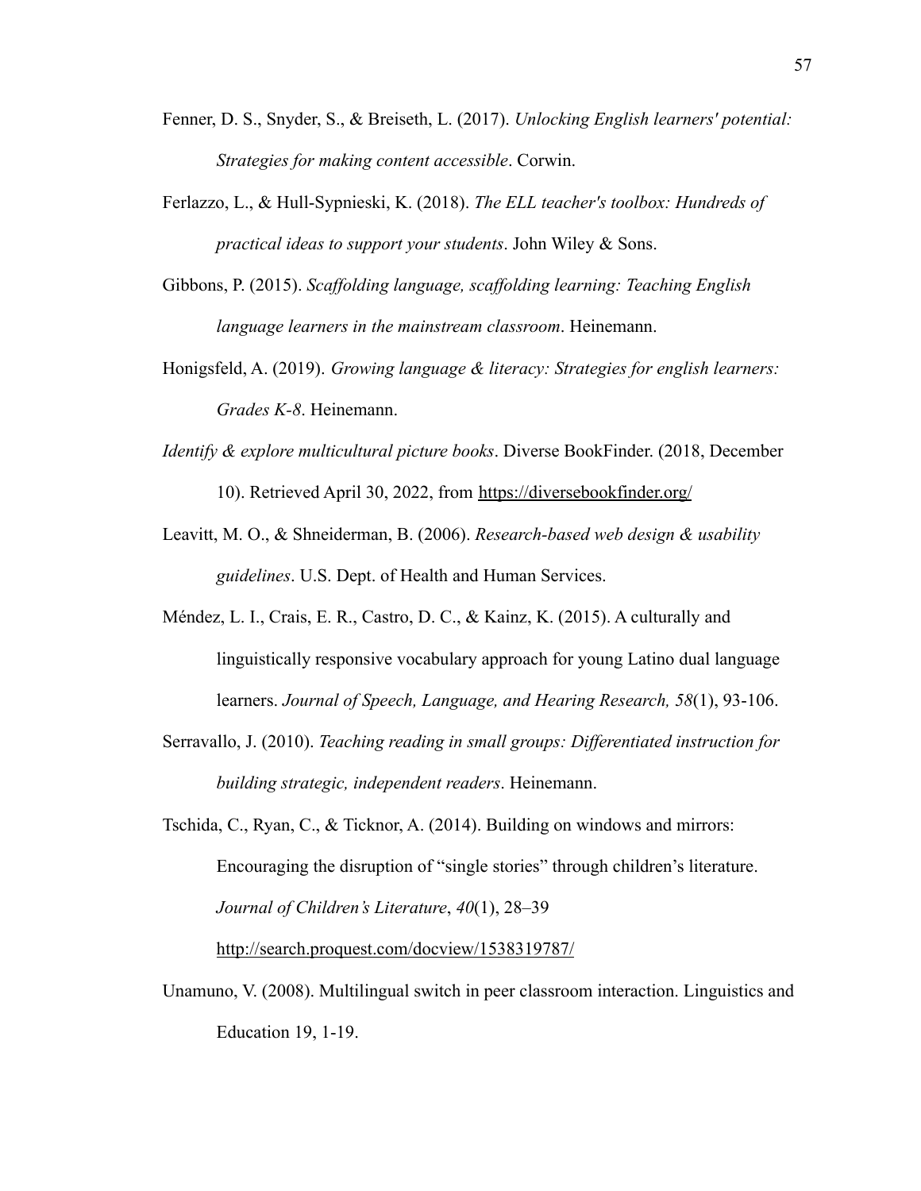Fenner, D. S., Snyder, S., & Breiseth, L. (2017). *Unlocking English learners' potential: Strategies for making content accessible*. Corwin.

Ferlazzo, L., & Hull-Sypnieski, K. (2018). *The ELL teacher's toolbox: Hundreds of practical ideas to support your students*. John Wiley & Sons.

Gibbons, P. (2015). *Scaffolding language, scaffolding learning: Teaching English language learners in the mainstream classroom*. Heinemann.

Honigsfeld, A. (2019). *Growing language & literacy: Strategies for english learners: Grades K-8*. Heinemann.

*Identify & explore multicultural picture books*. Diverse BookFinder. (2018, December 10). Retrieved April 30, 2022, from https://diversebookfinder.org/

Leavitt, M. O., & Shneiderman, B. (2006). *Research-based web design & usability guidelines*. U.S. Dept. of Health and Human Services.

Méndez, L. I., Crais, E. R., Castro, D. C., & Kainz, K. (2015). A culturally and linguistically responsive vocabulary approach for young Latino dual language learners. *Journal of Speech, Language, and Hearing Research, 58*(1), 93-106.

Serravallo, J. (2010). *Teaching reading in small groups: Differentiated instruction for building strategic, independent readers*. Heinemann.

Tschida, C., Ryan, C., & Ticknor, A. (2014). Building on windows and mirrors: Encouraging the disruption of "single stories" through children's literature. *Journal of Children's Literature*, *40*(1), 28–39 http://search.proquest.com/docview/1538319787/

Unamuno, V. (2008). Multilingual switch in peer classroom interaction. Linguistics and Education 19, 1-19.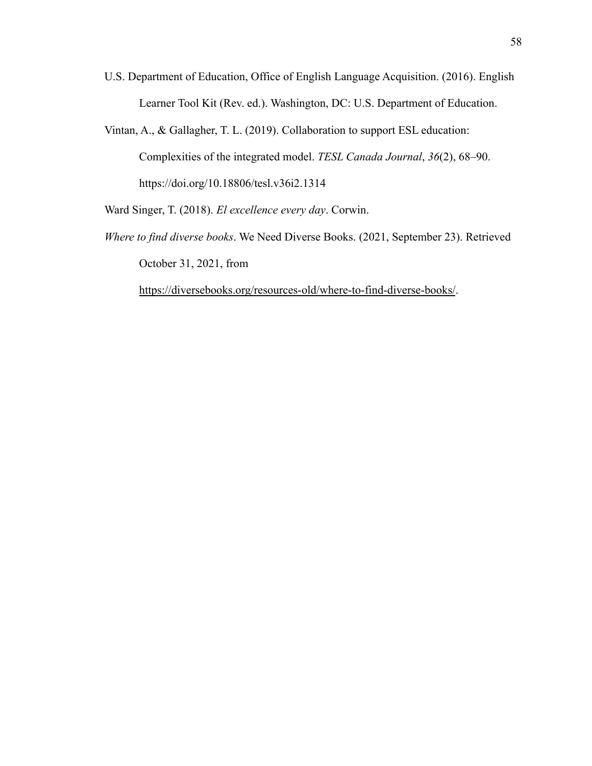U.S. Department of Education, Office of English Language Acquisition. (2016). English Learner Tool Kit (Rev. ed.). Washington, DC: U.S. Department of Education.

Vintan, A., & Gallagher, T. L. (2019). Collaboration to support ESL education: Complexities of the integrated model. *TESL Canada Journal*, *36*(2), 68–90. https://doi.org/10.18806/tesl.v36i2.1314

Ward Singer, T. (2018). *El excellence every day*. Corwin.

*Where to find diverse books*. We Need Diverse Books. (2021, September 23). Retrieved October 31, 2021, from https://diversebooks.org/resources-old/where-to-find-diverse-books/.